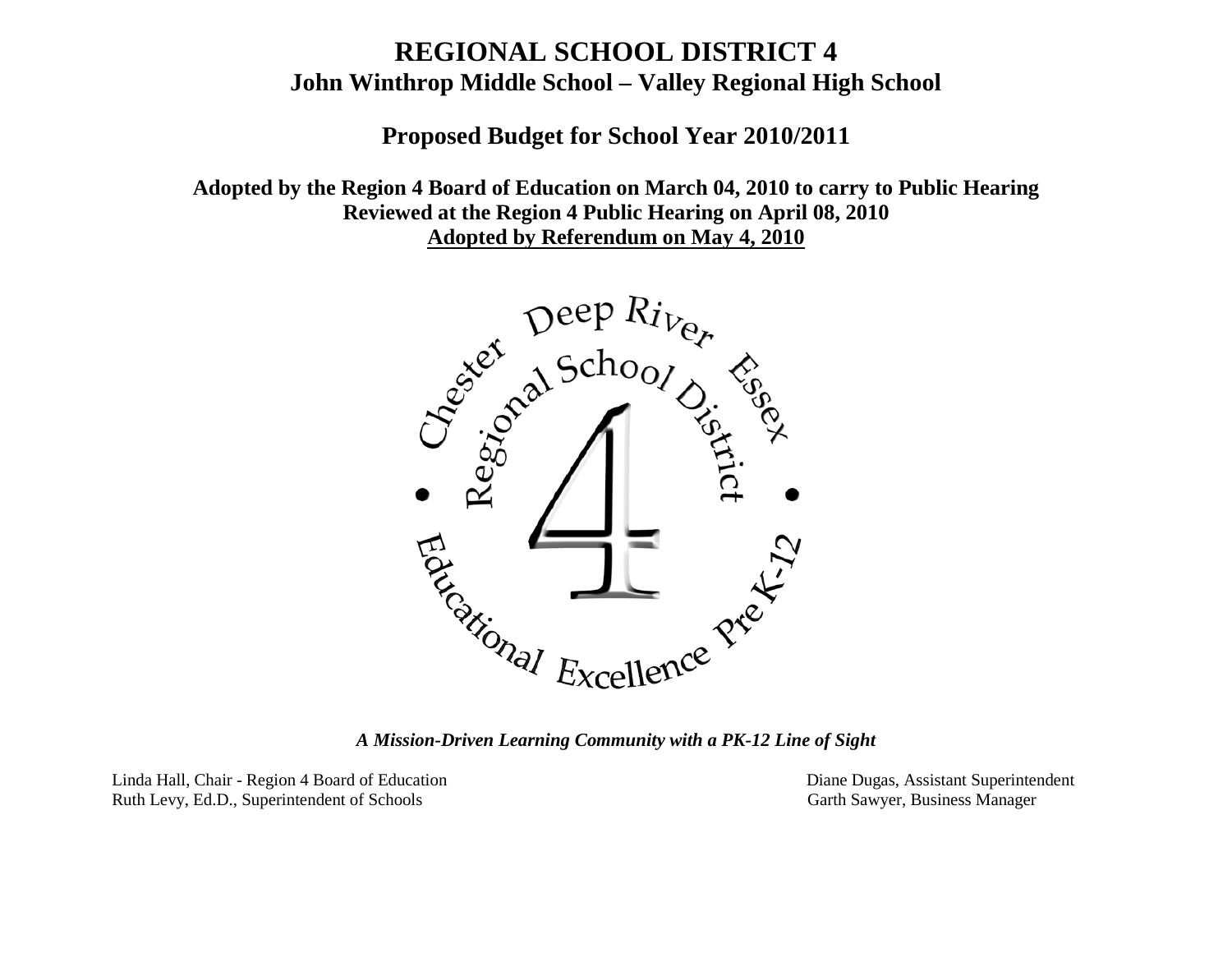# REGIONAL SCHOOL DISTRICT 4

## John Winthrop Middle School – Valley Regional High School

## Proposed Budget for School Year 2010/2011

**Adopted by the Region 4 Board of Education on March 04, 2010 to carry to Public Hearing**
**Reviewed at the Region 4 Public Hearing on April 08, 2010**
**Adopted by Referendum on May 4, 2010**

Chester • Deep River • Essex
Regional School District 4
Educational Excellence PreK-12

***A Mission-Driven Learning Community with a PK-12 Line of Sight***

Linda Hall, Chair - Region 4 Board of Education
Ruth Levy, Ed.D., Superintendent of Schools
Diane Dugas, Assistant Superintendent
Garth Sawyer, Business Manager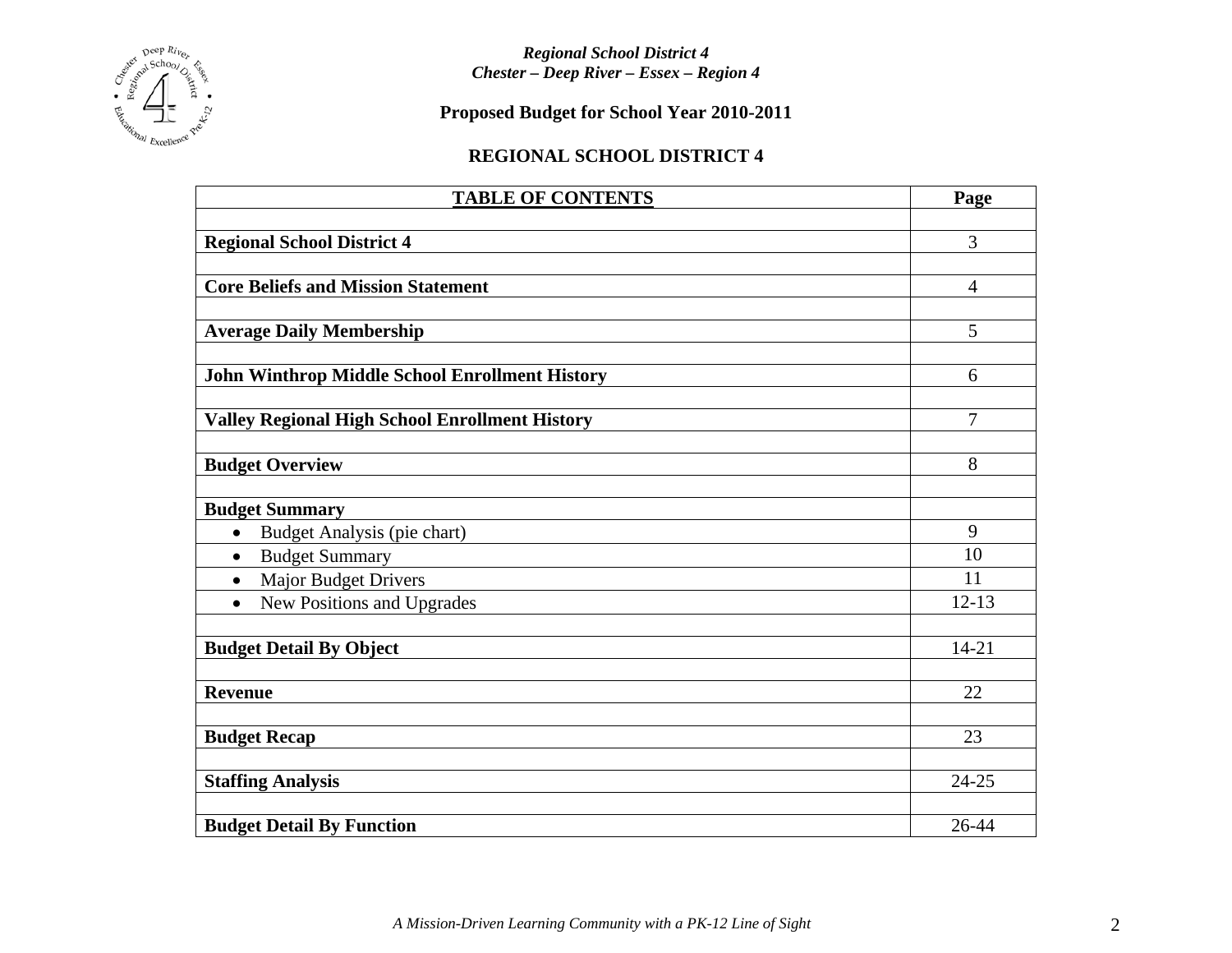*Regional School District 4*
*Chester – Deep River – Essex – Region 4*

**Proposed Budget for School Year 2010-2011**

**REGIONAL SCHOOL DISTRICT 4**

| **TABLE OF CONTENTS** | **Page** |
|---|---|
| | |
| **Regional School District 4** | 3 |
| | |
| **Core Beliefs and Mission Statement** | 4 |
| | |
| **Average Daily Membership** | 5 |
| | |
| **John Winthrop Middle School Enrollment History** | 6 |
| | |
| **Valley Regional High School Enrollment History** | 7 |
| | |
| **Budget Overview** | 8 |
| | |
| **Budget Summary** | |
| • Budget Analysis (pie chart) | 9 |
| • Budget Summary | 10 |
| • Major Budget Drivers | 11 |
| • New Positions and Upgrades | 12-13 |
| | |
| **Budget Detail By Object** | 14-21 |
| | |
| **Revenue** | 22 |
| | |
| **Budget Recap** | 23 |
| | |
| **Staffing Analysis** | 24-25 |
| | |
| **Budget Detail By Function** | 26-44 |

*A Mission-Driven Learning Community with a PK-12 Line of Sight*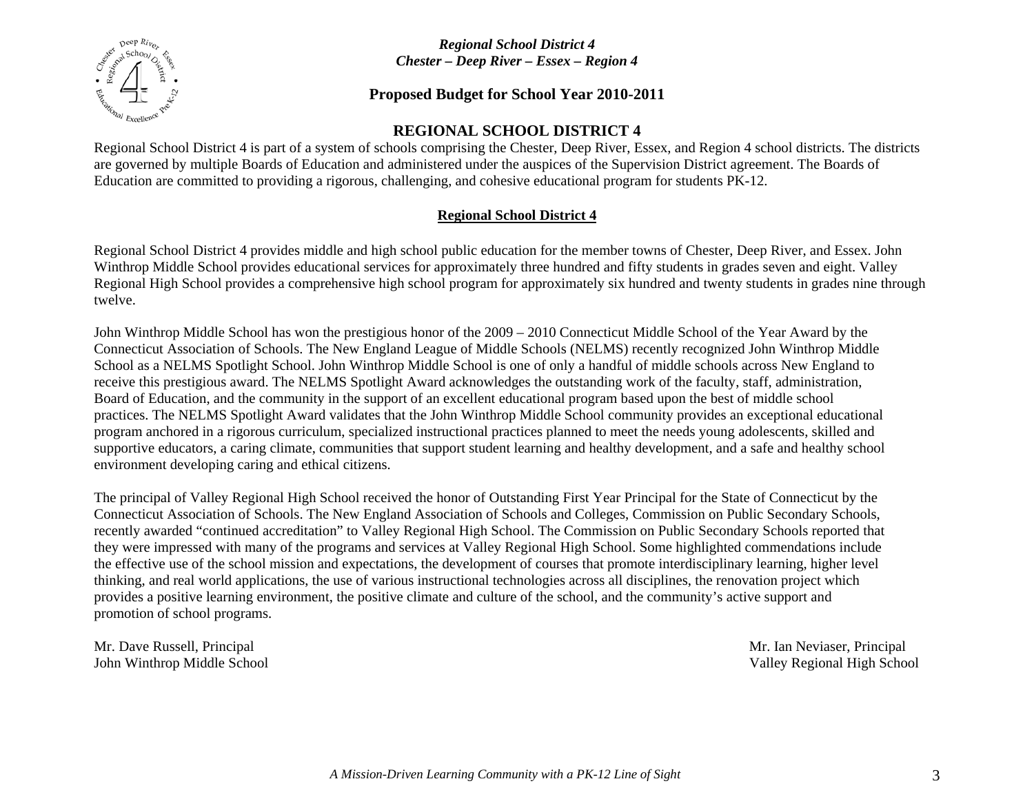*Regional School District 4*
*Chester – Deep River – Essex – Region 4*

**Proposed Budget for School Year 2010-2011**

# REGIONAL SCHOOL DISTRICT 4

Regional School District 4 is part of a system of schools comprising the Chester, Deep River, Essex, and Region 4 school districts. The districts are governed by multiple Boards of Education and administered under the auspices of the Supervision District agreement. The Boards of Education are committed to providing a rigorous, challenging, and cohesive educational program for students PK-12.

## Regional School District 4

Regional School District 4 provides middle and high school public education for the member towns of Chester, Deep River, and Essex. John Winthrop Middle School provides educational services for approximately three hundred and fifty students in grades seven and eight. Valley Regional High School provides a comprehensive high school program for approximately six hundred and twenty students in grades nine through twelve.

John Winthrop Middle School has won the prestigious honor of the 2009 – 2010 Connecticut Middle School of the Year Award by the Connecticut Association of Schools. The New England League of Middle Schools (NELMS) recently recognized John Winthrop Middle School as a NELMS Spotlight School. John Winthrop Middle School is one of only a handful of middle schools across New England to receive this prestigious award. The NELMS Spotlight Award acknowledges the outstanding work of the faculty, staff, administration, Board of Education, and the community in the support of an excellent educational program based upon the best of middle school practices. The NELMS Spotlight Award validates that the John Winthrop Middle School community provides an exceptional educational program anchored in a rigorous curriculum, specialized instructional practices planned to meet the needs young adolescents, skilled and supportive educators, a caring climate, communities that support student learning and healthy development, and a safe and healthy school environment developing caring and ethical citizens.

The principal of Valley Regional High School received the honor of Outstanding First Year Principal for the State of Connecticut by the Connecticut Association of Schools. The New England Association of Schools and Colleges, Commission on Public Secondary Schools, recently awarded "continued accreditation" to Valley Regional High School. The Commission on Public Secondary Schools reported that they were impressed with many of the programs and services at Valley Regional High School. Some highlighted commendations include the effective use of the school mission and expectations, the development of courses that promote interdisciplinary learning, higher level thinking, and real world applications, the use of various instructional technologies across all disciplines, the renovation project which provides a positive learning environment, the positive climate and culture of the school, and the community's active support and promotion of school programs.

Mr. Dave Russell, Principal
John Winthrop Middle School

Mr. Ian Neviaser, Principal
Valley Regional High School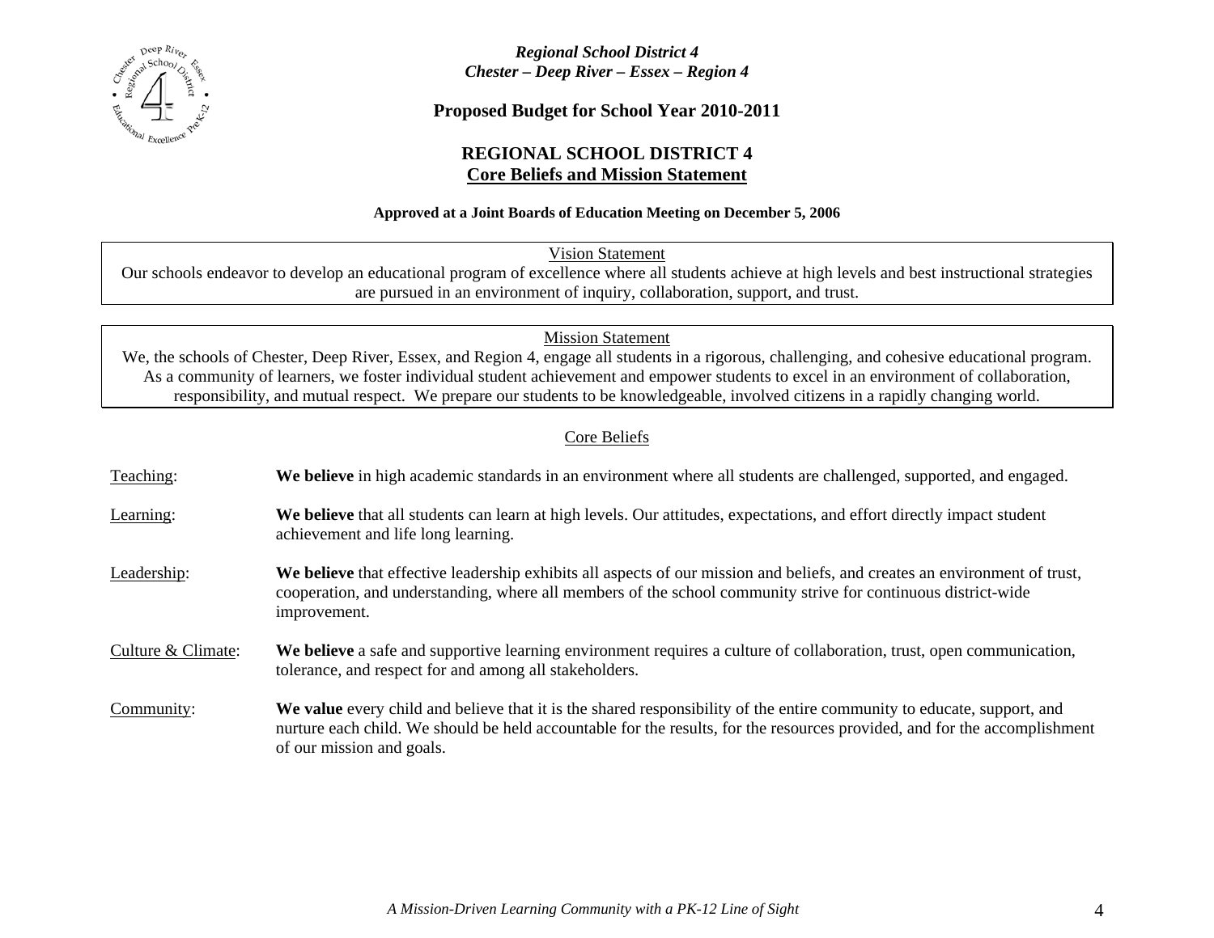*Regional School District 4*
*Chester – Deep River – Essex – Region 4*

**Proposed Budget for School Year 2010-2011**

## REGIONAL SCHOOL DISTRICT 4
## Core Beliefs and Mission Statement

**Approved at a Joint Boards of Education Meeting on December 5, 2006**

### Vision Statement

Our schools endeavor to develop an educational program of excellence where all students achieve at high levels and best instructional strategies are pursued in an environment of inquiry, collaboration, support, and trust.

### Mission Statement

We, the schools of Chester, Deep River, Essex, and Region 4, engage all students in a rigorous, challenging, and cohesive educational program. As a community of learners, we foster individual student achievement and empower students to excel in an environment of collaboration, responsibility, and mutual respect. We prepare our students to be knowledgeable, involved citizens in a rapidly changing world.

### Core Beliefs

Teaching: **We believe** in high academic standards in an environment where all students are challenged, supported, and engaged.

Learning: **We believe** that all students can learn at high levels. Our attitudes, expectations, and effort directly impact student achievement and life long learning.

Leadership: **We believe** that effective leadership exhibits all aspects of our mission and beliefs, and creates an environment of trust, cooperation, and understanding, where all members of the school community strive for continuous district-wide improvement.

Culture & Climate: **We believe** a safe and supportive learning environment requires a culture of collaboration, trust, open communication, tolerance, and respect for and among all stakeholders.

Community: **We value** every child and believe that it is the shared responsibility of the entire community to educate, support, and nurture each child. We should be held accountable for the results, for the resources provided, and for the accomplishment of our mission and goals.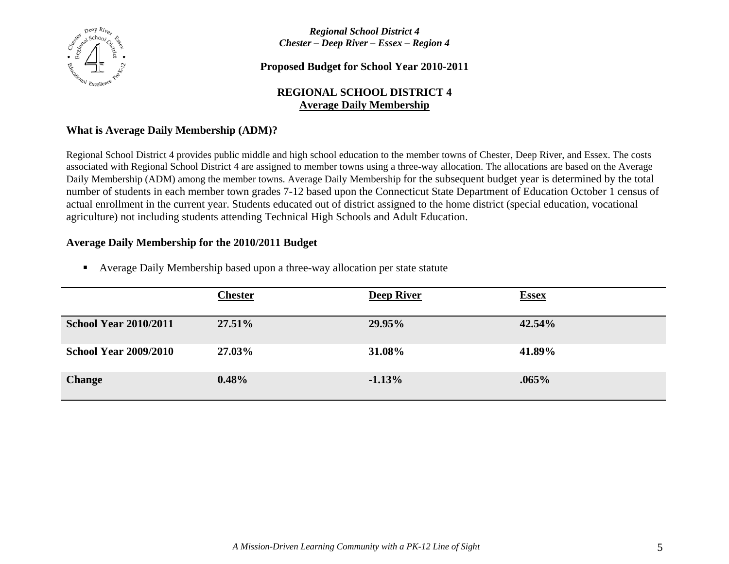*Regional School District 4*
*Chester – Deep River – Essex – Region 4*

**Proposed Budget for School Year 2010-2011**

## REGIONAL SCHOOL DISTRICT 4
## Average Daily Membership

### What is Average Daily Membership (ADM)?

Regional School District 4 provides public middle and high school education to the member towns of Chester, Deep River, and Essex. The costs associated with Regional School District 4 are assigned to member towns using a three-way allocation. The allocations are based on the Average Daily Membership (ADM) among the member towns. Average Daily Membership for the subsequent budget year is determined by the total number of students in each member town grades 7-12 based upon the Connecticut State Department of Education October 1 census of actual enrollment in the current year. Students educated out of district assigned to the home district (special education, vocational agriculture) not including students attending Technical High Schools and Adult Education.

### Average Daily Membership for the 2010/2011 Budget

- Average Daily Membership based upon a three-way allocation per state statute

| | Chester | Deep River | Essex |
|---|---|---|---|
| **School Year 2010/2011** | **27.51%** | **29.95%** | **42.54%** |
| **School Year 2009/2010** | **27.03%** | **31.08%** | **41.89%** |
| **Change** | **0.48%** | **-1.13%** | **.065%** |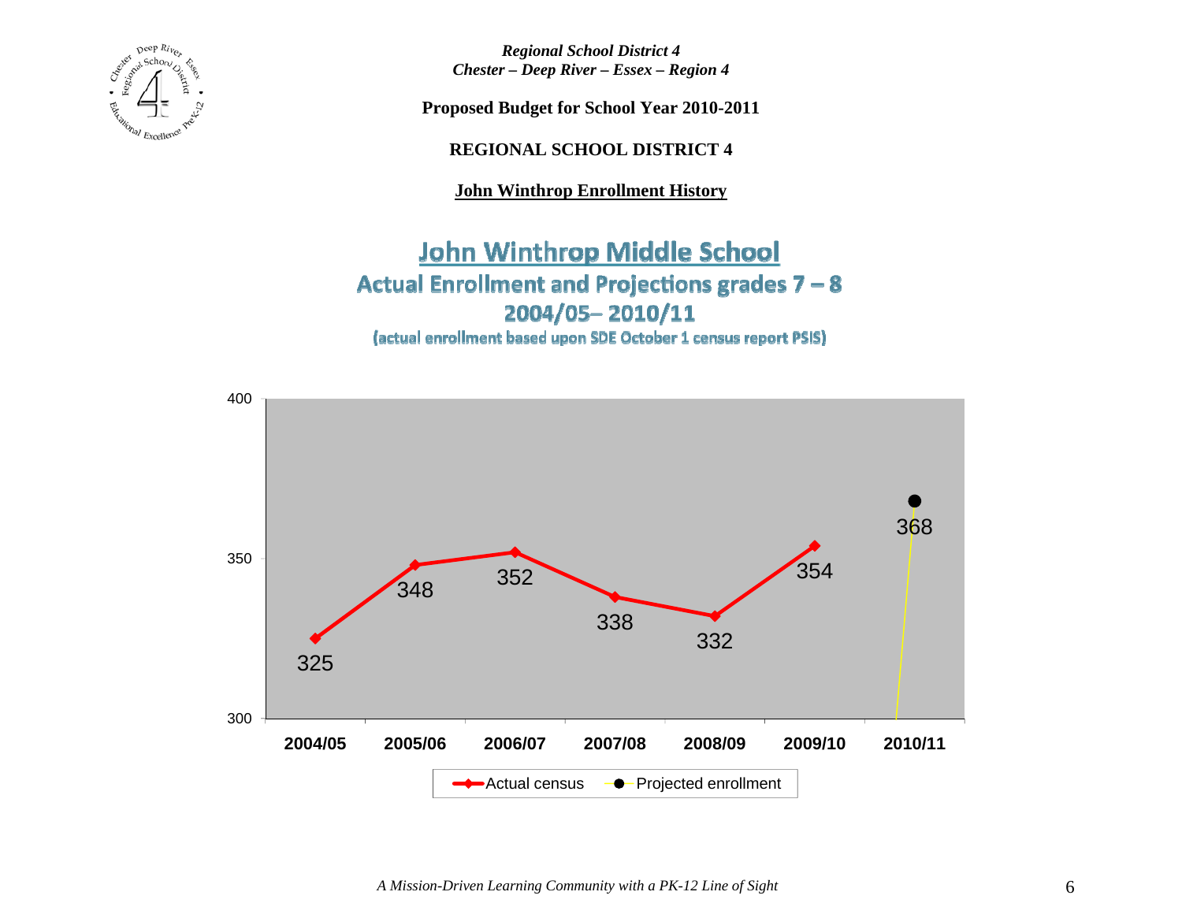*Regional School District 4*
*Chester – Deep River – Essex – Region 4*

**Proposed Budget for School Year 2010-2011**

**REGIONAL SCHOOL DISTRICT 4**

**John Winthrop Enrollment History**

## John Winthrop Middle School

### Actual Enrollment and Projections grades 7 – 8

### 2004/05– 2010/11

(actual enrollment based upon SDE October 1 census report PSIS)

| Year | Actual census | Projected enrollment |
|---|---|---|
| 2004/05 | 325 | |
| 2005/06 | 348 | |
| 2006/07 | 352 | |
| 2007/08 | 338 | |
| 2008/09 | 332 | |
| 2009/10 | 354 | |
| 2010/11 | | 368 |

*A Mission-Driven Learning Community with a PK-12 Line of Sight*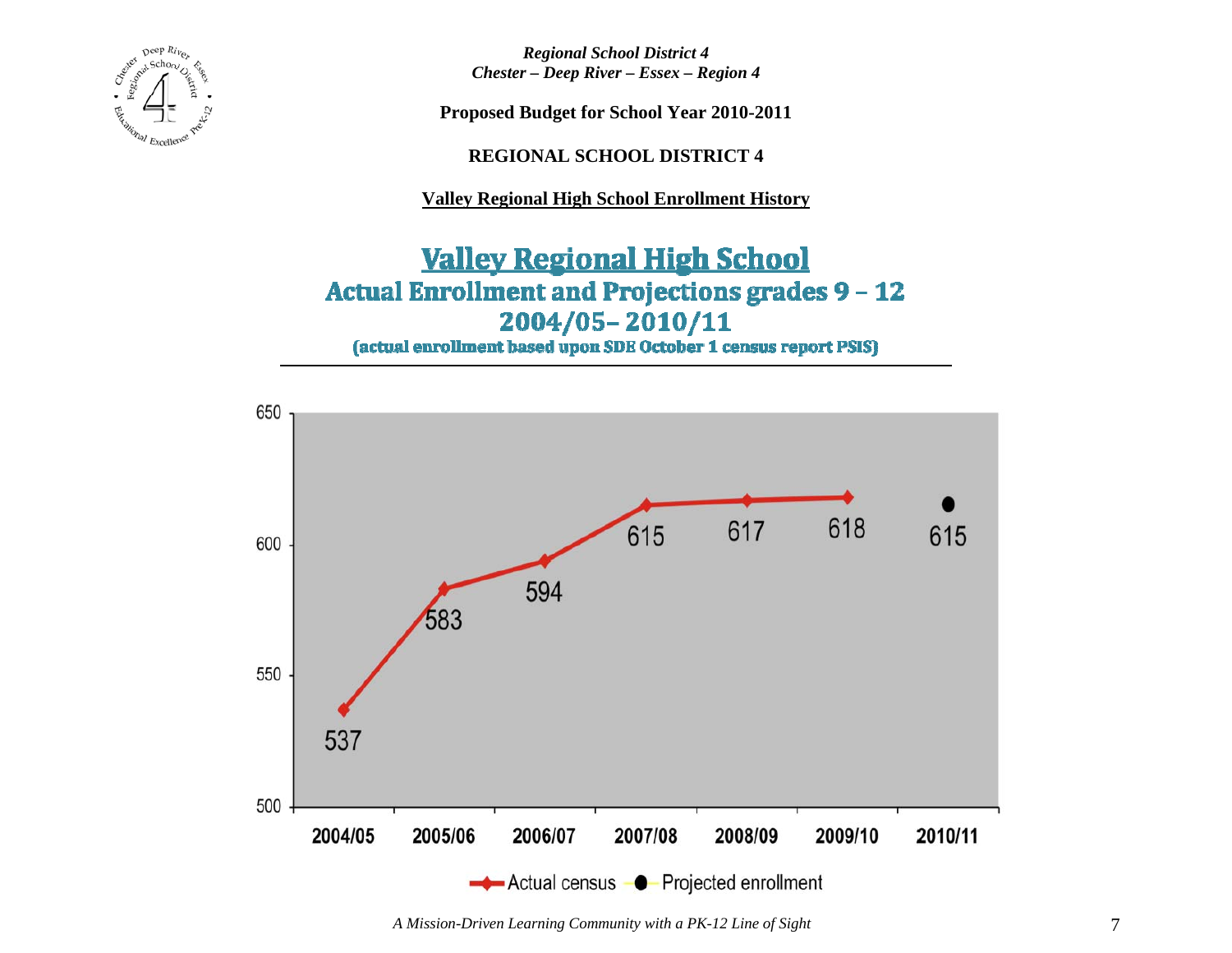*Regional School District 4*
*Chester – Deep River – Essex – Region 4*

**Proposed Budget for School Year 2010-2011**

**REGIONAL SCHOOL DISTRICT 4**

**Valley Regional High School Enrollment History**

## Valley Regional High School
### Actual Enrollment and Projections grades 9 – 12
### 2004/05– 2010/11
(actual enrollment based upon SDE October 1 census report PSIS)

| Year | Actual census | Projected enrollment |
|---|---|---|
| 2004/05 | 537 | |
| 2005/06 | 583 | |
| 2006/07 | 594 | |
| 2007/08 | 615 | |
| 2008/09 | 617 | |
| 2009/10 | 618 | |
| 2010/11 | | 615 |

*A Mission-Driven Learning Community with a PK-12 Line of Sight*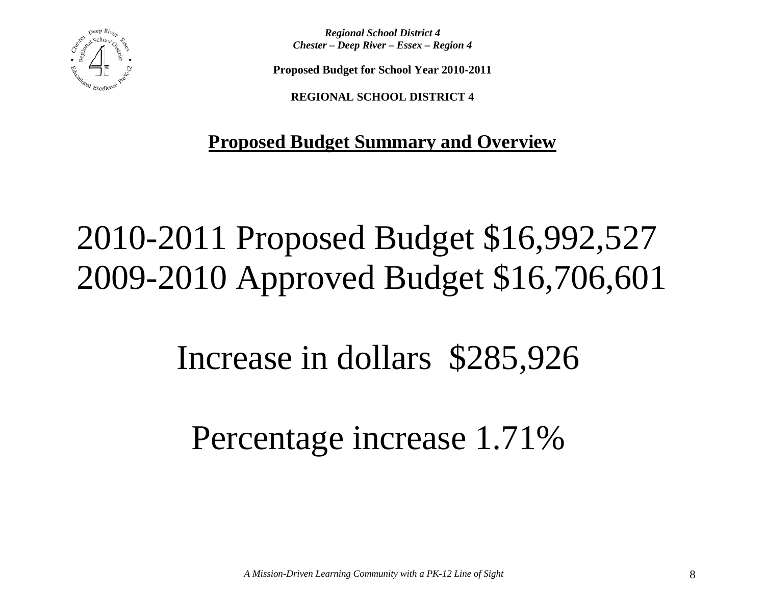***Regional School District 4***
***Chester – Deep River – Essex – Region 4***

**Proposed Budget for School Year 2010-2011**

**REGIONAL SCHOOL DISTRICT 4**

## Proposed Budget Summary and Overview

# 2010-2011 Proposed Budget $16,992,527
# 2009-2010 Approved Budget $16,706,601

# Increase in dollars  $285,926

# Percentage increase 1.71%

*A Mission-Driven Learning Community with a PK-12 Line of Sight*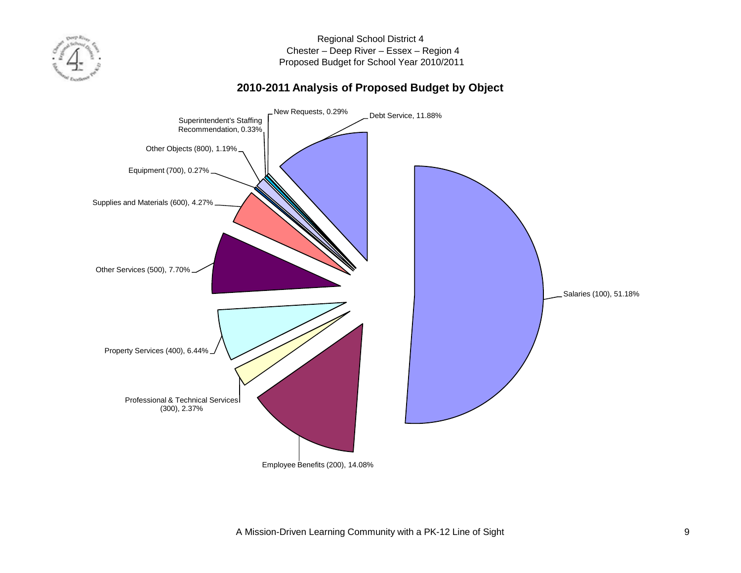Regional School District 4
Chester – Deep River – Essex – Region 4
Proposed Budget for School Year 2010/2011

## 2010-2011 Analysis of Proposed Budget by Object

- Salaries (100), 51.18%
- Employee Benefits (200), 14.08%
- Professional & Technical Services (300), 2.37%
- Property Services (400), 6.44%
- Other Services (500), 7.70%
- Supplies and Materials (600), 4.27%
- Equipment (700), 0.27%
- Other Objects (800), 1.19%
- Superintendent's Staffing Recommendation, 0.33%
- New Requests, 0.29%
- Debt Service, 11.88%

A Mission-Driven Learning Community with a PK-12 Line of Sight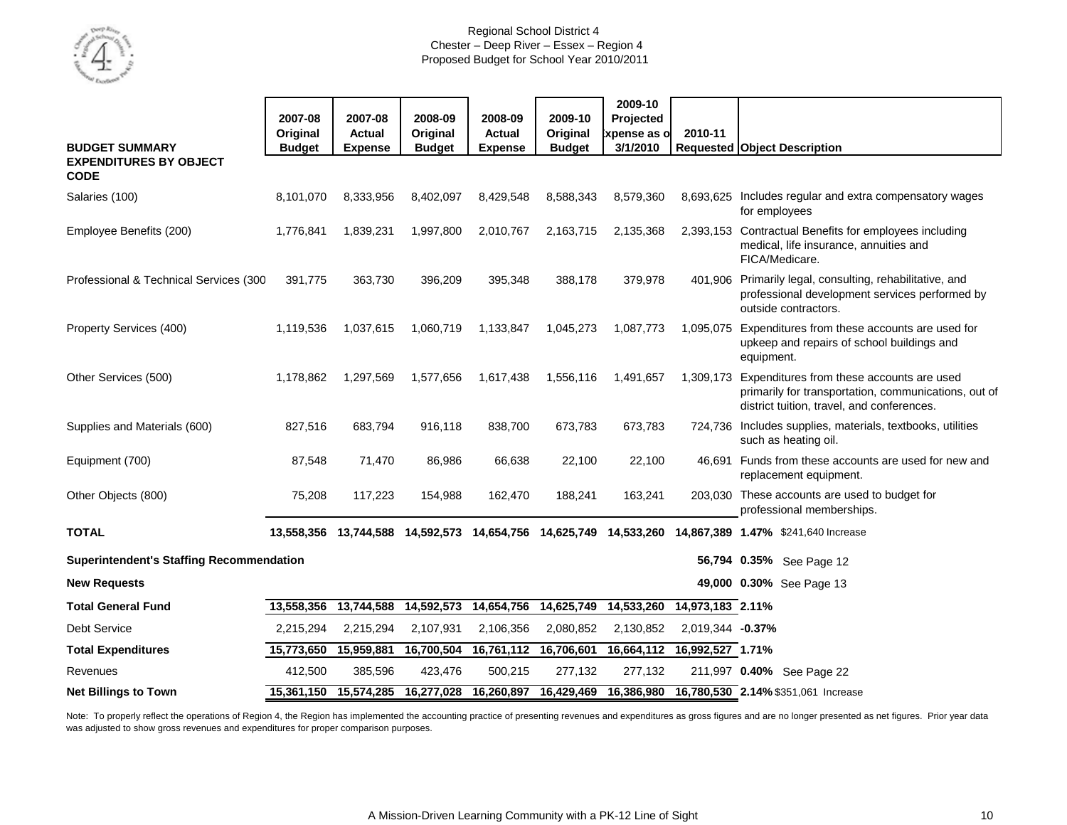Regional School District 4
Chester – Deep River – Essex – Region 4
Proposed Budget for School Year 2010/2011

| BUDGET SUMMARY | 2007-08 Original Budget | 2007-08 Actual Expense | 2008-09 Original Budget | 2008-09 Actual Expense | 2009-10 Original Budget | 2009-10 Projected Expense as of 3/1/2010 | 2010-11 Requested | Object Description |
|---|---|---|---|---|---|---|---|---|
| **EXPENDITURES BY OBJECT CODE** | | | | | | | | |
| Salaries (100) | 8,101,070 | 8,333,956 | 8,402,097 | 8,429,548 | 8,588,343 | 8,579,360 | 8,693,625 | Includes regular and extra compensatory wages for employees |
| Employee Benefits (200) | 1,776,841 | 1,839,231 | 1,997,800 | 2,010,767 | 2,163,715 | 2,135,368 | 2,393,153 | Contractual Benefits for employees including medical, life insurance, annuities and FICA/Medicare. |
| Professional & Technical Services (300 | 391,775 | 363,730 | 396,209 | 395,348 | 388,178 | 379,978 | 401,906 | Primarily legal, consulting, rehabilitative, and professional development services performed by outside contractors. |
| Property Services (400) | 1,119,536 | 1,037,615 | 1,060,719 | 1,133,847 | 1,045,273 | 1,087,773 | 1,095,075 | Expenditures from these accounts are used for upkeep and repairs of school buildings and equipment. |
| Other Services (500) | 1,178,862 | 1,297,569 | 1,577,656 | 1,617,438 | 1,556,116 | 1,491,657 | 1,309,173 | Expenditures from these accounts are used primarily for transportation, communications, out of district tuition, travel, and conferences. |
| Supplies and Materials (600) | 827,516 | 683,794 | 916,118 | 838,700 | 673,783 | 673,783 | 724,736 | Includes supplies, materials, textbooks, utilities such as heating oil. |
| Equipment (700) | 87,548 | 71,470 | 86,986 | 66,638 | 22,100 | 22,100 | 46,691 | Funds from these accounts are used for new and replacement equipment. |
| Other Objects (800) | 75,208 | 117,223 | 154,988 | 162,470 | 188,241 | 163,241 | 203,030 | These accounts are used to budget for professional memberships. |
| **TOTAL** | **13,558,356** | **13,744,588** | **14,592,573** | **14,654,756** | **14,625,749** | **14,533,260** | **14,867,389** | **1.47%** $241,640 Increase |
| **Superintendent's Staffing Recommendation** | | | | | | | **56,794** | **0.35%** See Page 12 |
| **New Requests** | | | | | | | **49,000** | **0.30%** See Page 13 |
| **Total General Fund** | **13,558,356** | **13,744,588** | **14,592,573** | **14,654,756** | **14,625,749** | **14,533,260** | **14,973,183** | **2.11%** |
| Debt Service | 2,215,294 | 2,215,294 | 2,107,931 | 2,106,356 | 2,080,852 | 2,130,852 | 2,019,344 | **-0.37%** |
| **Total Expenditures** | **15,773,650** | **15,959,881** | **16,700,504** | **16,761,112** | **16,706,601** | **16,664,112** | **16,992,527** | **1.71%** |
| Revenues | 412,500 | 385,596 | 423,476 | 500,215 | 277,132 | 277,132 | 211,997 | **0.40%** See Page 22 |
| **Net Billings to Town** | **15,361,150** | **15,574,285** | **16,277,028** | **16,260,897** | **16,429,469** | **16,386,980** | **16,780,530** | **2.14%** $351,061 Increase |

Note: To properly reflect the operations of Region 4, the Region has implemented the accounting practice of presenting revenues and expenditures as gross figures and are no longer presented as net figures. Prior year data was adjusted to show gross revenues and expenditures for proper comparison purposes.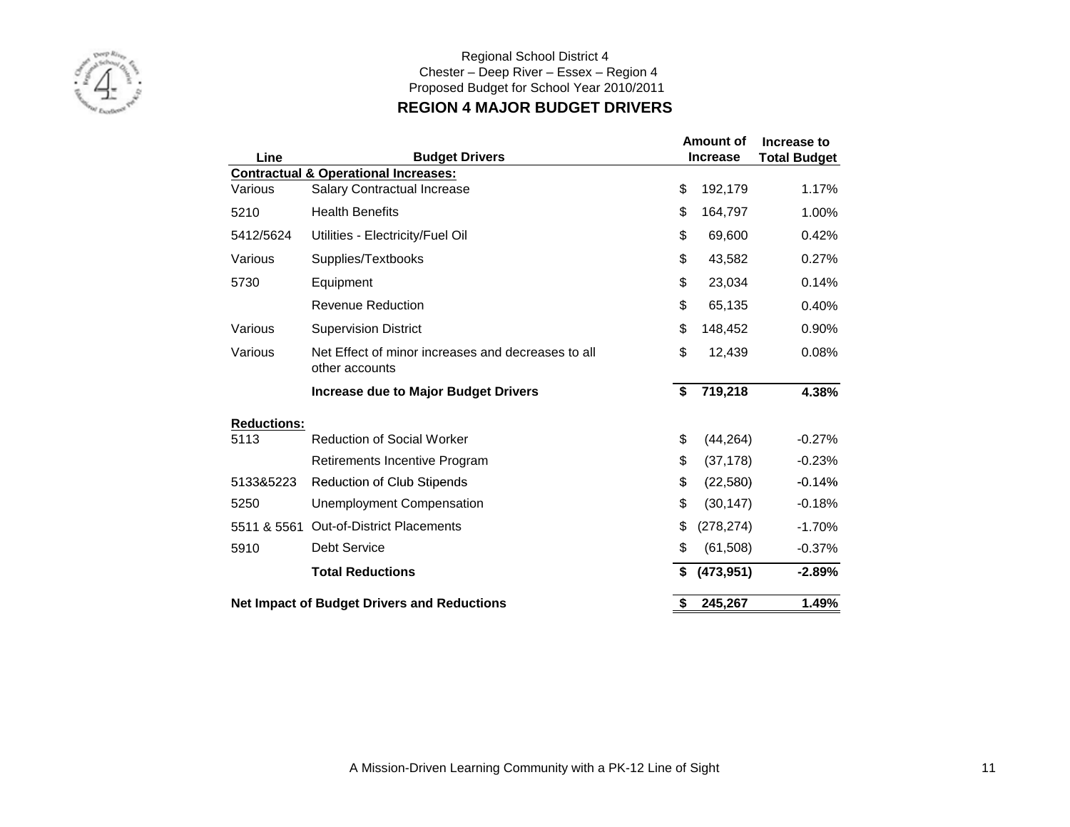Regional School District 4
Chester – Deep River – Essex – Region 4
Proposed Budget for School Year 2010/2011

## REGION 4 MAJOR BUDGET DRIVERS

| Line | Budget Drivers | Amount of Increase | Increase to Total Budget |
|---|---|---|---|
| **Contractual & Operational Increases:** | | | |
| Various | Salary Contractual Increase | $ 192,179 | 1.17% |
| 5210 | Health Benefits | $ 164,797 | 1.00% |
| 5412/5624 | Utilities - Electricity/Fuel Oil | $ 69,600 | 0.42% |
| Various | Supplies/Textbooks | $ 43,582 | 0.27% |
| 5730 | Equipment | $ 23,034 | 0.14% |
| | Revenue Reduction | $ 65,135 | 0.40% |
| Various | Supervision District | $ 148,452 | 0.90% |
| Various | Net Effect of minor increases and decreases to all other accounts | $ 12,439 | 0.08% |
| | **Increase due to Major Budget Drivers** | **$ 719,218** | **4.38%** |
| **Reductions:** | | | |
| 5113 | Reduction of Social Worker | $ (44,264) | -0.27% |
| | Retirements Incentive Program | $ (37,178) | -0.23% |
| 5133&5223 | Reduction of Club Stipends | $ (22,580) | -0.14% |
| 5250 | Unemployment Compensation | $ (30,147) | -0.18% |
| 5511 & 5561 | Out-of-District Placements | $ (278,274) | -1.70% |
| 5910 | Debt Service | $ (61,508) | -0.37% |
| | **Total Reductions** | **$ (473,951)** | **-2.89%** |
| **Net Impact of Budget Drivers and Reductions** | | **$ 245,267** | **1.49%** |

A Mission-Driven Learning Community with a PK-12 Line of Sight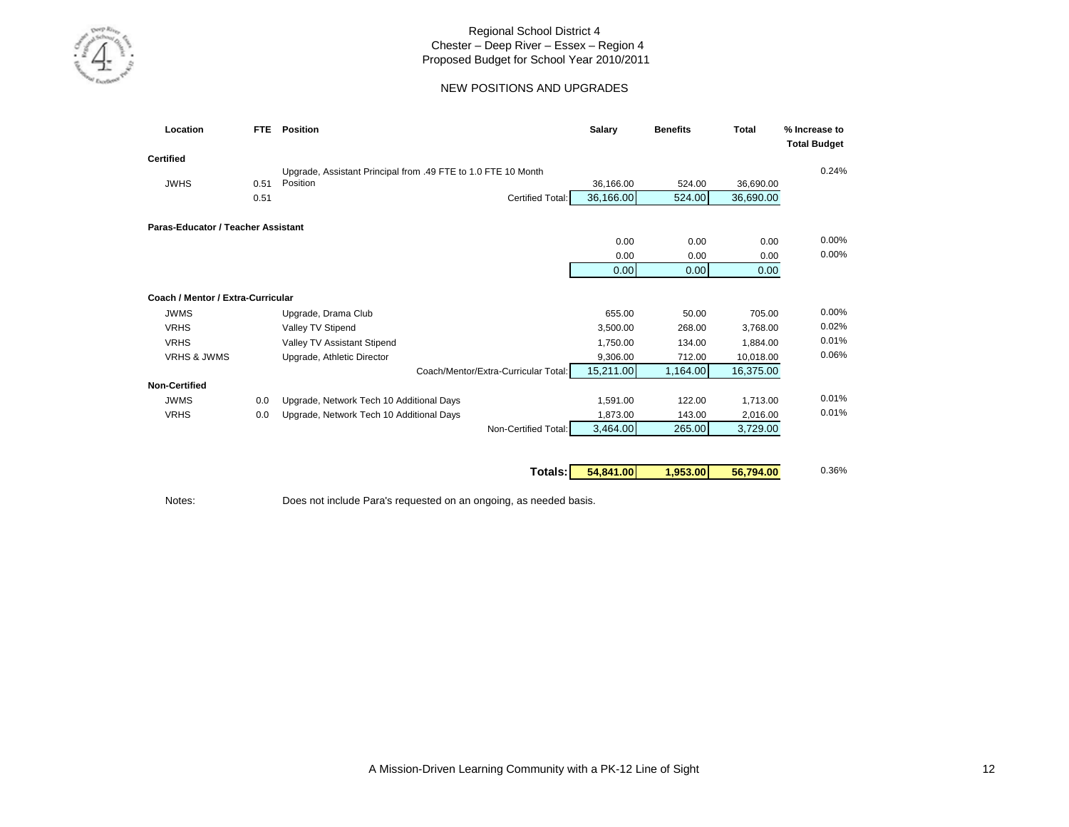# Regional School District 4
## Chester – Deep River – Essex – Region 4
## Proposed Budget for School Year 2010/2011

### NEW POSITIONS AND UPGRADES

| Location | FTE | Position | Salary | Benefits | Total | % Increase to Total Budget |
|---|---|---|---|---|---|---|
| **Certified** | | | | | | |
| JWHS | 0.51 | Upgrade, Assistant Principal from .49 FTE to 1.0 FTE 10 Month Position | 36,166.00 | 524.00 | 36,690.00 | 0.24% |
| | 0.51 | Certified Total: | 36,166.00 | 524.00 | 36,690.00 | |
| **Paras-Educator / Teacher Assistant** | | | | | | |
| | | | 0.00 | 0.00 | 0.00 | 0.00% |
| | | | 0.00 | 0.00 | 0.00 | 0.00% |
| | | | 0.00 | 0.00 | 0.00 | |
| **Coach / Mentor / Extra-Curricular** | | | | | | |
| JWMS | | Upgrade, Drama Club | 655.00 | 50.00 | 705.00 | 0.00% |
| VRHS | | Valley TV Stipend | 3,500.00 | 268.00 | 3,768.00 | 0.02% |
| VRHS | | Valley TV Assistant Stipend | 1,750.00 | 134.00 | 1,884.00 | 0.01% |
| VRHS & JWMS | | Upgrade, Athletic Director | 9,306.00 | 712.00 | 10,018.00 | 0.06% |
| | | Coach/Mentor/Extra-Curricular Total: | 15,211.00 | 1,164.00 | 16,375.00 | |
| **Non-Certified** | | | | | | |
| JWMS | 0.0 | Upgrade, Network Tech 10 Additional Days | 1,591.00 | 122.00 | 1,713.00 | 0.01% |
| VRHS | 0.0 | Upgrade, Network Tech 10 Additional Days | 1,873.00 | 143.00 | 2,016.00 | 0.01% |
| | | Non-Certified Total: | 3,464.00 | 265.00 | 3,729.00 | |
| | | **Totals:** | **54,841.00** | **1,953.00** | **56,794.00** | 0.36% |

Notes: Does not include Para's requested on an ongoing, as needed basis.

A Mission-Driven Learning Community with a PK-12 Line of Sight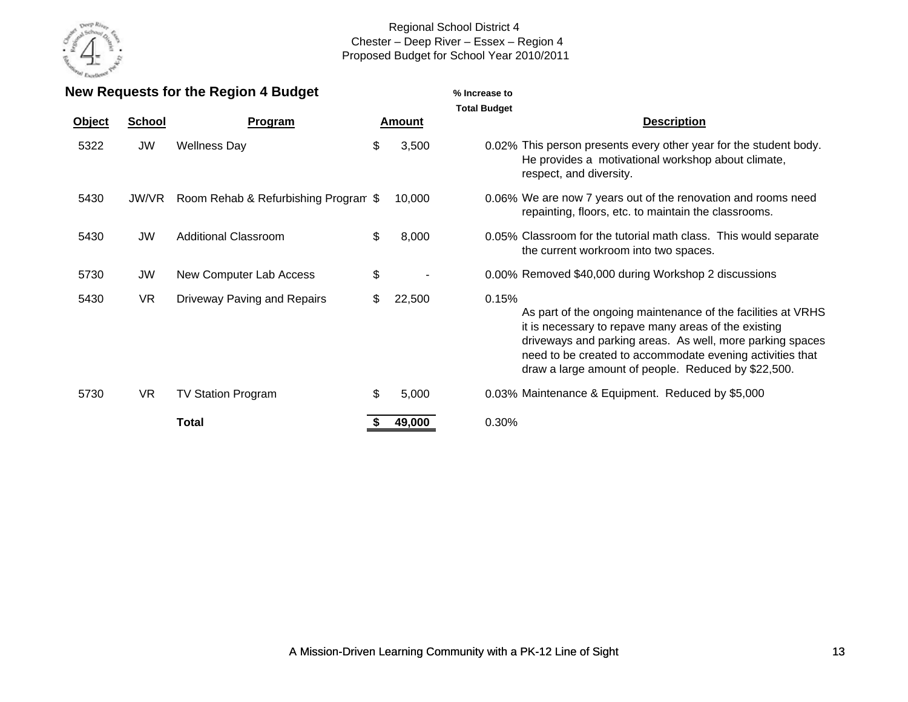Regional School District 4
Chester – Deep River – Essex – Region 4
Proposed Budget for School Year 2010/2011

## New Requests for the Region 4 Budget

| Object | School | Program | Amount | % Increase to Total Budget | Description |
|---|---|---|---|---|---|
| 5322 | JW | Wellness Day | $ 3,500 | 0.02% | This person presents every other year for the student body. He provides a motivational workshop about climate, respect, and diversity. |
| 5430 | JW/VR | Room Rehab & Refurbishing Program | $ 10,000 | 0.06% | We are now 7 years out of the renovation and rooms need repainting, floors, etc. to maintain the classrooms. |
| 5430 | JW | Additional Classroom | $ 8,000 | 0.05% | Classroom for the tutorial math class. This would separate the current workroom into two spaces. |
| 5730 | JW | New Computer Lab Access | $ - | 0.00% | Removed $40,000 during Workshop 2 discussions |
| 5430 | VR | Driveway Paving and Repairs | $ 22,500 | 0.15% | As part of the ongoing maintenance of the facilities at VRHS it is necessary to repave many areas of the existing driveways and parking areas. As well, more parking spaces need to be created to accommodate evening activities that draw a large amount of people. Reduced by $22,500. |
| 5730 | VR | TV Station Program | $ 5,000 | 0.03% | Maintenance & Equipment. Reduced by $5,000 |
| | | **Total** | **$ 49,000** | 0.30% | |

A Mission-Driven Learning Community with a PK-12 Line of Sight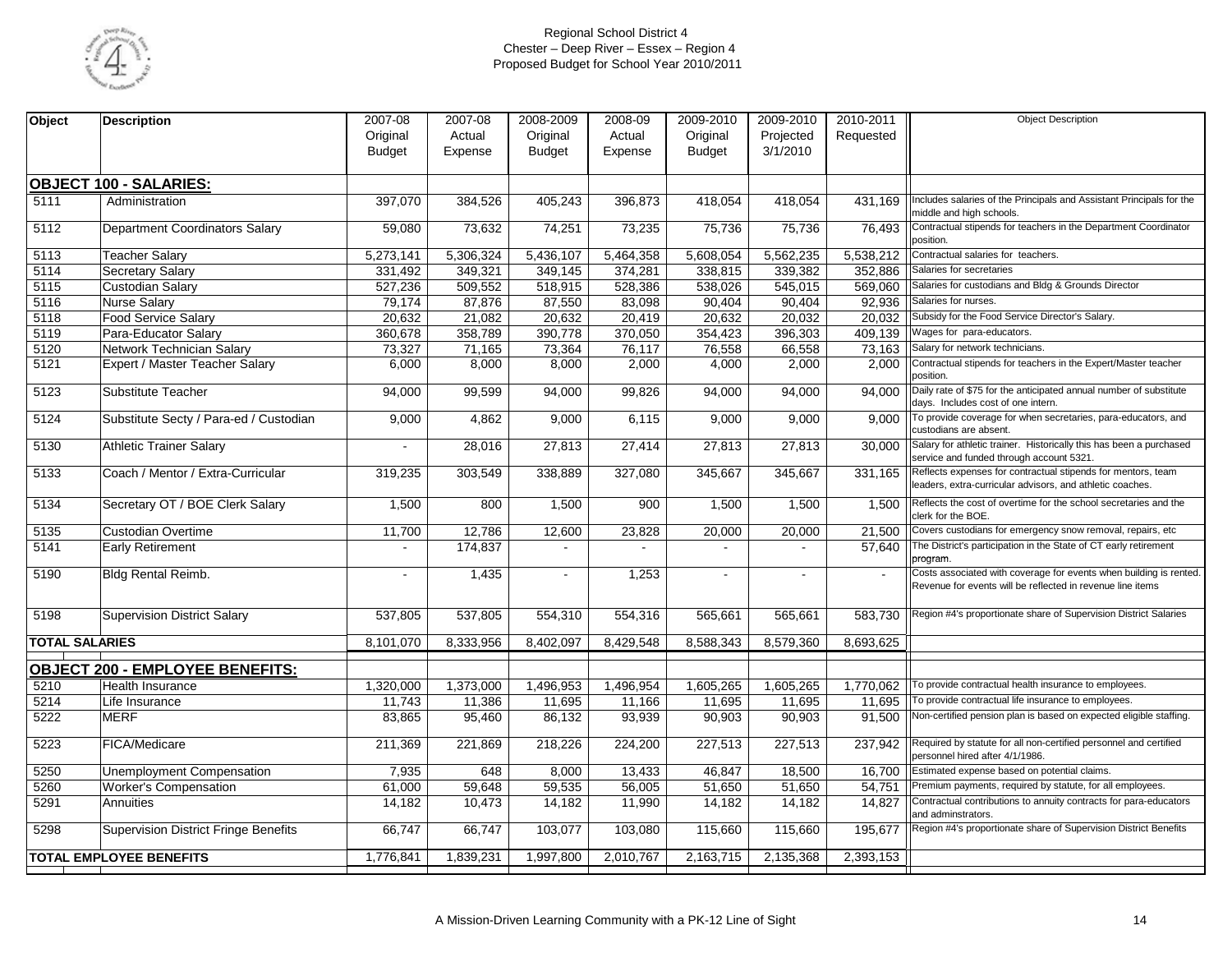Regional School District 4
Chester – Deep River – Essex – Region 4
Proposed Budget for School Year 2010/2011

| Object | Description | 2007-08 Original Budget | 2007-08 Actual Expense | 2008-2009 Original Budget | 2008-09 Actual Expense | 2009-2010 Original Budget | 2009-2010 Projected 3/1/2010 | 2010-2011 Requested | Object Description |
|---|---|---|---|---|---|---|---|---|---|
| **OBJECT 100 - SALARIES:** | | | | | | | | | |
| 5111 | Administration | 397,070 | 384,526 | 405,243 | 396,873 | 418,054 | 418,054 | 431,169 | Includes salaries of the Principals and Assistant Principals for the middle and high schools. |
| 5112 | Department Coordinators Salary | 59,080 | 73,632 | 74,251 | 73,235 | 75,736 | 75,736 | 76,493 | Contractual stipends for teachers in the Department Coordinator position. |
| 5113 | Teacher Salary | 5,273,141 | 5,306,324 | 5,436,107 | 5,464,358 | 5,608,054 | 5,562,235 | 5,538,212 | Contractual salaries for teachers. |
| 5114 | Secretary Salary | 331,492 | 349,321 | 349,145 | 374,281 | 338,815 | 339,382 | 352,886 | Salaries for secretaries |
| 5115 | Custodian Salary | 527,236 | 509,552 | 518,915 | 528,386 | 538,026 | 545,015 | 569,060 | Salaries for custodians and Bldg & Grounds Director |
| 5116 | Nurse Salary | 79,174 | 87,876 | 87,550 | 83,098 | 90,404 | 90,404 | 92,936 | Salaries for nurses. |
| 5118 | Food Service Salary | 20,632 | 21,082 | 20,632 | 20,419 | 20,632 | 20,032 | 20,032 | Subsidy for the Food Service Director's Salary. |
| 5119 | Para-Educator Salary | 360,678 | 358,789 | 390,778 | 370,050 | 354,423 | 396,303 | 409,139 | Wages for para-educators. |
| 5120 | Network Technician Salary | 73,327 | 71,165 | 73,364 | 76,117 | 76,558 | 66,558 | 73,163 | Salary for network technicians. |
| 5121 | Expert / Master Teacher Salary | 6,000 | 8,000 | 8,000 | 2,000 | 4,000 | 2,000 | 2,000 | Contractual stipends for teachers in the Expert/Master teacher position. |
| 5123 | Substitute Teacher | 94,000 | 99,599 | 94,000 | 99,826 | 94,000 | 94,000 | 94,000 | Daily rate of $75 for the anticipated annual number of substitute days. Includes cost of one intern. |
| 5124 | Substitute Secty / Para-ed / Custodian | 9,000 | 4,862 | 9,000 | 6,115 | 9,000 | 9,000 | 9,000 | To provide coverage for when secretaries, para-educators, and custodians are absent. |
| 5130 | Athletic Trainer Salary | - | 28,016 | 27,813 | 27,414 | 27,813 | 27,813 | 30,000 | Salary for athletic trainer. Historically this has been a purchased service and funded through account 5321. |
| 5133 | Coach / Mentor / Extra-Curricular | 319,235 | 303,549 | 338,889 | 327,080 | 345,667 | 345,667 | 331,165 | Reflects expenses for contractual stipends for mentors, team leaders, extra-curricular advisors, and athletic coaches. |
| 5134 | Secretary OT / BOE Clerk Salary | 1,500 | 800 | 1,500 | 900 | 1,500 | 1,500 | 1,500 | Reflects the cost of overtime for the school secretaries and the clerk for the BOE. |
| 5135 | Custodian Overtime | 11,700 | 12,786 | 12,600 | 23,828 | 20,000 | 20,000 | 21,500 | Covers custodians for emergency snow removal, repairs, etc |
| 5141 | Early Retirement | - | 174,837 | - | - | - | - | 57,640 | The District's participation in the State of CT early retirement program. |
| 5190 | Bldg Rental Reimb. | - | 1,435 | - | 1,253 | - | - | - | Costs associated with coverage for events when building is rented. Revenue for events will be reflected in revenue line items |
| 5198 | Supervision District Salary | 537,805 | 537,805 | 554,310 | 554,316 | 565,661 | 565,661 | 583,730 | Region #4's proportionate share of Supervision District Salaries |
| **TOTAL SALARIES** | | 8,101,070 | 8,333,956 | 8,402,097 | 8,429,548 | 8,588,343 | 8,579,360 | 8,693,625 | |
| **OBJECT 200 - EMPLOYEE BENEFITS:** | | | | | | | | | |
| 5210 | Health Insurance | 1,320,000 | 1,373,000 | 1,496,953 | 1,496,954 | 1,605,265 | 1,605,265 | 1,770,062 | To provide contractual health insurance to employees. |
| 5214 | Life Insurance | 11,743 | 11,386 | 11,695 | 11,166 | 11,695 | 11,695 | 11,695 | To provide contractual life insurance to employees. |
| 5222 | MERF | 83,865 | 95,460 | 86,132 | 93,939 | 90,903 | 90,903 | 91,500 | Non-certified pension plan is based on expected eligible staffing. |
| 5223 | FICA/Medicare | 211,369 | 221,869 | 218,226 | 224,200 | 227,513 | 227,513 | 237,942 | Required by statute for all non-certified personnel and certified personnel hired after 4/1/1986. |
| 5250 | Unemployment Compensation | 7,935 | 648 | 8,000 | 13,433 | 46,847 | 18,500 | 16,700 | Estimated expense based on potential claims. |
| 5260 | Worker's Compensation | 61,000 | 59,648 | 59,535 | 56,005 | 51,650 | 51,650 | 54,751 | Premium payments, required by statute, for all employees. |
| 5291 | Annuities | 14,182 | 10,473 | 14,182 | 11,990 | 14,182 | 14,182 | 14,827 | Contractual contributions to annuity contracts for para-educators and adminstrators. |
| 5298 | Supervision District Fringe Benefits | 66,747 | 66,747 | 103,077 | 103,080 | 115,660 | 115,660 | 195,677 | Region #4's proportionate share of Supervision District Benefits |
| **TOTAL EMPLOYEE BENEFITS** | | 1,776,841 | 1,839,231 | 1,997,800 | 2,010,767 | 2,163,715 | 2,135,368 | 2,393,153 | |

A Mission-Driven Learning Community with a PK-12 Line of Sight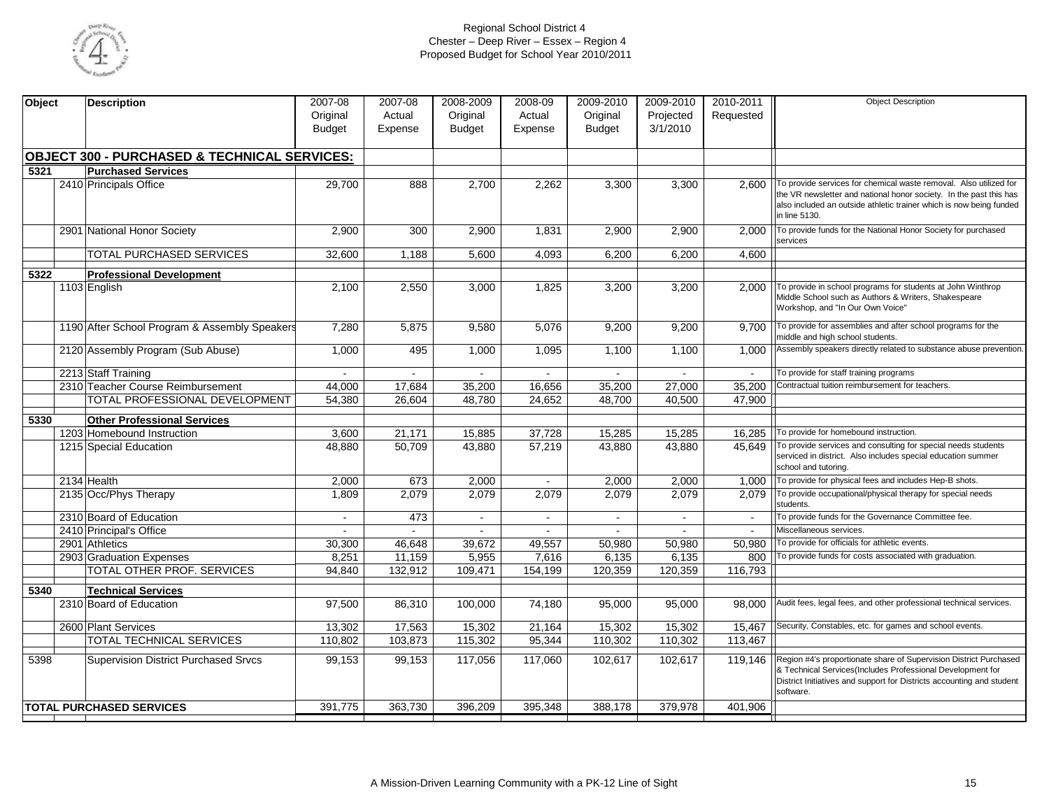Regional School District 4
Chester – Deep River – Essex – Region 4
Proposed Budget for School Year 2010/2011

| Object | | Description | 2007-08 Original Budget | 2007-08 Actual Expense | 2008-2009 Original Budget | 2008-09 Actual Expense | 2009-2010 Original Budget | 2009-2010 Projected 3/1/2010 | 2010-2011 Requested | Object Description |
|---|---|---|---|---|---|---|---|---|---|---|
| **OBJECT 300 - PURCHASED & TECHNICAL SERVICES:** | | | | | | | | | | |
| 5321 | | **Purchased Services** | | | | | | | | |
| | 2410 | Principals Office | 29,700 | 888 | 2,700 | 2,262 | 3,300 | 3,300 | 2,600 | To provide services for chemical waste removal. Also utilized for the VR newsletter and national honor society. In the past this has also included an outside athletic trainer which is now being funded in line 5130. |
| | 2901 | National Honor Society | 2,900 | 300 | 2,900 | 1,831 | 2,900 | 2,900 | 2,000 | To provide funds for the National Honor Society for purchased services |
| | | TOTAL PURCHASED SERVICES | 32,600 | 1,188 | 5,600 | 4,093 | 6,200 | 6,200 | 4,600 | |
| 5322 | | **Professional Development** | | | | | | | | |
| | 1103 | English | 2,100 | 2,550 | 3,000 | 1,825 | 3,200 | 3,200 | 2,000 | To provide in school programs for students at John Winthrop Middle School such as Authors & Writers, Shakespeare Workshop, and "In Our Own Voice" |
| | 1190 | After School Program & Assembly Speakers | 7,280 | 5,875 | 9,580 | 5,076 | 9,200 | 9,200 | 9,700 | To provide for assemblies and after school programs for the middle and high school students. |
| | 2120 | Assembly Program (Sub Abuse) | 1,000 | 495 | 1,000 | 1,095 | 1,100 | 1,100 | 1,000 | Assembly speakers directly related to substance abuse prevention. |
| | 2213 | Staff Training | - | - | - | - | - | - | - | To provide for staff training programs |
| | 2310 | Teacher Course Reimbursement | 44,000 | 17,684 | 35,200 | 16,656 | 35,200 | 27,000 | 35,200 | Contractual tuition reimbursement for teachers. |
| | | TOTAL PROFESSIONAL DEVELOPMENT | 54,380 | 26,604 | 48,780 | 24,652 | 48,700 | 40,500 | 47,900 | |
| 5330 | | **Other Professional Services** | | | | | | | | |
| | 1203 | Homebound Instruction | 3,600 | 21,171 | 15,885 | 37,728 | 15,285 | 15,285 | 16,285 | To provide for homebound instruction. |
| | 1215 | Special Education | 48,880 | 50,709 | 43,880 | 57,219 | 43,880 | 43,880 | 45,649 | To provide services and consulting for special needs students serviced in district. Also includes special education summer school and tutoring. |
| | 2134 | Health | 2,000 | 673 | 2,000 | - | 2,000 | 2,000 | 1,000 | To provide for physical fees and includes Hep-B shots. |
| | 2135 | Occ/Phys Therapy | 1,809 | 2,079 | 2,079 | 2,079 | 2,079 | 2,079 | 2,079 | To provide occupational/physical therapy for special needs students. |
| | 2310 | Board of Education | - | 473 | - | - | - | - | - | To provide funds for the Governance Committee fee. |
| | 2410 | Principal's Office | - | - | - | - | - | - | - | Miscellaneous services. |
| | 2901 | Athletics | 30,300 | 46,648 | 39,672 | 49,557 | 50,980 | 50,980 | 50,980 | To provide for officials for athletic events. |
| | 2903 | Graduation Expenses | 8,251 | 11,159 | 5,955 | 7,616 | 6,135 | 6,135 | 800 | To provide funds for costs associated with graduation. |
| | | TOTAL OTHER PROF. SERVICES | 94,840 | 132,912 | 109,471 | 154,199 | 120,359 | 120,359 | 116,793 | |
| 5340 | | **Technical Services** | | | | | | | | |
| | 2310 | Board of Education | 97,500 | 86,310 | 100,000 | 74,180 | 95,000 | 95,000 | 98,000 | Audit fees, legal fees, and other professional technical services. |
| | 2600 | Plant Services | 13,302 | 17,563 | 15,302 | 21,164 | 15,302 | 15,302 | 15,467 | Security, Constables, etc. for games and school events. |
| | | TOTAL TECHNICAL SERVICES | 110,802 | 103,873 | 115,302 | 95,344 | 110,302 | 110,302 | 113,467 | |
| 5398 | | Supervision District Purchased Srvcs | 99,153 | 99,153 | 117,056 | 117,060 | 102,617 | 102,617 | 119,146 | Region #4's proportionate share of Supervision District Purchased & Technical Services(Includes Professional Development for District Initiatives and support for Districts accounting and student software. |
| **TOTAL PURCHASED SERVICES** | | | 391,775 | 363,730 | 396,209 | 395,348 | 388,178 | 379,978 | 401,906 | |

A Mission-Driven Learning Community with a PK-12 Line of Sight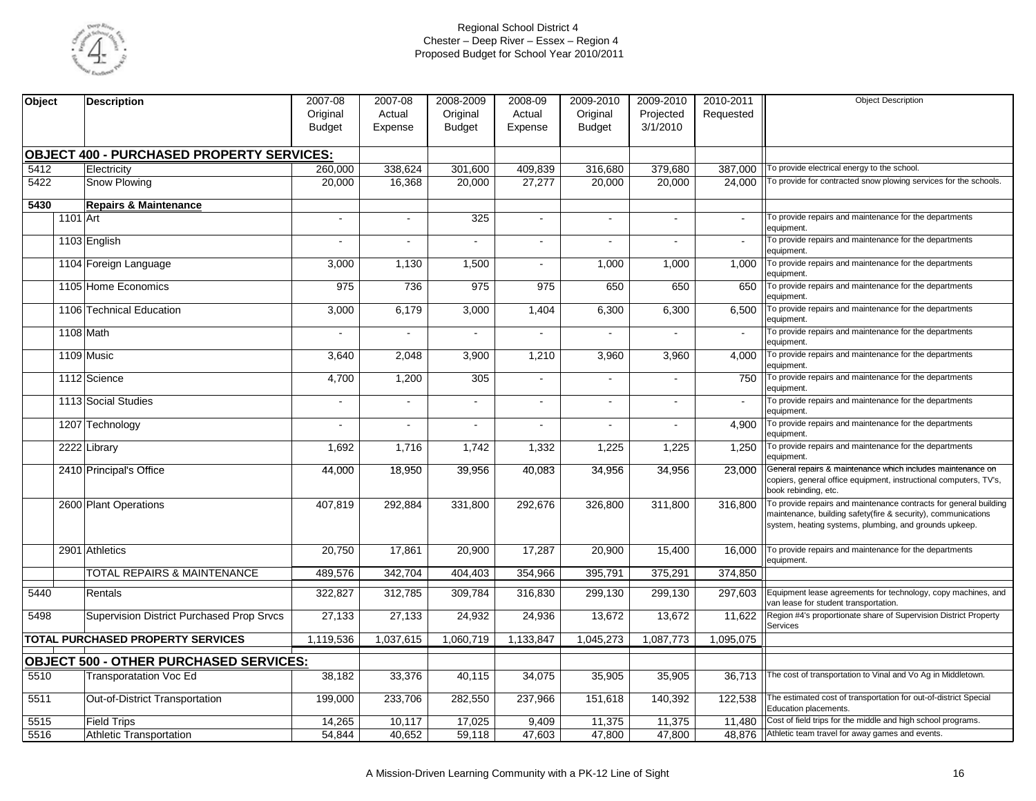Regional School District 4
Chester – Deep River – Essex – Region 4
Proposed Budget for School Year 2010/2011

| Object | | Description | 2007-08 Original Budget | 2007-08 Actual Expense | 2008-2009 Original Budget | 2008-09 Actual Expense | 2009-2010 Original Budget | 2009-2010 Projected 3/1/2010 | 2010-2011 Requested | Object Description |
|---|---|---|---|---|---|---|---|---|---|---|
| | | **OBJECT 400 - PURCHASED PROPERTY SERVICES:** | | | | | | | | |
| 5412 | | Electricity | 260,000 | 338,624 | 301,600 | 409,839 | 316,680 | 379,680 | 387,000 | To provide electrical energy to the school. |
| 5422 | | Snow Plowing | 20,000 | 16,368 | 20,000 | 27,277 | 20,000 | 20,000 | 24,000 | To provide for contracted snow plowing services for the schools. |
| **5430** | | **Repairs & Maintenance** | | | | | | | | |
| | 1101 | Art | - | - | 325 | - | - | - | - | To provide repairs and maintenance for the departments equipment. |
| | 1103 | English | - | - | - | - | - | - | - | To provide repairs and maintenance for the departments equipment. |
| | 1104 | Foreign Language | 3,000 | 1,130 | 1,500 | - | 1,000 | 1,000 | 1,000 | To provide repairs and maintenance for the departments equipment. |
| | 1105 | Home Economics | 975 | 736 | 975 | 975 | 650 | 650 | 650 | To provide repairs and maintenance for the departments equipment. |
| | 1106 | Technical Education | 3,000 | 6,179 | 3,000 | 1,404 | 6,300 | 6,300 | 6,500 | To provide repairs and maintenance for the departments equipment. |
| | 1108 | Math | - | - | - | - | - | - | - | To provide repairs and maintenance for the departments equipment. |
| | 1109 | Music | 3,640 | 2,048 | 3,900 | 1,210 | 3,960 | 3,960 | 4,000 | To provide repairs and maintenance for the departments equipment. |
| | 1112 | Science | 4,700 | 1,200 | 305 | - | - | - | 750 | To provide repairs and maintenance for the departments equipment. |
| | 1113 | Social Studies | - | - | - | - | - | - | - | To provide repairs and maintenance for the departments equipment. |
| | 1207 | Technology | - | - | - | - | - | - | 4,900 | To provide repairs and maintenance for the departments equipment. |
| | 2222 | Library | 1,692 | 1,716 | 1,742 | 1,332 | 1,225 | 1,225 | 1,250 | To provide repairs and maintenance for the departments equipment. |
| | 2410 | Principal's Office | 44,000 | 18,950 | 39,956 | 40,083 | 34,956 | 34,956 | 23,000 | General repairs & maintenance which includes maintenance on copiers, general office equipment, instructional computers, TV's, book rebinding, etc. |
| | 2600 | Plant Operations | 407,819 | 292,884 | 331,800 | 292,676 | 326,800 | 311,800 | 316,800 | To provide repairs and maintenance contracts for general building maintenance, building safety(fire & security), communications system, heating systems, plumbing, and grounds upkeep. |
| | 2901 | Athletics | 20,750 | 17,861 | 20,900 | 17,287 | 20,900 | 15,400 | 16,000 | To provide repairs and maintenance for the departments equipment. |
| | | TOTAL REPAIRS & MAINTENANCE | 489,576 | 342,704 | 404,403 | 354,966 | 395,791 | 375,291 | 374,850 | |
| 5440 | | Rentals | 322,827 | 312,785 | 309,784 | 316,830 | 299,130 | 299,130 | 297,603 | Equipment lease agreements for technology, copy machines, and van lease for student transportation. |
| 5498 | | Supervision District Purchased Prop Srvcs | 27,133 | 27,133 | 24,932 | 24,936 | 13,672 | 13,672 | 11,622 | Region #4's proportionate share of Supervision District Property Services |
| | | **TOTAL PURCHASED PROPERTY SERVICES** | 1,119,536 | 1,037,615 | 1,060,719 | 1,133,847 | 1,045,273 | 1,087,773 | 1,095,075 | |
| | | **OBJECT 500 - OTHER PURCHASED SERVICES:** | | | | | | | | |
| 5510 | | Transporatation Voc Ed | 38,182 | 33,376 | 40,115 | 34,075 | 35,905 | 35,905 | 36,713 | The cost of transportation to Vinal and Vo Ag in Middletown. |
| 5511 | | Out-of-District Transportation | 199,000 | 233,706 | 282,550 | 237,966 | 151,618 | 140,392 | 122,538 | The estimated cost of transportation for out-of-district Special Education placements. |
| 5515 | | Field Trips | 14,265 | 10,117 | 17,025 | 9,409 | 11,375 | 11,375 | 11,480 | Cost of field trips for the middle and high school programs. |
| 5516 | | Athletic Transportation | 54,844 | 40,652 | 59,118 | 47,603 | 47,800 | 47,800 | 48,876 | Athletic team travel for away games and events. |

A Mission-Driven Learning Community with a PK-12 Line of Sight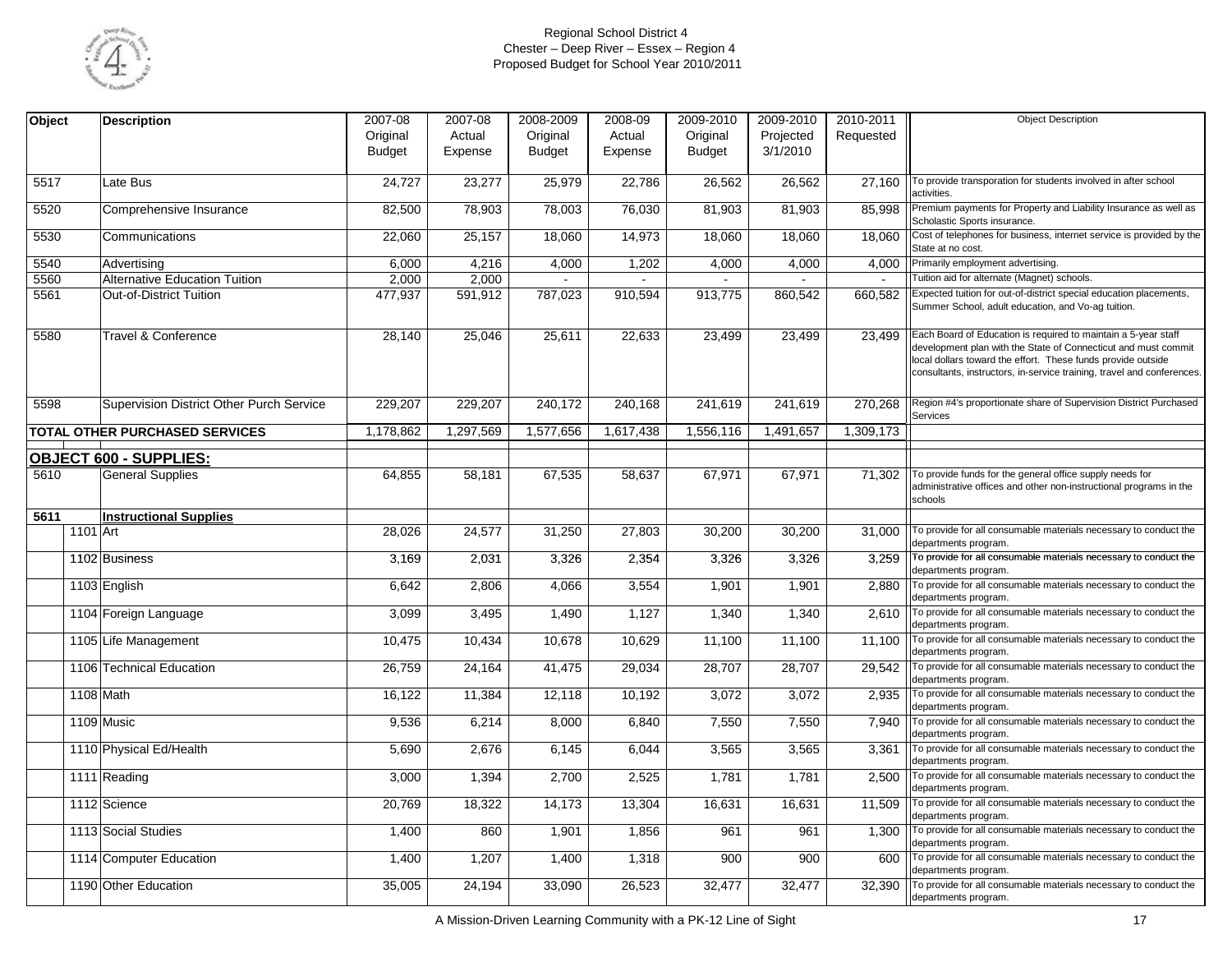Regional School District 4
Chester – Deep River – Essex – Region 4
Proposed Budget for School Year 2010/2011

| Object | | Description | 2007-08 Original Budget | 2007-08 Actual Expense | 2008-2009 Original Budget | 2008-09 Actual Expense | 2009-2010 Original Budget | 2009-2010 Projected 3/1/2010 | 2010-2011 Requested | Object Description |
|---|---|---|---|---|---|---|---|---|---|---|
| 5517 | | Late Bus | 24,727 | 23,277 | 25,979 | 22,786 | 26,562 | 26,562 | 27,160 | To provide transporation for students involved in after school activities. |
| 5520 | | Comprehensive Insurance | 82,500 | 78,903 | 78,003 | 76,030 | 81,903 | 81,903 | 85,998 | Premium payments for Property and Liability Insurance as well as Scholastic Sports insurance. |
| 5530 | | Communications | 22,060 | 25,157 | 18,060 | 14,973 | 18,060 | 18,060 | 18,060 | Cost of telephones for business, internet service is provided by the State at no cost. |
| 5540 | | Advertising | 6,000 | 4,216 | 4,000 | 1,202 | 4,000 | 4,000 | 4,000 | Primarily employment advertising. |
| 5560 | | Alternative Education Tuition | 2,000 | 2,000 | - | - | - | - | - | Tuition aid for alternate (Magnet) schools. |
| 5561 | | Out-of-District Tuition | 477,937 | 591,912 | 787,023 | 910,594 | 913,775 | 860,542 | 660,582 | Expected tuition for out-of-district special education placements, Summer School, adult education, and Vo-ag tuition. |
| 5580 | | Travel & Conference | 28,140 | 25,046 | 25,611 | 22,633 | 23,499 | 23,499 | 23,499 | Each Board of Education is required to maintain a 5-year staff development plan with the State of Connecticut and must commit local dollars toward the effort. These funds provide outside consultants, instructors, in-service training, travel and conferences. |
| 5598 | | Supervision District Other Purch Service | 229,207 | 229,207 | 240,172 | 240,168 | 241,619 | 241,619 | 270,268 | Region #4's proportionate share of Supervision District Purchased Services |
| **TOTAL OTHER PURCHASED SERVICES** | | | 1,178,862 | 1,297,569 | 1,577,656 | 1,617,438 | 1,556,116 | 1,491,657 | 1,309,173 | |
| **OBJECT 600 - SUPPLIES:** | | | | | | | | | | |
| 5610 | | General Supplies | 64,855 | 58,181 | 67,535 | 58,637 | 67,971 | 67,971 | 71,302 | To provide funds for the general office supply needs for administrative offices and other non-instructional programs in the schools |
| **5611** | | **Instructional Supplies** | | | | | | | | |
| | 1101 | Art | 28,026 | 24,577 | 31,250 | 27,803 | 30,200 | 30,200 | 31,000 | To provide for all consumable materials necessary to conduct the departments program. |
| | 1102 | Business | 3,169 | 2,031 | 3,326 | 2,354 | 3,326 | 3,326 | 3,259 | To provide for all consumable materials necessary to conduct the departments program. |
| | 1103 | English | 6,642 | 2,806 | 4,066 | 3,554 | 1,901 | 1,901 | 2,880 | To provide for all consumable materials necessary to conduct the departments program. |
| | 1104 | Foreign Language | 3,099 | 3,495 | 1,490 | 1,127 | 1,340 | 1,340 | 2,610 | To provide for all consumable materials necessary to conduct the departments program. |
| | 1105 | Life Management | 10,475 | 10,434 | 10,678 | 10,629 | 11,100 | 11,100 | 11,100 | To provide for all consumable materials necessary to conduct the departments program. |
| | 1106 | Technical Education | 26,759 | 24,164 | 41,475 | 29,034 | 28,707 | 28,707 | 29,542 | To provide for all consumable materials necessary to conduct the departments program. |
| | 1108 | Math | 16,122 | 11,384 | 12,118 | 10,192 | 3,072 | 3,072 | 2,935 | To provide for all consumable materials necessary to conduct the departments program. |
| | 1109 | Music | 9,536 | 6,214 | 8,000 | 6,840 | 7,550 | 7,550 | 7,940 | To provide for all consumable materials necessary to conduct the departments program. |
| | 1110 | Physical Ed/Health | 5,690 | 2,676 | 6,145 | 6,044 | 3,565 | 3,565 | 3,361 | To provide for all consumable materials necessary to conduct the departments program. |
| | 1111 | Reading | 3,000 | 1,394 | 2,700 | 2,525 | 1,781 | 1,781 | 2,500 | To provide for all consumable materials necessary to conduct the departments program. |
| | 1112 | Science | 20,769 | 18,322 | 14,173 | 13,304 | 16,631 | 16,631 | 11,509 | To provide for all consumable materials necessary to conduct the departments program. |
| | 1113 | Social Studies | 1,400 | 860 | 1,901 | 1,856 | 961 | 961 | 1,300 | To provide for all consumable materials necessary to conduct the departments program. |
| | 1114 | Computer Education | 1,400 | 1,207 | 1,400 | 1,318 | 900 | 900 | 600 | To provide for all consumable materials necessary to conduct the departments program. |
| | 1190 | Other Education | 35,005 | 24,194 | 33,090 | 26,523 | 32,477 | 32,477 | 32,390 | To provide for all consumable materials necessary to conduct the departments program. |

A Mission-Driven Learning Community with a PK-12 Line of Sight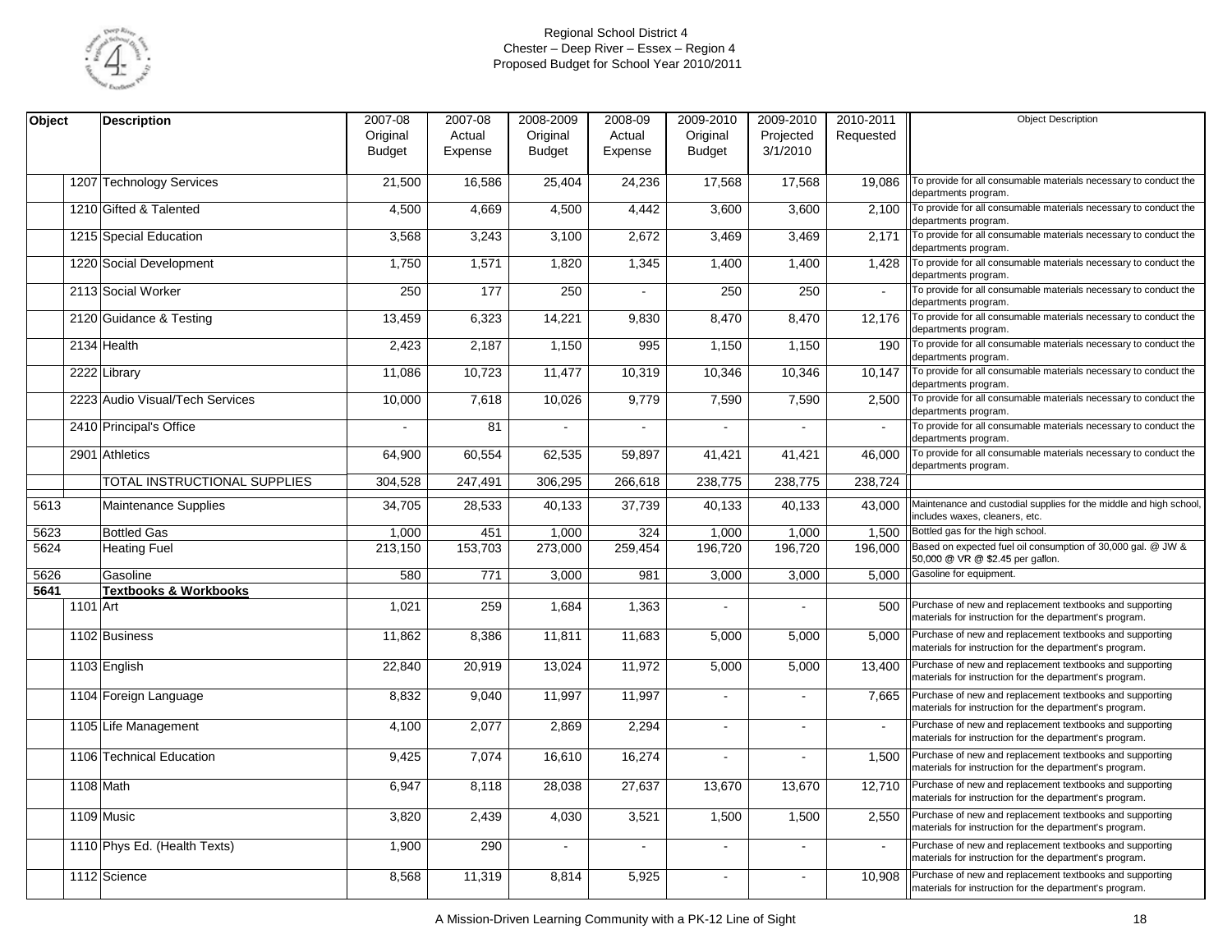Regional School District 4
Chester – Deep River – Essex – Region 4
Proposed Budget for School Year 2010/2011

| Object | | Description | 2007-08 Original Budget | 2007-08 Actual Expense | 2008-2009 Original Budget | 2008-09 Actual Expense | 2009-2010 Original Budget | 2009-2010 Projected 3/1/2010 | 2010-2011 Requested | Object Description |
|---|---|---|---|---|---|---|---|---|---|---|
| | 1207 | Technology Services | 21,500 | 16,586 | 25,404 | 24,236 | 17,568 | 17,568 | 19,086 | To provide for all consumable materials necessary to conduct the departments program. |
| | 1210 | Gifted & Talented | 4,500 | 4,669 | 4,500 | 4,442 | 3,600 | 3,600 | 2,100 | To provide for all consumable materials necessary to conduct the departments program. |
| | 1215 | Special Education | 3,568 | 3,243 | 3,100 | 2,672 | 3,469 | 3,469 | 2,171 | To provide for all consumable materials necessary to conduct the departments program. |
| | 1220 | Social Development | 1,750 | 1,571 | 1,820 | 1,345 | 1,400 | 1,400 | 1,428 | To provide for all consumable materials necessary to conduct the departments program. |
| | 2113 | Social Worker | 250 | 177 | 250 | - | 250 | 250 | - | To provide for all consumable materials necessary to conduct the departments program. |
| | 2120 | Guidance & Testing | 13,459 | 6,323 | 14,221 | 9,830 | 8,470 | 8,470 | 12,176 | To provide for all consumable materials necessary to conduct the departments program. |
| | 2134 | Health | 2,423 | 2,187 | 1,150 | 995 | 1,150 | 1,150 | 190 | To provide for all consumable materials necessary to conduct the departments program. |
| | 2222 | Library | 11,086 | 10,723 | 11,477 | 10,319 | 10,346 | 10,346 | 10,147 | To provide for all consumable materials necessary to conduct the departments program. |
| | 2223 | Audio Visual/Tech Services | 10,000 | 7,618 | 10,026 | 9,779 | 7,590 | 7,590 | 2,500 | To provide for all consumable materials necessary to conduct the departments program. |
| | 2410 | Principal's Office | - | 81 | - | - | - | - | - | To provide for all consumable materials necessary to conduct the departments program. |
| | 2901 | Athletics | 64,900 | 60,554 | 62,535 | 59,897 | 41,421 | 41,421 | 46,000 | To provide for all consumable materials necessary to conduct the departments program. |
| | | TOTAL INSTRUCTIONAL SUPPLIES | 304,528 | 247,491 | 306,295 | 266,618 | 238,775 | 238,775 | 238,724 | |
| 5613 | | Maintenance Supplies | 34,705 | 28,533 | 40,133 | 37,739 | 40,133 | 40,133 | 43,000 | Maintenance and custodial supplies for the middle and high school, includes waxes, cleaners, etc. |
| 5623 | | Bottled Gas | 1,000 | 451 | 1,000 | 324 | 1,000 | 1,000 | 1,500 | Bottled gas for the high school. |
| 5624 | | Heating Fuel | 213,150 | 153,703 | 273,000 | 259,454 | 196,720 | 196,720 | 196,000 | Based on expected fuel oil consumption of 30,000 gal. @ JW & 50,000 @ VR @ $2.45 per gallon. |
| 5626 | | Gasoline | 580 | 771 | 3,000 | 981 | 3,000 | 3,000 | 5,000 | Gasoline for equipment. |
| **5641** | | **Textbooks & Workbooks** | | | | | | | | |
| | 1101 | Art | 1,021 | 259 | 1,684 | 1,363 | - | - | 500 | Purchase of new and replacement textbooks and supporting materials for instruction for the department's program. |
| | 1102 | Business | 11,862 | 8,386 | 11,811 | 11,683 | 5,000 | 5,000 | 5,000 | Purchase of new and replacement textbooks and supporting materials for instruction for the department's program. |
| | 1103 | English | 22,840 | 20,919 | 13,024 | 11,972 | 5,000 | 5,000 | 13,400 | Purchase of new and replacement textbooks and supporting materials for instruction for the department's program. |
| | 1104 | Foreign Language | 8,832 | 9,040 | 11,997 | 11,997 | - | - | 7,665 | Purchase of new and replacement textbooks and supporting materials for instruction for the department's program. |
| | 1105 | Life Management | 4,100 | 2,077 | 2,869 | 2,294 | - | - | - | Purchase of new and replacement textbooks and supporting materials for instruction for the department's program. |
| | 1106 | Technical Education | 9,425 | 7,074 | 16,610 | 16,274 | - | - | 1,500 | Purchase of new and replacement textbooks and supporting materials for instruction for the department's program. |
| | 1108 | Math | 6,947 | 8,118 | 28,038 | 27,637 | 13,670 | 13,670 | 12,710 | Purchase of new and replacement textbooks and supporting materials for instruction for the department's program. |
| | 1109 | Music | 3,820 | 2,439 | 4,030 | 3,521 | 1,500 | 1,500 | 2,550 | Purchase of new and replacement textbooks and supporting materials for instruction for the department's program. |
| | 1110 | Phys Ed. (Health Texts) | 1,900 | 290 | - | - | - | - | - | Purchase of new and replacement textbooks and supporting materials for instruction for the department's program. |
| | 1112 | Science | 8,568 | 11,319 | 8,814 | 5,925 | - | - | 10,908 | Purchase of new and replacement textbooks and supporting materials for instruction for the department's program. |

A Mission-Driven Learning Community with a PK-12 Line of Sight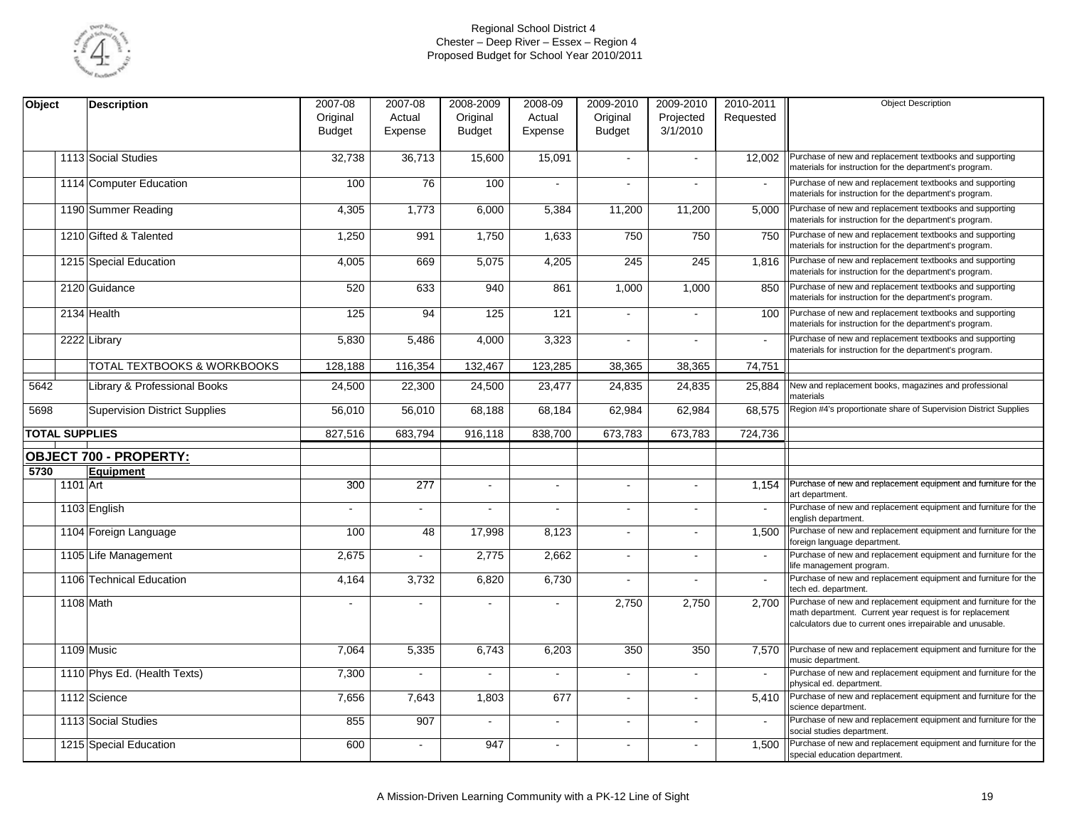Regional School District 4
Chester – Deep River – Essex – Region 4
Proposed Budget for School Year 2010/2011

| Object | | Description | 2007-08 Original Budget | 2007-08 Actual Expense | 2008-2009 Original Budget | 2008-09 Actual Expense | 2009-2010 Original Budget | 2009-2010 Projected 3/1/2010 | 2010-2011 Requested | Object Description |
|---|---|---|---|---|---|---|---|---|---|---|
| | 1113 | Social Studies | 32,738 | 36,713 | 15,600 | 15,091 | - | - | 12,002 | Purchase of new and replacement textbooks and supporting materials for instruction for the department's program. |
| | 1114 | Computer Education | 100 | 76 | 100 | - | - | - | - | Purchase of new and replacement textbooks and supporting materials for instruction for the department's program. |
| | 1190 | Summer Reading | 4,305 | 1,773 | 6,000 | 5,384 | 11,200 | 11,200 | 5,000 | Purchase of new and replacement textbooks and supporting materials for instruction for the department's program. |
| | 1210 | Gifted & Talented | 1,250 | 991 | 1,750 | 1,633 | 750 | 750 | 750 | Purchase of new and replacement textbooks and supporting materials for instruction for the department's program. |
| | 1215 | Special Education | 4,005 | 669 | 5,075 | 4,205 | 245 | 245 | 1,816 | Purchase of new and replacement textbooks and supporting materials for instruction for the department's program. |
| | 2120 | Guidance | 520 | 633 | 940 | 861 | 1,000 | 1,000 | 850 | Purchase of new and replacement textbooks and supporting materials for instruction for the department's program. |
| | 2134 | Health | 125 | 94 | 125 | 121 | - | - | 100 | Purchase of new and replacement textbooks and supporting materials for instruction for the department's program. |
| | 2222 | Library | 5,830 | 5,486 | 4,000 | 3,323 | - | - | - | Purchase of new and replacement textbooks and supporting materials for instruction for the department's program. |
| | | TOTAL TEXTBOOKS & WORKBOOKS | 128,188 | 116,354 | 132,467 | 123,285 | 38,365 | 38,365 | 74,751 | |
| 5642 | | Library & Professional Books | 24,500 | 22,300 | 24,500 | 23,477 | 24,835 | 24,835 | 25,884 | New and replacement books, magazines and professional materials |
| 5698 | | Supervision District Supplies | 56,010 | 56,010 | 68,188 | 68,184 | 62,984 | 62,984 | 68,575 | Region #4's proportionate share of Supervision District Supplies |
| **TOTAL SUPPLIES** | | | 827,516 | 683,794 | 916,118 | 838,700 | 673,783 | 673,783 | 724,736 | |
| | | **OBJECT 700 - PROPERTY:** | | | | | | | | |
| **5730** | | **Equipment** | | | | | | | | |
| | 1101 | Art | 300 | 277 | - | - | - | - | 1,154 | Purchase of new and replacement equipment and furniture for the art department. |
| | 1103 | English | - | - | - | - | - | - | - | Purchase of new and replacement equipment and furniture for the english department. |
| | 1104 | Foreign Language | 100 | 48 | 17,998 | 8,123 | - | - | 1,500 | Purchase of new and replacement equipment and furniture for the foreign language department. |
| | 1105 | Life Management | 2,675 | - | 2,775 | 2,662 | - | - | - | Purchase of new and replacement equipment and furniture for the life management program. |
| | 1106 | Technical Education | 4,164 | 3,732 | 6,820 | 6,730 | - | - | - | Purchase of new and replacement equipment and furniture for the tech ed. department. |
| | 1108 | Math | - | - | - | - | 2,750 | 2,750 | 2,700 | Purchase of new and replacement equipment and furniture for the math department. Current year request is for replacement calculators due to current ones irrepairable and unusable. |
| | 1109 | Music | 7,064 | 5,335 | 6,743 | 6,203 | 350 | 350 | 7,570 | Purchase of new and replacement equipment and furniture for the music department. |
| | 1110 | Phys Ed. (Health Texts) | 7,300 | - | - | - | - | - | - | Purchase of new and replacement equipment and furniture for the physical ed. department. |
| | 1112 | Science | 7,656 | 7,643 | 1,803 | 677 | - | - | 5,410 | Purchase of new and replacement equipment and furniture for the science department. |
| | 1113 | Social Studies | 855 | 907 | - | - | - | - | - | Purchase of new and replacement equipment and furniture for the social studies department. |
| | 1215 | Special Education | 600 | - | 947 | - | - | - | 1,500 | Purchase of new and replacement equipment and furniture for the special education department. |

A Mission-Driven Learning Community with a PK-12 Line of Sight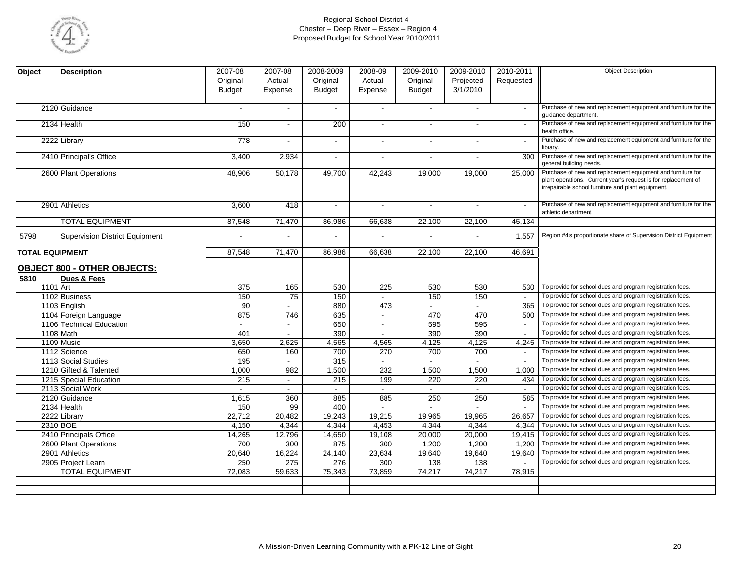Regional School District 4
Chester – Deep River – Essex – Region 4
Proposed Budget for School Year 2010/2011

| Object | | Description | 2007-08 Original Budget | 2007-08 Actual Expense | 2008-2009 Original Budget | 2008-09 Actual Expense | 2009-2010 Original Budget | 2009-2010 Projected 3/1/2010 | 2010-2011 Requested | Object Description |
|---|---|---|---|---|---|---|---|---|---|---|
| | 2120 | Guidance | - | - | - | - | - | - | - | Purchase of new and replacement equipment and furniture for the guidance department. |
| | 2134 | Health | 150 | - | 200 | - | - | - | - | Purchase of new and replacement equipment and furniture for the health office. |
| | 2222 | Library | 778 | - | - | - | - | - | - | Purchase of new and replacement equipment and furniture for the library. |
| | 2410 | Principal's Office | 3,400 | 2,934 | - | - | - | - | 300 | Purchase of new and replacement equipment and furniture for the general building needs. |
| | 2600 | Plant Operations | 48,906 | 50,178 | 49,700 | 42,243 | 19,000 | 19,000 | 25,000 | Purchase of new and replacement equipment and furniture for plant operations. Current year's request is for replacement of irrepairable school furniture and plant equipment. |
| | 2901 | Athletics | 3,600 | 418 | - | - | - | - | - | Purchase of new and replacement equipment and furniture for the athletic department. |
| | | TOTAL EQUIPMENT | 87,548 | 71,470 | 86,986 | 66,638 | 22,100 | 22,100 | 45,134 | |
| 5798 | | Supervision District Equipment | - | - | - | - | - | - | 1,557 | Region #4's proportionate share of Supervision District Equipment |
| **TOTAL EQUIPMENT** | | | 87,548 | 71,470 | 86,986 | 66,638 | 22,100 | 22,100 | 46,691 | |
| **OBJECT 800 - OTHER OBJECTS:** | | | | | | | | | | |
| **5810** | | **Dues & Fees** | | | | | | | | |
| | 1101 | Art | 375 | 165 | 530 | 225 | 530 | 530 | 530 | To provide for school dues and program registration fees. |
| | 1102 | Business | 150 | 75 | 150 | - | 150 | 150 | - | To provide for school dues and program registration fees. |
| | 1103 | English | 90 | - | 880 | 473 | - | - | 365 | To provide for school dues and program registration fees. |
| | 1104 | Foreign Language | 875 | 746 | 635 | - | 470 | 470 | 500 | To provide for school dues and program registration fees. |
| | 1106 | Technical Education | - | - | 650 | - | 595 | 595 | - | To provide for school dues and program registration fees. |
| | 1108 | Math | 401 | - | 390 | - | 390 | 390 | - | To provide for school dues and program registration fees. |
| | 1109 | Music | 3,650 | 2,625 | 4,565 | 4,565 | 4,125 | 4,125 | 4,245 | To provide for school dues and program registration fees. |
| | 1112 | Science | 650 | 160 | 700 | 270 | 700 | 700 | - | To provide for school dues and program registration fees. |
| | 1113 | Social Studies | 195 | - | 315 | - | - | - | - | To provide for school dues and program registration fees. |
| | 1210 | Gifted & Talented | 1,000 | 982 | 1,500 | 232 | 1,500 | 1,500 | 1,000 | To provide for school dues and program registration fees. |
| | 1215 | Special Education | 215 | - | 215 | 199 | 220 | 220 | 434 | To provide for school dues and program registration fees. |
| | 2113 | Social Work | - | - | - | - | - | - | - | To provide for school dues and program registration fees. |
| | 2120 | Guidance | 1,615 | 360 | 885 | 885 | 250 | 250 | 585 | To provide for school dues and program registration fees. |
| | 2134 | Health | 150 | 99 | 400 | - | - | - | - | To provide for school dues and program registration fees. |
| | 2222 | Library | 22,712 | 20,482 | 19,243 | 19,215 | 19,965 | 19,965 | 26,657 | To provide for school dues and program registration fees. |
| | 2310 | BOE | 4,150 | 4,344 | 4,344 | 4,453 | 4,344 | 4,344 | 4,344 | To provide for school dues and program registration fees. |
| | 2410 | Principals Office | 14,265 | 12,796 | 14,650 | 19,108 | 20,000 | 20,000 | 19,415 | To provide for school dues and program registration fees. |
| | 2600 | Plant Operations | 700 | 300 | 875 | 300 | 1,200 | 1,200 | 1,200 | To provide for school dues and program registration fees. |
| | 2901 | Athletics | 20,640 | 16,224 | 24,140 | 23,634 | 19,640 | 19,640 | 19,640 | To provide for school dues and program registration fees. |
| | 2905 | Project Learn | 250 | 275 | 276 | 300 | 138 | 138 | - | To provide for school dues and program registration fees. |
| | | TOTAL EQUIPMENT | 72,083 | 59,633 | 75,343 | 73,859 | 74,217 | 74,217 | 78,915 | |

A Mission-Driven Learning Community with a PK-12 Line of Sight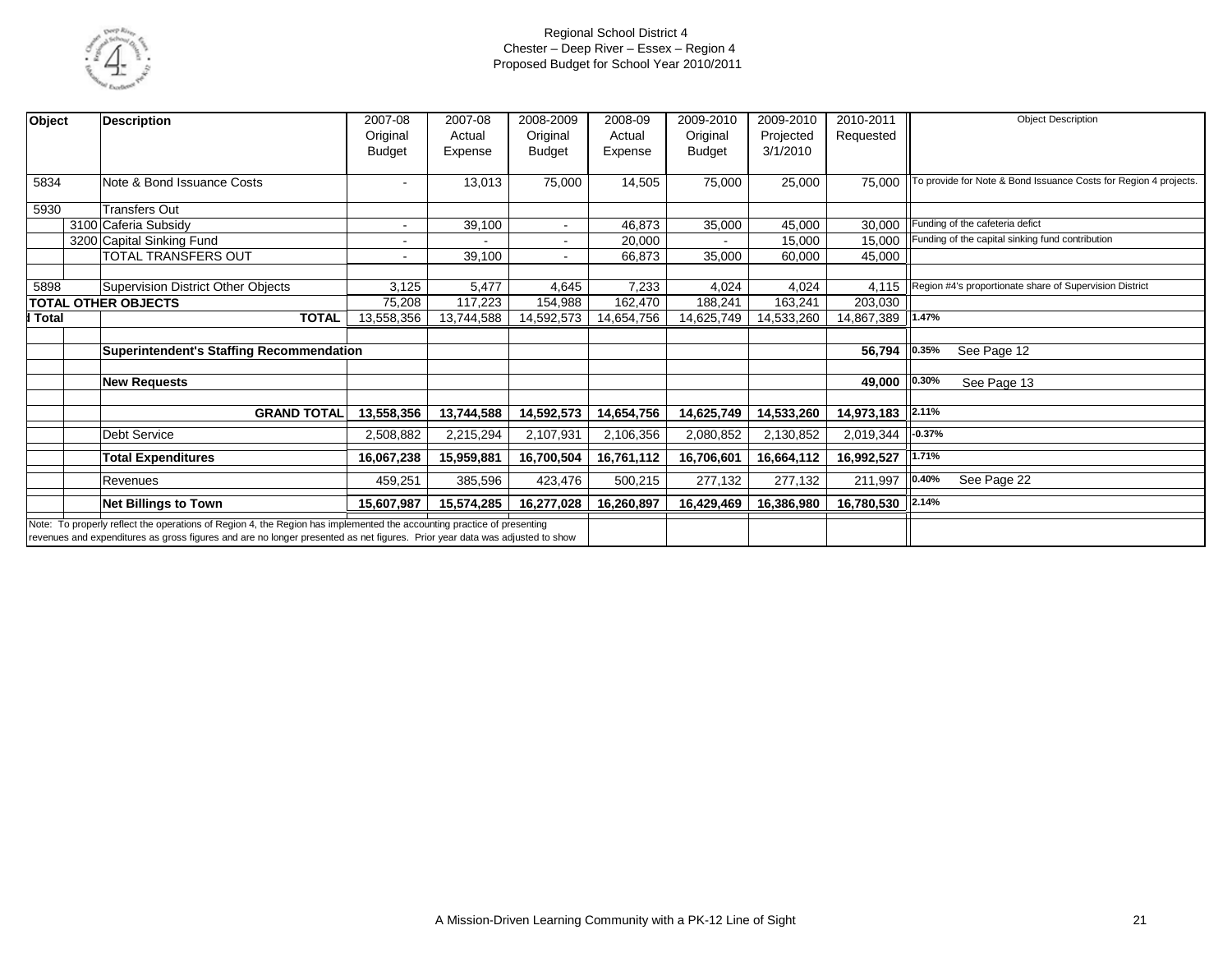Regional School District 4
Chester – Deep River – Essex – Region 4
Proposed Budget for School Year 2010/2011

| Object | | Description | 2007-08 Original Budget | 2007-08 Actual Expense | 2008-2009 Original Budget | 2008-09 Actual Expense | 2009-2010 Original Budget | 2009-2010 Projected 3/1/2010 | 2010-2011 Requested | Object Description |
|---|---|---|---|---|---|---|---|---|---|---|
| 5834 | | Note & Bond Issuance Costs | - | 13,013 | 75,000 | 14,505 | 75,000 | 25,000 | 75,000 | To provide for Note & Bond Issuance Costs for Region 4 projects. |
| 5930 | | Transfers Out | | | | | | | | |
| | 3100 | Caferia Subsidy | - | 39,100 | - | 46,873 | 35,000 | 45,000 | 30,000 | Funding of the cafeteria defict |
| | 3200 | Capital Sinking Fund | - | - | - | 20,000 | - | 15,000 | 15,000 | Funding of the capital sinking fund contribution |
| | | TOTAL TRANSFERS OUT | - | 39,100 | - | 66,873 | 35,000 | 60,000 | 45,000 | |
| 5898 | | Supervision District Other Objects | 3,125 | 5,477 | 4,645 | 7,233 | 4,024 | 4,024 | 4,115 | Region #4's proportionate share of Supervision District |
| **TOTAL OTHER OBJECTS** | | | 75,208 | 117,223 | 154,988 | 162,470 | 188,241 | 163,241 | 203,030 | |
| **l Total** | | **TOTAL** | 13,558,356 | 13,744,588 | 14,592,573 | 14,654,756 | 14,625,749 | 14,533,260 | 14,867,389 | **1.47%** |
| | | **Superintendent's Staffing Recommendation** | | | | | | | **56,794** | **0.35%** See Page 12 |
| | | **New Requests** | | | | | | | **49,000** | **0.30%** See Page 13 |
| | | **GRAND TOTAL** | **13,558,356** | **13,744,588** | **14,592,573** | **14,654,756** | **14,625,749** | **14,533,260** | **14,973,183** | **2.11%** |
| | | Debt Service | 2,508,882 | 2,215,294 | 2,107,931 | 2,106,356 | 2,080,852 | 2,130,852 | 2,019,344 | **-0.37%** |
| | | **Total Expenditures** | **16,067,238** | **15,959,881** | **16,700,504** | **16,761,112** | **16,706,601** | **16,664,112** | **16,992,527** | **1.71%** |
| | | Revenues | 459,251 | 385,596 | 423,476 | 500,215 | 277,132 | 277,132 | 211,997 | **0.40%** See Page 22 |
| | | **Net Billings to Town** | **15,607,987** | **15,574,285** | **16,277,028** | **16,260,897** | **16,429,469** | **16,386,980** | **16,780,530** | **2.14%** |

Note: To properly reflect the operations of Region 4, the Region has implemented the accounting practice of presenting revenues and expenditures as gross figures and are no longer presented as net figures. Prior year data was adjusted to show

A Mission-Driven Learning Community with a PK-12 Line of Sight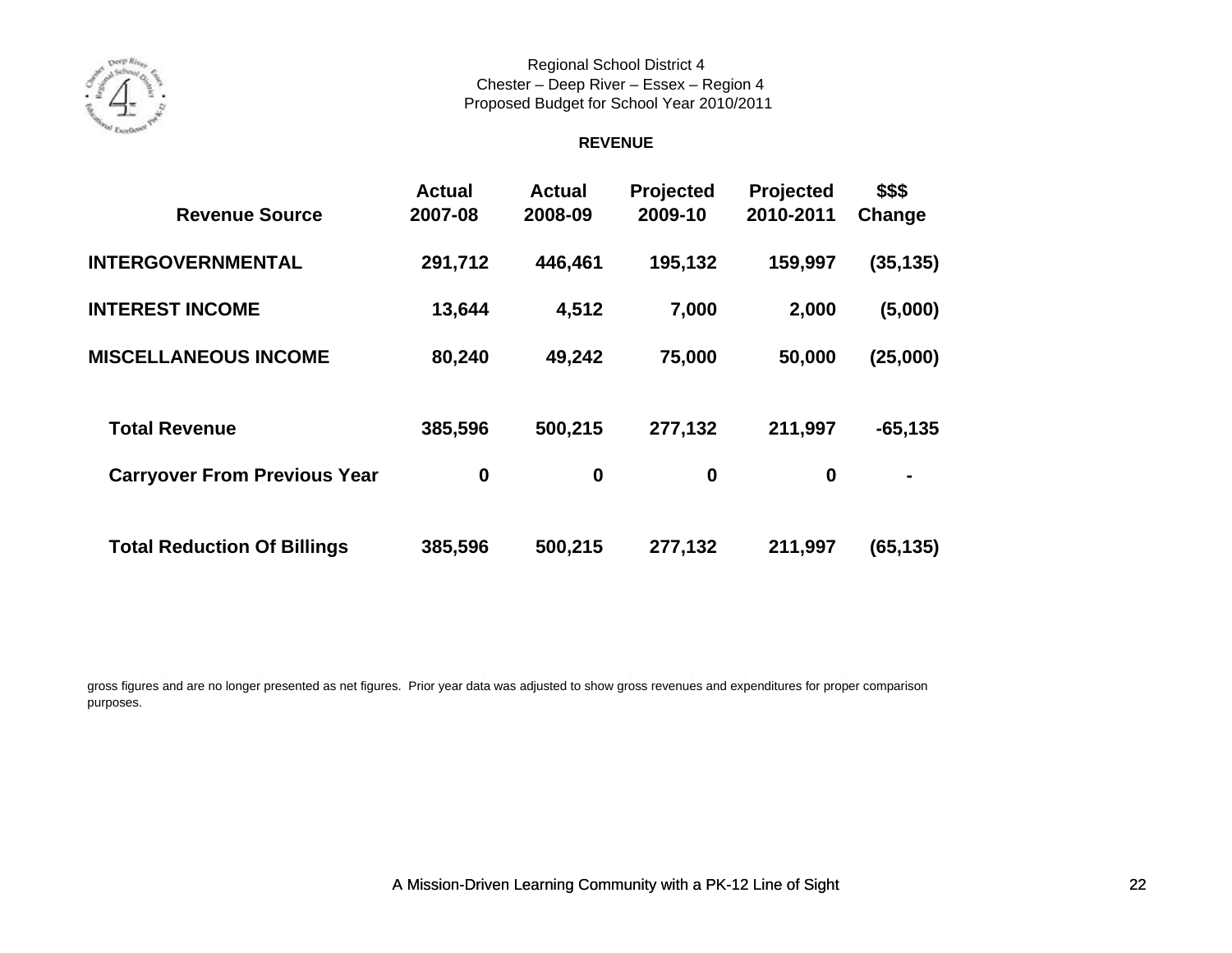Regional School District 4
Chester – Deep River – Essex – Region 4
Proposed Budget for School Year 2010/2011

## REVENUE

| Revenue Source | Actual 2007-08 | Actual 2008-09 | Projected 2009-10 | Projected 2010-2011 | $$$ Change |
|---|---|---|---|---|---|
| **INTERGOVERNMENTAL** | **291,712** | **446,461** | **195,132** | **159,997** | **(35,135)** |
| **INTEREST INCOME** | **13,644** | **4,512** | **7,000** | **2,000** | **(5,000)** |
| **MISCELLANEOUS INCOME** | **80,240** | **49,242** | **75,000** | **50,000** | **(25,000)** |
| **Total Revenue** | **385,596** | **500,215** | **277,132** | **211,997** | **-65,135** |
| **Carryover From Previous Year** | **0** | **0** | **0** | **0** | **-** |
| **Total Reduction Of Billings** | **385,596** | **500,215** | **277,132** | **211,997** | **(65,135)** |

gross figures and are no longer presented as net figures. Prior year data was adjusted to show gross revenues and expenditures for proper comparison purposes.

A Mission-Driven Learning Community with a PK-12 Line of Sight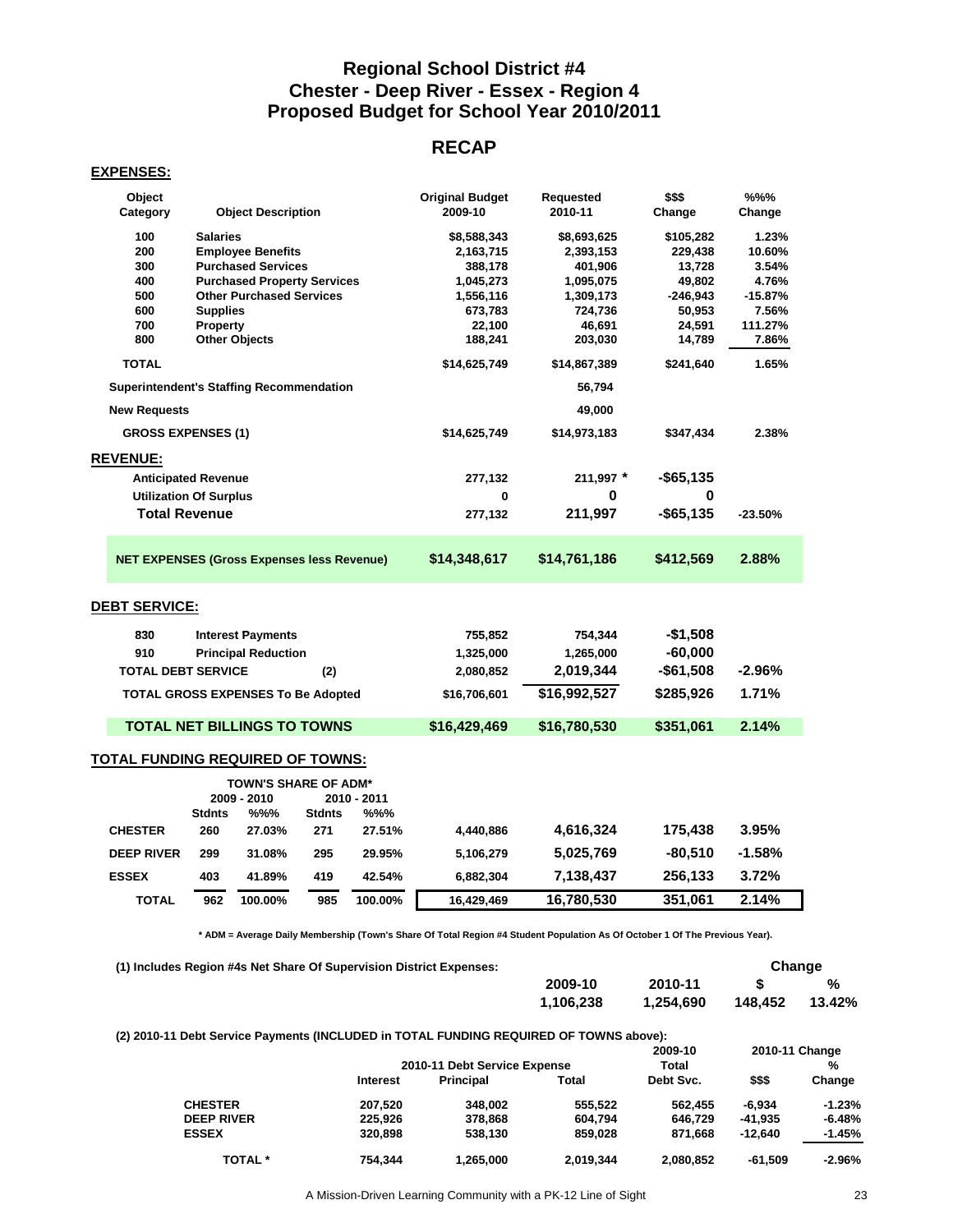# Regional School District #4
## Chester - Deep River - Essex - Region 4
## Proposed Budget for School Year 2010/2011

## RECAP

**EXPENSES:**

| Object Category | Object Description | Original Budget 2009-10 | Requested 2010-11 | $$$ Change | %%% Change |
|---|---|---|---|---|---|
| 100 | Salaries | $8,588,343 | $8,693,625 | $105,282 | 1.23% |
| 200 | Employee Benefits | 2,163,715 | 2,393,153 | 229,438 | 10.60% |
| 300 | Purchased Services | 388,178 | 401,906 | 13,728 | 3.54% |
| 400 | Purchased Property Services | 1,045,273 | 1,095,075 | 49,802 | 4.76% |
| 500 | Other Purchased Services | 1,556,116 | 1,309,173 | -246,943 | -15.87% |
| 600 | Supplies | 673,783 | 724,736 | 50,953 | 7.56% |
| 700 | Property | 22,100 | 46,691 | 24,591 | 111.27% |
| 800 | Other Objects | 188,241 | 203,030 | 14,789 | 7.86% |
| TOTAL | | $14,625,749 | $14,867,389 | $241,640 | 1.65% |
| Superintendent's Staffing Recommendation | | | 56,794 | | |
| New Requests | | | 49,000 | | |
| GROSS EXPENSES (1) | | $14,625,749 | $14,973,183 | $347,434 | 2.38% |
| **REVENUE:** | | | | | |
| Anticipated Revenue | | 277,132 | 211,997 * | -$65,135 | |
| Utilization Of Surplus | | 0 | 0 | 0 | |
| Total Revenue | | 277,132 | 211,997 | -$65,135 | -23.50% |
| NET EXPENSES (Gross Expenses less Revenue) | | $14,348,617 | $14,761,186 | $412,569 | 2.88% |

**DEBT SERVICE:**

| | | 2009-10 | 2010-11 | $$$ Change | %%% Change |
|---|---|---|---|---|---|
| 830 | Interest Payments | 755,852 | 754,344 | -$1,508 | |
| 910 | Principal Reduction | 1,325,000 | 1,265,000 | -60,000 | |
| TOTAL DEBT SERVICE | (2) | 2,080,852 | 2,019,344 | -$61,508 | -2.96% |
| TOTAL GROSS EXPENSES To Be Adopted | | $16,706,601 | $16,992,527 | $285,926 | 1.71% |
| TOTAL NET BILLINGS TO TOWNS | | $16,429,469 | $16,780,530 | $351,061 | 2.14% |

**TOTAL FUNDING REQUIRED OF TOWNS:**

| | TOWN'S SHARE OF ADM* 2009 - 2010 Stdnts | 2009 - 2010 %%% | 2010 - 2011 Stdnts | 2010 - 2011 %%% | 2009-10 | 2010-11 | $$$ Change | %%% Change |
|---|---|---|---|---|---|---|---|---|
| CHESTER | 260 | 27.03% | 271 | 27.51% | 4,440,886 | 4,616,324 | 175,438 | 3.95% |
| DEEP RIVER | 299 | 31.08% | 295 | 29.95% | 5,106,279 | 5,025,769 | -80,510 | -1.58% |
| ESSEX | 403 | 41.89% | 419 | 42.54% | 6,882,304 | 7,138,437 | 256,133 | 3.72% |
| TOTAL | 962 | 100.00% | 985 | 100.00% | 16,429,469 | 16,780,530 | 351,061 | 2.14% |

\* ADM = Average Daily Membership (Town's Share Of Total Region #4 Student Population As Of October 1 Of The Previous Year).

(1) Includes Region #4s Net Share Of Supervision District Expenses:

| 2009-10 | 2010-11 | Change $ | Change % |
|---|---|---|---|
| 1,106,238 | 1,254,690 | 148,452 | 13.42% |

(2) 2010-11 Debt Service Payments (INCLUDED in TOTAL FUNDING REQUIRED OF TOWNS above):

| | 2010-11 Debt Service Expense Interest | Principal | Total | 2009-10 Total Debt Svc. | 2010-11 Change $$$ | % Change |
|---|---|---|---|---|---|---|
| CHESTER | 207,520 | 348,002 | 555,522 | 562,455 | -6,934 | -1.23% |
| DEEP RIVER | 225,926 | 378,868 | 604,794 | 646,729 | -41,935 | -6.48% |
| ESSEX | 320,898 | 538,130 | 859,028 | 871,668 | -12,640 | -1.45% |
| TOTAL * | 754,344 | 1,265,000 | 2,019,344 | 2,080,852 | -61,509 | -2.96% |

A Mission-Driven Learning Community with a PK-12 Line of Sight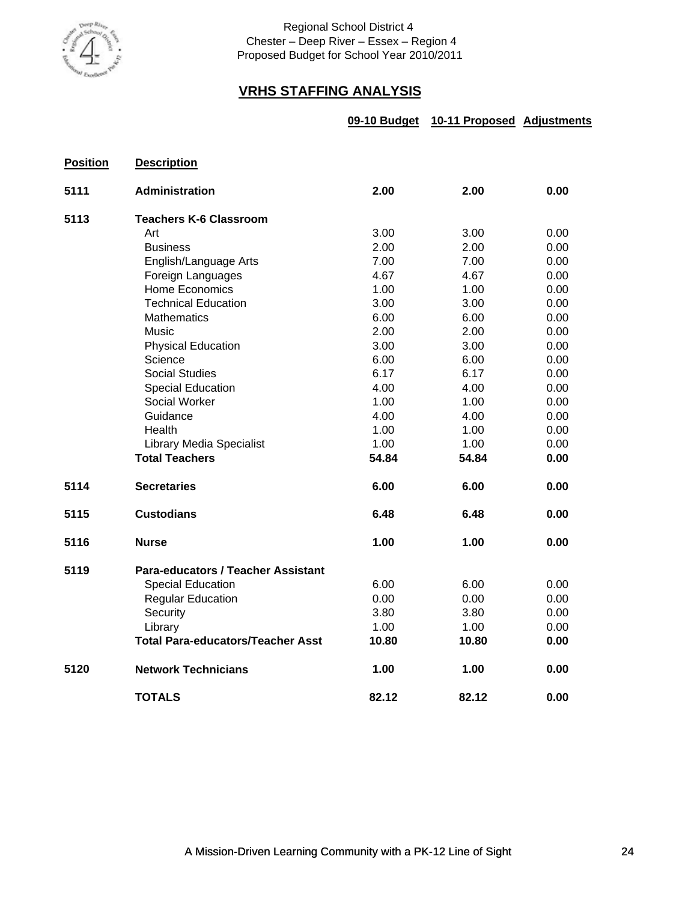Regional School District 4
Chester – Deep River – Essex – Region 4
Proposed Budget for School Year 2010/2011

## VRHS STAFFING ANALYSIS

| Position | Description | 09-10 Budget | 10-11 Proposed | Adjustments |
|---|---|---|---|---|
| 5111 | **Administration** | **2.00** | **2.00** | **0.00** |
| 5113 | **Teachers K-6 Classroom** | | | |
| | Art | 3.00 | 3.00 | 0.00 |
| | Business | 2.00 | 2.00 | 0.00 |
| | English/Language Arts | 7.00 | 7.00 | 0.00 |
| | Foreign Languages | 4.67 | 4.67 | 0.00 |
| | Home Economics | 1.00 | 1.00 | 0.00 |
| | Technical Education | 3.00 | 3.00 | 0.00 |
| | Mathematics | 6.00 | 6.00 | 0.00 |
| | Music | 2.00 | 2.00 | 0.00 |
| | Physical Education | 3.00 | 3.00 | 0.00 |
| | Science | 6.00 | 6.00 | 0.00 |
| | Social Studies | 6.17 | 6.17 | 0.00 |
| | Special Education | 4.00 | 4.00 | 0.00 |
| | Social Worker | 1.00 | 1.00 | 0.00 |
| | Guidance | 4.00 | 4.00 | 0.00 |
| | Health | 1.00 | 1.00 | 0.00 |
| | Library Media Specialist | 1.00 | 1.00 | 0.00 |
| | **Total Teachers** | **54.84** | **54.84** | **0.00** |
| 5114 | **Secretaries** | **6.00** | **6.00** | **0.00** |
| 5115 | **Custodians** | **6.48** | **6.48** | **0.00** |
| 5116 | **Nurse** | **1.00** | **1.00** | **0.00** |
| 5119 | **Para-educators / Teacher Assistant** | | | |
| | Special Education | 6.00 | 6.00 | 0.00 |
| | Regular Education | 0.00 | 0.00 | 0.00 |
| | Security | 3.80 | 3.80 | 0.00 |
| | Library | 1.00 | 1.00 | 0.00 |
| | **Total Para-educators/Teacher Asst** | **10.80** | **10.80** | **0.00** |
| 5120 | **Network Technicians** | **1.00** | **1.00** | **0.00** |
| | **TOTALS** | **82.12** | **82.12** | **0.00** |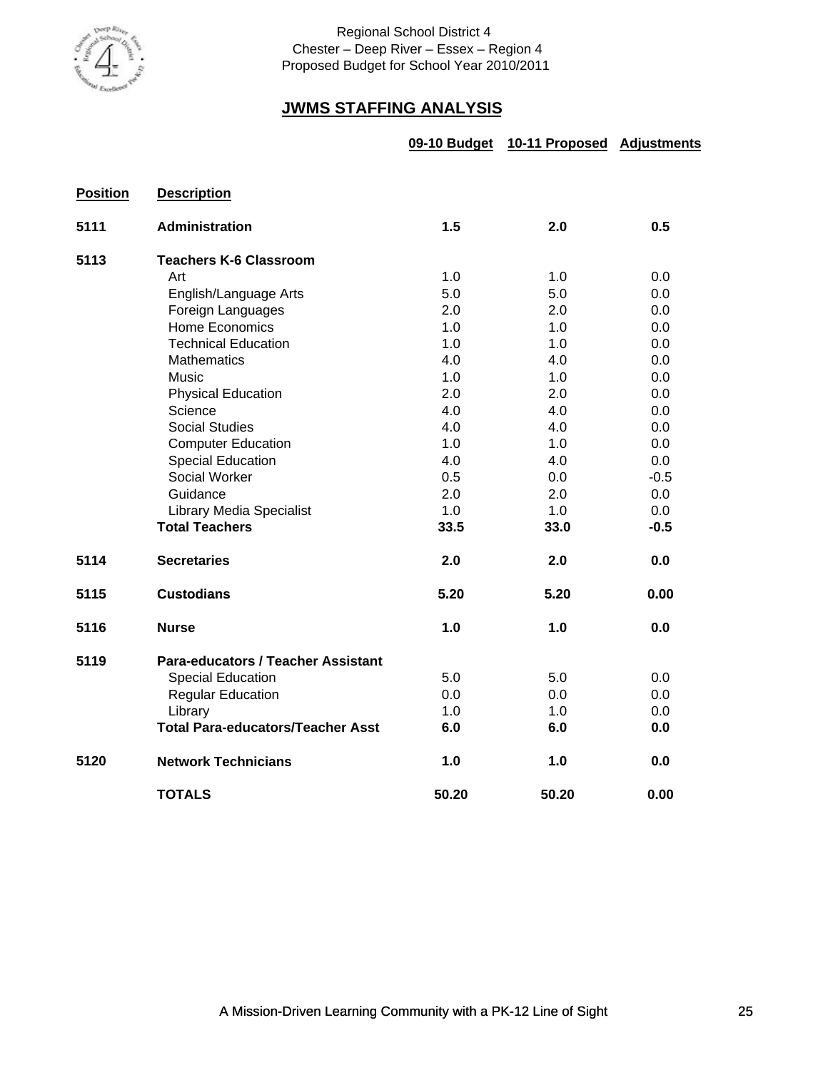Regional School District 4
Chester – Deep River – Essex – Region 4
Proposed Budget for School Year 2010/2011

## JWMS STAFFING ANALYSIS

| Position | Description | 09-10 Budget | 10-11 Proposed | Adjustments |
|---|---|---|---|---|
| 5111 | **Administration** | **1.5** | **2.0** | **0.5** |
| 5113 | **Teachers K-6 Classroom** | | | |
| | Art | 1.0 | 1.0 | 0.0 |
| | English/Language Arts | 5.0 | 5.0 | 0.0 |
| | Foreign Languages | 2.0 | 2.0 | 0.0 |
| | Home Economics | 1.0 | 1.0 | 0.0 |
| | Technical Education | 1.0 | 1.0 | 0.0 |
| | Mathematics | 4.0 | 4.0 | 0.0 |
| | Music | 1.0 | 1.0 | 0.0 |
| | Physical Education | 2.0 | 2.0 | 0.0 |
| | Science | 4.0 | 4.0 | 0.0 |
| | Social Studies | 4.0 | 4.0 | 0.0 |
| | Computer Education | 1.0 | 1.0 | 0.0 |
| | Special Education | 4.0 | 4.0 | 0.0 |
| | Social Worker | 0.5 | 0.0 | -0.5 |
| | Guidance | 2.0 | 2.0 | 0.0 |
| | Library Media Specialist | 1.0 | 1.0 | 0.0 |
| | **Total Teachers** | **33.5** | **33.0** | **-0.5** |
| 5114 | **Secretaries** | **2.0** | **2.0** | **0.0** |
| 5115 | **Custodians** | **5.20** | **5.20** | **0.00** |
| 5116 | **Nurse** | **1.0** | **1.0** | **0.0** |
| 5119 | **Para-educators / Teacher Assistant** | | | |
| | Special Education | 5.0 | 5.0 | 0.0 |
| | Regular Education | 0.0 | 0.0 | 0.0 |
| | Library | 1.0 | 1.0 | 0.0 |
| | **Total Para-educators/Teacher Asst** | **6.0** | **6.0** | **0.0** |
| 5120 | **Network Technicians** | **1.0** | **1.0** | **0.0** |
| | **TOTALS** | **50.20** | **50.20** | **0.00** |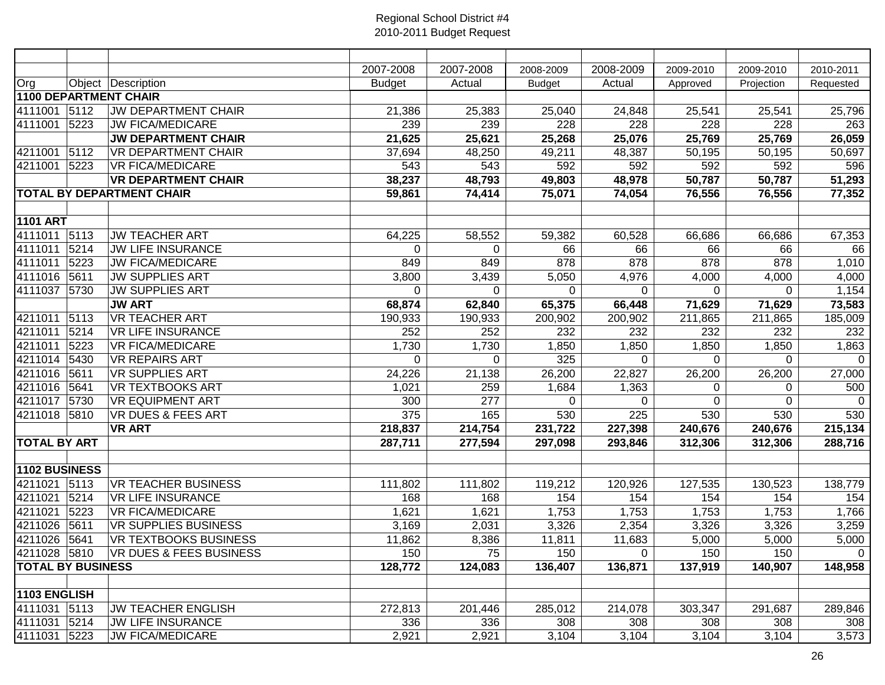Regional School District #4
2010-2011 Budget Request

| Org | Object | Description | 2007-2008 Budget | 2007-2008 Actual | 2008-2009 Budget | 2008-2009 Actual | 2009-2010 Approved | 2009-2010 Projection | 2010-2011 Requested |
|---|---|---|---|---|---|---|---|---|---|
| **1100 DEPARTMENT CHAIR** | | | | | | | | | |
| 4111001 | 5112 | JW DEPARTMENT CHAIR | 21,386 | 25,383 | 25,040 | 24,848 | 25,541 | 25,541 | 25,796 |
| 4111001 | 5223 | JW FICA/MEDICARE | 239 | 239 | 228 | 228 | 228 | 228 | 263 |
| | | **JW DEPARTMENT CHAIR** | **21,625** | **25,621** | **25,268** | **25,076** | **25,769** | **25,769** | **26,059** |
| 4211001 | 5112 | VR DEPARTMENT CHAIR | 37,694 | 48,250 | 49,211 | 48,387 | 50,195 | 50,195 | 50,697 |
| 4211001 | 5223 | VR FICA/MEDICARE | 543 | 543 | 592 | 592 | 592 | 592 | 596 |
| | | **VR DEPARTMENT CHAIR** | **38,237** | **48,793** | **49,803** | **48,978** | **50,787** | **50,787** | **51,293** |
| **TOTAL BY DEPARTMENT CHAIR** | | | **59,861** | **74,414** | **75,071** | **74,054** | **76,556** | **76,556** | **77,352** |
| | | | | | | | | | |
| **1101 ART** | | | | | | | | | |
| 4111011 | 5113 | JW TEACHER ART | 64,225 | 58,552 | 59,382 | 60,528 | 66,686 | 66,686 | 67,353 |
| 4111011 | 5214 | JW LIFE INSURANCE | 0 | 0 | 66 | 66 | 66 | 66 | 66 |
| 4111011 | 5223 | JW FICA/MEDICARE | 849 | 849 | 878 | 878 | 878 | 878 | 1,010 |
| 4111016 | 5611 | JW SUPPLIES ART | 3,800 | 3,439 | 5,050 | 4,976 | 4,000 | 4,000 | 4,000 |
| 4111037 | 5730 | JW SUPPLIES ART | 0 | 0 | 0 | 0 | 0 | 0 | 1,154 |
| | | **JW ART** | **68,874** | **62,840** | **65,375** | **66,448** | **71,629** | **71,629** | **73,583** |
| 4211011 | 5113 | VR TEACHER ART | 190,933 | 190,933 | 200,902 | 200,902 | 211,865 | 211,865 | 185,009 |
| 4211011 | 5214 | VR LIFE INSURANCE | 252 | 252 | 232 | 232 | 232 | 232 | 232 |
| 4211011 | 5223 | VR FICA/MEDICARE | 1,730 | 1,730 | 1,850 | 1,850 | 1,850 | 1,850 | 1,863 |
| 4211014 | 5430 | VR REPAIRS ART | 0 | 0 | 325 | 0 | 0 | 0 | 0 |
| 4211016 | 5611 | VR SUPPLIES ART | 24,226 | 21,138 | 26,200 | 22,827 | 26,200 | 26,200 | 27,000 |
| 4211016 | 5641 | VR TEXTBOOKS ART | 1,021 | 259 | 1,684 | 1,363 | 0 | 0 | 500 |
| 4211017 | 5730 | VR EQUIPMENT ART | 300 | 277 | 0 | 0 | 0 | 0 | 0 |
| 4211018 | 5810 | VR DUES & FEES ART | 375 | 165 | 530 | 225 | 530 | 530 | 530 |
| | | **VR ART** | **218,837** | **214,754** | **231,722** | **227,398** | **240,676** | **240,676** | **215,134** |
| **TOTAL BY ART** | | | **287,711** | **277,594** | **297,098** | **293,846** | **312,306** | **312,306** | **288,716** |
| | | | | | | | | | |
| **1102 BUSINESS** | | | | | | | | | |
| 4211021 | 5113 | VR TEACHER BUSINESS | 111,802 | 111,802 | 119,212 | 120,926 | 127,535 | 130,523 | 138,779 |
| 4211021 | 5214 | VR LIFE INSURANCE | 168 | 168 | 154 | 154 | 154 | 154 | 154 |
| 4211021 | 5223 | VR FICA/MEDICARE | 1,621 | 1,621 | 1,753 | 1,753 | 1,753 | 1,753 | 1,766 |
| 4211026 | 5611 | VR SUPPLIES BUSINESS | 3,169 | 2,031 | 3,326 | 2,354 | 3,326 | 3,326 | 3,259 |
| 4211026 | 5641 | VR TEXTBOOKS BUSINESS | 11,862 | 8,386 | 11,811 | 11,683 | 5,000 | 5,000 | 5,000 |
| 4211028 | 5810 | VR DUES & FEES BUSINESS | 150 | 75 | 150 | 0 | 150 | 150 | 0 |
| **TOTAL BY BUSINESS** | | | **128,772** | **124,083** | **136,407** | **136,871** | **137,919** | **140,907** | **148,958** |
| | | | | | | | | | |
| **1103 ENGLISH** | | | | | | | | | |
| 4111031 | 5113 | JW TEACHER ENGLISH | 272,813 | 201,446 | 285,012 | 214,078 | 303,347 | 291,687 | 289,846 |
| 4111031 | 5214 | JW LIFE INSURANCE | 336 | 336 | 308 | 308 | 308 | 308 | 308 |
| 4111031 | 5223 | JW FICA/MEDICARE | 2,921 | 2,921 | 3,104 | 3,104 | 3,104 | 3,104 | 3,573 |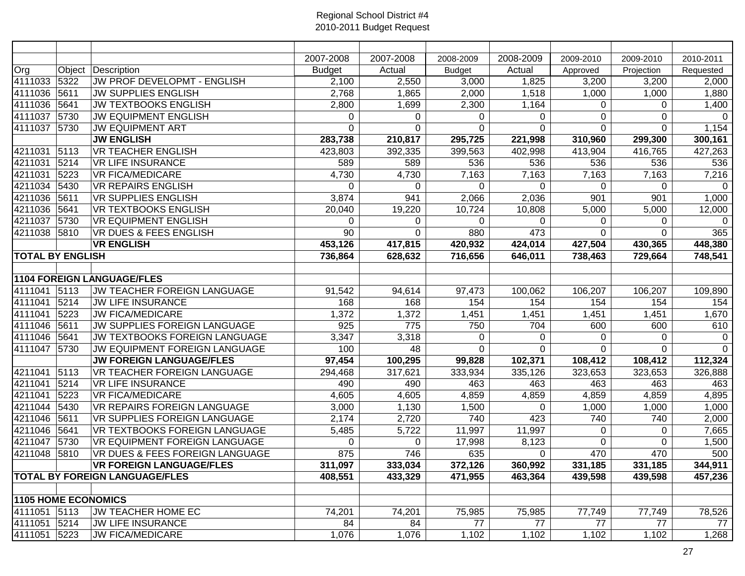Regional School District #4
2010-2011 Budget Request

| | | | | | | | | | |
|---|---|---|---|---|---|---|---|---|---|
| | | | 2007-2008 | 2007-2008 | 2008-2009 | 2008-2009 | 2009-2010 | 2009-2010 | 2010-2011 |
| Org | Object | Description | Budget | Actual | Budget | Actual | Approved | Projection | Requested |
| 4111033 | 5322 | JW PROF DEVELOPMT - ENGLISH | 2,100 | 2,550 | 3,000 | 1,825 | 3,200 | 3,200 | 2,000 |
| 4111036 | 5611 | JW SUPPLIES ENGLISH | 2,768 | 1,865 | 2,000 | 1,518 | 1,000 | 1,000 | 1,880 |
| 4111036 | 5641 | JW TEXTBOOKS ENGLISH | 2,800 | 1,699 | 2,300 | 1,164 | 0 | 0 | 1,400 |
| 4111037 | 5730 | JW EQUIPMENT ENGLISH | 0 | 0 | 0 | 0 | 0 | 0 | 0 |
| 4111037 | 5730 | JW EQUIPMENT ART | 0 | 0 | 0 | 0 | 0 | 0 | 1,154 |
| | | **JW ENGLISH** | **283,738** | **210,817** | **295,725** | **221,998** | **310,960** | **299,300** | **300,161** |
| 4211031 | 5113 | VR TEACHER ENGLISH | 423,803 | 392,335 | 399,563 | 402,998 | 413,904 | 416,765 | 427,263 |
| 4211031 | 5214 | VR LIFE INSURANCE | 589 | 589 | 536 | 536 | 536 | 536 | 536 |
| 4211031 | 5223 | VR FICA/MEDICARE | 4,730 | 4,730 | 7,163 | 7,163 | 7,163 | 7,163 | 7,216 |
| 4211034 | 5430 | VR REPAIRS ENGLISH | 0 | 0 | 0 | 0 | 0 | 0 | 0 |
| 4211036 | 5611 | VR SUPPLIES ENGLISH | 3,874 | 941 | 2,066 | 2,036 | 901 | 901 | 1,000 |
| 4211036 | 5641 | VR TEXTBOOKS ENGLISH | 20,040 | 19,220 | 10,724 | 10,808 | 5,000 | 5,000 | 12,000 |
| 4211037 | 5730 | VR EQUIPMENT ENGLISH | 0 | 0 | 0 | 0 | 0 | 0 | 0 |
| 4211038 | 5810 | VR DUES & FEES ENGLISH | 90 | 0 | 880 | 473 | 0 | 0 | 365 |
| | | **VR ENGLISH** | **453,126** | **417,815** | **420,932** | **424,014** | **427,504** | **430,365** | **448,380** |
| **TOTAL BY ENGLISH** | | | **736,864** | **628,632** | **716,656** | **646,011** | **738,463** | **729,664** | **748,541** |
| | | | | | | | | | |
| **1104 FOREIGN LANGUAGE/FLES** | | | | | | | | | |
| 4111041 | 5113 | JW TEACHER FOREIGN LANGUAGE | 91,542 | 94,614 | 97,473 | 100,062 | 106,207 | 106,207 | 109,890 |
| 4111041 | 5214 | JW LIFE INSURANCE | 168 | 168 | 154 | 154 | 154 | 154 | 154 |
| 4111041 | 5223 | JW FICA/MEDICARE | 1,372 | 1,372 | 1,451 | 1,451 | 1,451 | 1,451 | 1,670 |
| 4111046 | 5611 | JW SUPPLIES FOREIGN LANGUAGE | 925 | 775 | 750 | 704 | 600 | 600 | 610 |
| 4111046 | 5641 | JW TEXTBOOKS FOREIGN LANGUAGE | 3,347 | 3,318 | 0 | 0 | 0 | 0 | 0 |
| 4111047 | 5730 | JW EQUIPMENT FOREIGN LANGUAGE | 100 | 48 | 0 | 0 | 0 | 0 | 0 |
| | | **JW FOREIGN LANGUAGE/FLES** | **97,454** | **100,295** | **99,828** | **102,371** | **108,412** | **108,412** | **112,324** |
| 4211041 | 5113 | VR TEACHER FOREIGN LANGUAGE | 294,468 | 317,621 | 333,934 | 335,126 | 323,653 | 323,653 | 326,888 |
| 4211041 | 5214 | VR LIFE INSURANCE | 490 | 490 | 463 | 463 | 463 | 463 | 463 |
| 4211041 | 5223 | VR FICA/MEDICARE | 4,605 | 4,605 | 4,859 | 4,859 | 4,859 | 4,859 | 4,895 |
| 4211044 | 5430 | VR REPAIRS FOREIGN LANGUAGE | 3,000 | 1,130 | 1,500 | 0 | 1,000 | 1,000 | 1,000 |
| 4211046 | 5611 | VR SUPPLIES FOREIGN LANGUAGE | 2,174 | 2,720 | 740 | 423 | 740 | 740 | 2,000 |
| 4211046 | 5641 | VR TEXTBOOKS FOREIGN LANGUAGE | 5,485 | 5,722 | 11,997 | 11,997 | 0 | 0 | 7,665 |
| 4211047 | 5730 | VR EQUIPMENT FOREIGN LANGUAGE | 0 | 0 | 17,998 | 8,123 | 0 | 0 | 1,500 |
| 4211048 | 5810 | VR DUES & FEES FOREIGN LANGUAGE | 875 | 746 | 635 | 0 | 470 | 470 | 500 |
| | | **VR FOREIGN LANGUAGE/FLES** | **311,097** | **333,034** | **372,126** | **360,992** | **331,185** | **331,185** | **344,911** |
| **TOTAL BY FOREIGN LANGUAGE/FLES** | | | **408,551** | **433,329** | **471,955** | **463,364** | **439,598** | **439,598** | **457,236** |
| | | | | | | | | | |
| **1105 HOME ECONOMICS** | | | | | | | | | |
| 4111051 | 5113 | JW TEACHER HOME EC | 74,201 | 74,201 | 75,985 | 75,985 | 77,749 | 77,749 | 78,526 |
| 4111051 | 5214 | JW LIFE INSURANCE | 84 | 84 | 77 | 77 | 77 | 77 | 77 |
| 4111051 | 5223 | JW FICA/MEDICARE | 1,076 | 1,076 | 1,102 | 1,102 | 1,102 | 1,102 | 1,268 |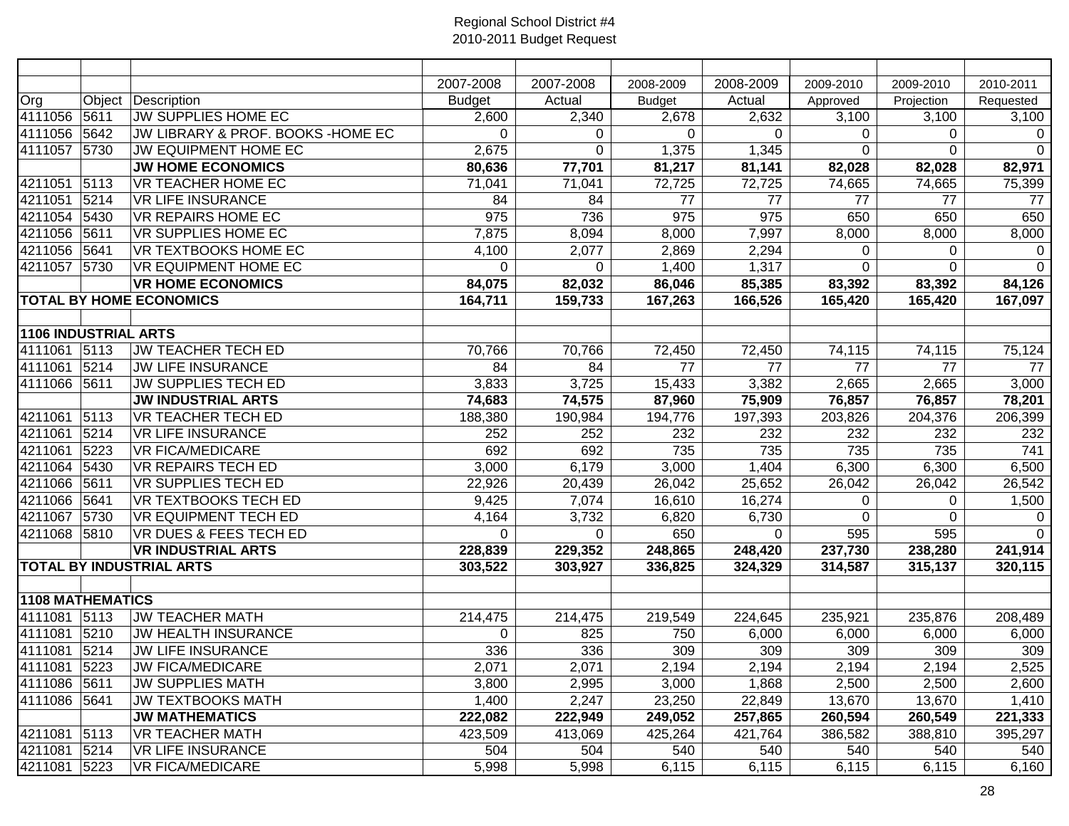Regional School District #4
2010-2011 Budget Request

| Org | Object | Description | 2007-2008 Budget | 2007-2008 Actual | 2008-2009 Budget | 2008-2009 Actual | 2009-2010 Approved | 2009-2010 Projection | 2010-2011 Requested |
|---|---|---|---|---|---|---|---|---|---|
| 4111056 | 5611 | JW SUPPLIES HOME EC | 2,600 | 2,340 | 2,678 | 2,632 | 3,100 | 3,100 | 3,100 |
| 4111056 | 5642 | JW LIBRARY & PROF. BOOKS -HOME EC | 0 | 0 | 0 | 0 | 0 | 0 | 0 |
| 4111057 | 5730 | JW EQUIPMENT HOME EC | 2,675 | 0 | 1,375 | 1,345 | 0 | 0 | 0 |
| | | **JW HOME ECONOMICS** | **80,636** | **77,701** | **81,217** | **81,141** | **82,028** | **82,028** | **82,971** |
| 4211051 | 5113 | VR TEACHER HOME EC | 71,041 | 71,041 | 72,725 | 72,725 | 74,665 | 74,665 | 75,399 |
| 4211051 | 5214 | VR LIFE INSURANCE | 84 | 84 | 77 | 77 | 77 | 77 | 77 |
| 4211054 | 5430 | VR REPAIRS HOME EC | 975 | 736 | 975 | 975 | 650 | 650 | 650 |
| 4211056 | 5611 | VR SUPPLIES HOME EC | 7,875 | 8,094 | 8,000 | 7,997 | 8,000 | 8,000 | 8,000 |
| 4211056 | 5641 | VR TEXTBOOKS HOME EC | 4,100 | 2,077 | 2,869 | 2,294 | 0 | 0 | 0 |
| 4211057 | 5730 | VR EQUIPMENT HOME EC | 0 | 0 | 1,400 | 1,317 | 0 | 0 | 0 |
| | | **VR HOME ECONOMICS** | **84,075** | **82,032** | **86,046** | **85,385** | **83,392** | **83,392** | **84,126** |
| **TOTAL BY HOME ECONOMICS** | | | **164,711** | **159,733** | **167,263** | **166,526** | **165,420** | **165,420** | **167,097** |
| | | | | | | | | | |
| **1106 INDUSTRIAL ARTS** | | | | | | | | | |
| 4111061 | 5113 | JW TEACHER TECH ED | 70,766 | 70,766 | 72,450 | 72,450 | 74,115 | 74,115 | 75,124 |
| 4111061 | 5214 | JW LIFE INSURANCE | 84 | 84 | 77 | 77 | 77 | 77 | 77 |
| 4111066 | 5611 | JW SUPPLIES TECH ED | 3,833 | 3,725 | 15,433 | 3,382 | 2,665 | 2,665 | 3,000 |
| | | **JW INDUSTRIAL ARTS** | **74,683** | **74,575** | **87,960** | **75,909** | **76,857** | **76,857** | **78,201** |
| 4211061 | 5113 | VR TEACHER TECH ED | 188,380 | 190,984 | 194,776 | 197,393 | 203,826 | 204,376 | 206,399 |
| 4211061 | 5214 | VR LIFE INSURANCE | 252 | 252 | 232 | 232 | 232 | 232 | 232 |
| 4211061 | 5223 | VR FICA/MEDICARE | 692 | 692 | 735 | 735 | 735 | 735 | 741 |
| 4211064 | 5430 | VR REPAIRS TECH ED | 3,000 | 6,179 | 3,000 | 1,404 | 6,300 | 6,300 | 6,500 |
| 4211066 | 5611 | VR SUPPLIES TECH ED | 22,926 | 20,439 | 26,042 | 25,652 | 26,042 | 26,042 | 26,542 |
| 4211066 | 5641 | VR TEXTBOOKS TECH ED | 9,425 | 7,074 | 16,610 | 16,274 | 0 | 0 | 1,500 |
| 4211067 | 5730 | VR EQUIPMENT TECH ED | 4,164 | 3,732 | 6,820 | 6,730 | 0 | 0 | 0 |
| 4211068 | 5810 | VR DUES & FEES TECH ED | 0 | 0 | 650 | 0 | 595 | 595 | 0 |
| | | **VR INDUSTRIAL ARTS** | **228,839** | **229,352** | **248,865** | **248,420** | **237,730** | **238,280** | **241,914** |
| **TOTAL BY INDUSTRIAL ARTS** | | | **303,522** | **303,927** | **336,825** | **324,329** | **314,587** | **315,137** | **320,115** |
| | | | | | | | | | |
| **1108 MATHEMATICS** | | | | | | | | | |
| 4111081 | 5113 | JW TEACHER MATH | 214,475 | 214,475 | 219,549 | 224,645 | 235,921 | 235,876 | 208,489 |
| 4111081 | 5210 | JW HEALTH INSURANCE | 0 | 825 | 750 | 6,000 | 6,000 | 6,000 | 6,000 |
| 4111081 | 5214 | JW LIFE INSURANCE | 336 | 336 | 309 | 309 | 309 | 309 | 309 |
| 4111081 | 5223 | JW FICA/MEDICARE | 2,071 | 2,071 | 2,194 | 2,194 | 2,194 | 2,194 | 2,525 |
| 4111086 | 5611 | JW SUPPLIES MATH | 3,800 | 2,995 | 3,000 | 1,868 | 2,500 | 2,500 | 2,600 |
| 4111086 | 5641 | JW TEXTBOOKS MATH | 1,400 | 2,247 | 23,250 | 22,849 | 13,670 | 13,670 | 1,410 |
| | | **JW MATHEMATICS** | **222,082** | **222,949** | **249,052** | **257,865** | **260,594** | **260,549** | **221,333** |
| 4211081 | 5113 | VR TEACHER MATH | 423,509 | 413,069 | 425,264 | 421,764 | 386,582 | 388,810 | 395,297 |
| 4211081 | 5214 | VR LIFE INSURANCE | 504 | 504 | 540 | 540 | 540 | 540 | 540 |
| 4211081 | 5223 | VR FICA/MEDICARE | 5,998 | 5,998 | 6,115 | 6,115 | 6,115 | 6,115 | 6,160 |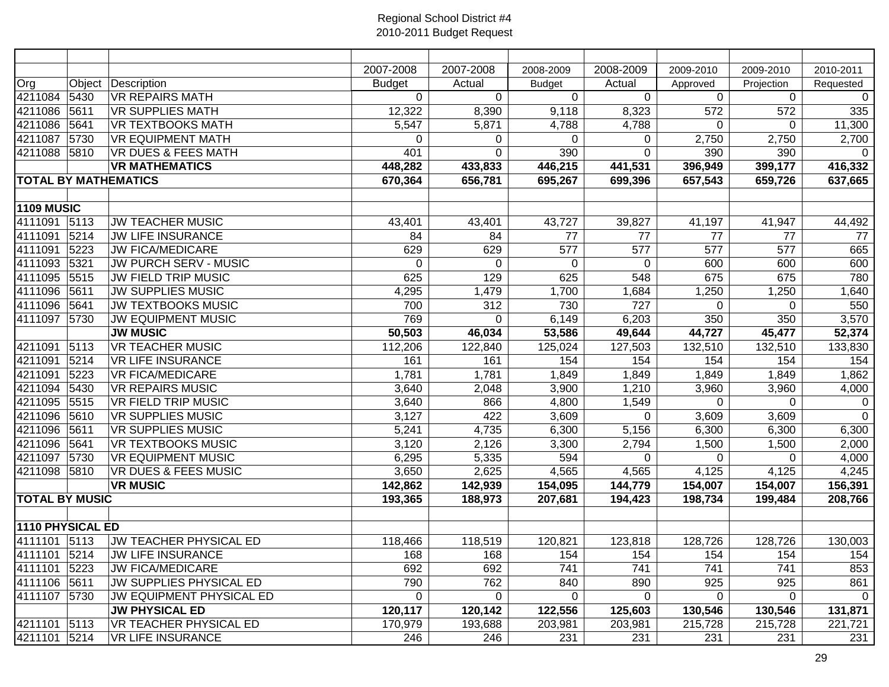Regional School District #4
2010-2011 Budget Request

| Org | Object | Description | 2007-2008 Budget | 2007-2008 Actual | 2008-2009 Budget | 2008-2009 Actual | 2009-2010 Approved | 2009-2010 Projection | 2010-2011 Requested |
|---|---|---|---|---|---|---|---|---|---|
| 4211084 | 5430 | VR REPAIRS MATH | 0 | 0 | 0 | 0 | 0 | 0 | 0 |
| 4211086 | 5611 | VR SUPPLIES MATH | 12,322 | 8,390 | 9,118 | 8,323 | 572 | 572 | 335 |
| 4211086 | 5641 | VR TEXTBOOKS MATH | 5,547 | 5,871 | 4,788 | 4,788 | 0 | 0 | 11,300 |
| 4211087 | 5730 | VR EQUIPMENT MATH | 0 | 0 | 0 | 0 | 2,750 | 2,750 | 2,700 |
| 4211088 | 5810 | VR DUES & FEES MATH | 401 | 0 | 390 | 0 | 390 | 390 | 0 |
| | | **VR MATHEMATICS** | **448,282** | **433,833** | **446,215** | **441,531** | **396,949** | **399,177** | **416,332** |
| **TOTAL BY MATHEMATICS** | | | **670,364** | **656,781** | **695,267** | **699,396** | **657,543** | **659,726** | **637,665** |
| | | | | | | | | | |
| **1109 MUSIC** | | | | | | | | | |
| 4111091 | 5113 | JW TEACHER MUSIC | 43,401 | 43,401 | 43,727 | 39,827 | 41,197 | 41,947 | 44,492 |
| 4111091 | 5214 | JW LIFE INSURANCE | 84 | 84 | 77 | 77 | 77 | 77 | 77 |
| 4111091 | 5223 | JW FICA/MEDICARE | 629 | 629 | 577 | 577 | 577 | 577 | 665 |
| 4111093 | 5321 | JW PURCH SERV - MUSIC | 0 | 0 | 0 | 0 | 600 | 600 | 600 |
| 4111095 | 5515 | JW FIELD TRIP MUSIC | 625 | 129 | 625 | 548 | 675 | 675 | 780 |
| 4111096 | 5611 | JW SUPPLIES MUSIC | 4,295 | 1,479 | 1,700 | 1,684 | 1,250 | 1,250 | 1,640 |
| 4111096 | 5641 | JW TEXTBOOKS MUSIC | 700 | 312 | 730 | 727 | 0 | 0 | 550 |
| 4111097 | 5730 | JW EQUIPMENT MUSIC | 769 | 0 | 6,149 | 6,203 | 350 | 350 | 3,570 |
| | | **JW MUSIC** | **50,503** | **46,034** | **53,586** | **49,644** | **44,727** | **45,477** | **52,374** |
| 4211091 | 5113 | VR TEACHER MUSIC | 112,206 | 122,840 | 125,024 | 127,503 | 132,510 | 132,510 | 133,830 |
| 4211091 | 5214 | VR LIFE INSURANCE | 161 | 161 | 154 | 154 | 154 | 154 | 154 |
| 4211091 | 5223 | VR FICA/MEDICARE | 1,781 | 1,781 | 1,849 | 1,849 | 1,849 | 1,849 | 1,862 |
| 4211094 | 5430 | VR REPAIRS MUSIC | 3,640 | 2,048 | 3,900 | 1,210 | 3,960 | 3,960 | 4,000 |
| 4211095 | 5515 | VR FIELD TRIP MUSIC | 3,640 | 866 | 4,800 | 1,549 | 0 | 0 | 0 |
| 4211096 | 5610 | VR SUPPLIES MUSIC | 3,127 | 422 | 3,609 | 0 | 3,609 | 3,609 | 0 |
| 4211096 | 5611 | VR SUPPLIES MUSIC | 5,241 | 4,735 | 6,300 | 5,156 | 6,300 | 6,300 | 6,300 |
| 4211096 | 5641 | VR TEXTBOOKS MUSIC | 3,120 | 2,126 | 3,300 | 2,794 | 1,500 | 1,500 | 2,000 |
| 4211097 | 5730 | VR EQUIPMENT MUSIC | 6,295 | 5,335 | 594 | 0 | 0 | 0 | 4,000 |
| 4211098 | 5810 | VR DUES & FEES MUSIC | 3,650 | 2,625 | 4,565 | 4,565 | 4,125 | 4,125 | 4,245 |
| | | **VR MUSIC** | **142,862** | **142,939** | **154,095** | **144,779** | **154,007** | **154,007** | **156,391** |
| **TOTAL BY MUSIC** | | | **193,365** | **188,973** | **207,681** | **194,423** | **198,734** | **199,484** | **208,766** |
| | | | | | | | | | |
| **1110 PHYSICAL ED** | | | | | | | | | |
| 4111101 | 5113 | JW TEACHER PHYSICAL ED | 118,466 | 118,519 | 120,821 | 123,818 | 128,726 | 128,726 | 130,003 |
| 4111101 | 5214 | JW LIFE INSURANCE | 168 | 168 | 154 | 154 | 154 | 154 | 154 |
| 4111101 | 5223 | JW FICA/MEDICARE | 692 | 692 | 741 | 741 | 741 | 741 | 853 |
| 4111106 | 5611 | JW SUPPLIES PHYSICAL ED | 790 | 762 | 840 | 890 | 925 | 925 | 861 |
| 4111107 | 5730 | JW EQUIPMENT PHYSICAL ED | 0 | 0 | 0 | 0 | 0 | 0 | 0 |
| | | **JW PHYSICAL ED** | **120,117** | **120,142** | **122,556** | **125,603** | **130,546** | **130,546** | **131,871** |
| 4211101 | 5113 | VR TEACHER PHYSICAL ED | 170,979 | 193,688 | 203,981 | 203,981 | 215,728 | 215,728 | 221,721 |
| 4211101 | 5214 | VR LIFE INSURANCE | 246 | 246 | 231 | 231 | 231 | 231 | 231 |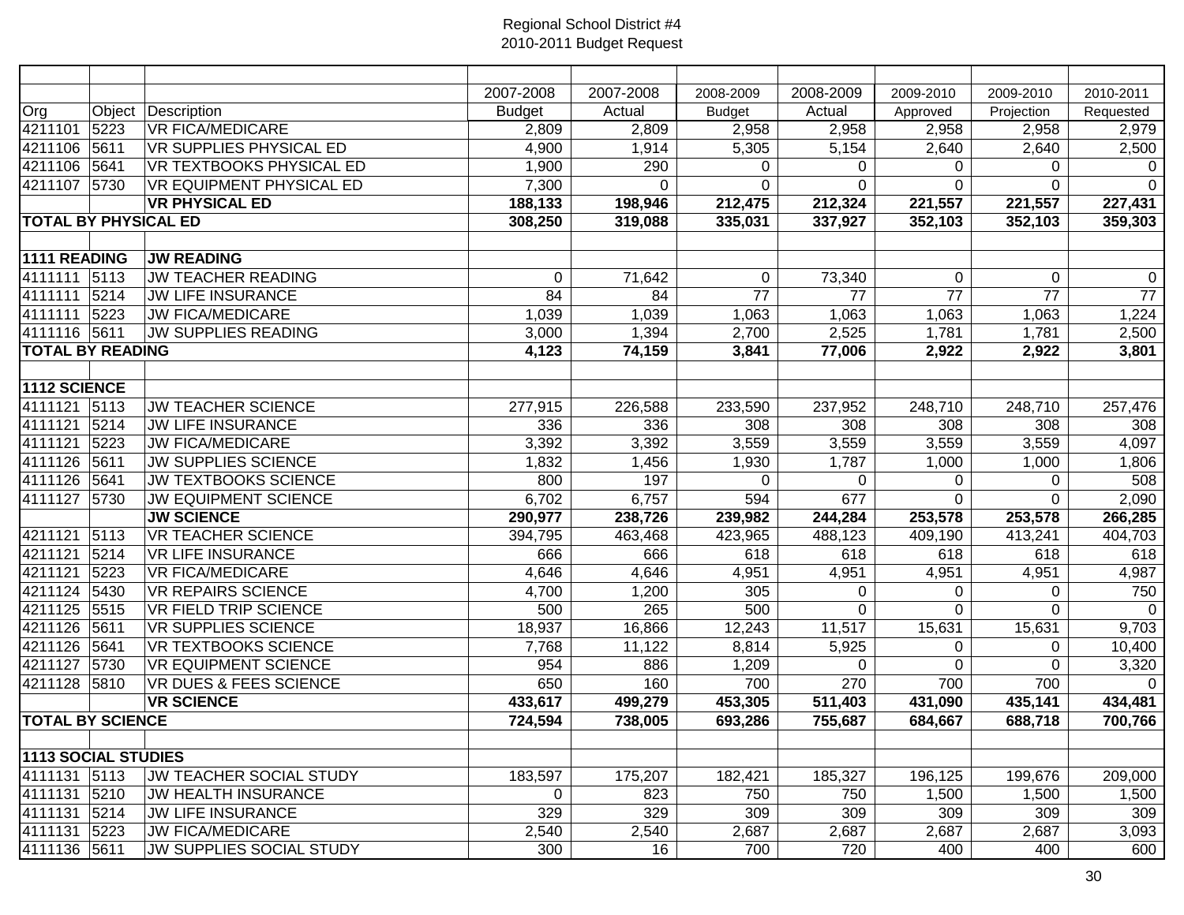Regional School District #4
2010-2011 Budget Request

| Org | Object | Description | 2007-2008 Budget | 2007-2008 Actual | 2008-2009 Budget | 2008-2009 Actual | 2009-2010 Approved | 2009-2010 Projection | 2010-2011 Requested |
|---|---|---|---|---|---|---|---|---|---|
| 4211101 | 5223 | VR FICA/MEDICARE | 2,809 | 2,809 | 2,958 | 2,958 | 2,958 | 2,958 | 2,979 |
| 4211106 | 5611 | VR SUPPLIES PHYSICAL ED | 4,900 | 1,914 | 5,305 | 5,154 | 2,640 | 2,640 | 2,500 |
| 4211106 | 5641 | VR TEXTBOOKS PHYSICAL ED | 1,900 | 290 | 0 | 0 | 0 | 0 | 0 |
| 4211107 | 5730 | VR EQUIPMENT PHYSICAL ED | 7,300 | 0 | 0 | 0 | 0 | 0 | 0 |
| | | **VR PHYSICAL ED** | **188,133** | **198,946** | **212,475** | **212,324** | **221,557** | **221,557** | **227,431** |
| **TOTAL BY PHYSICAL ED** | | | **308,250** | **319,088** | **335,031** | **337,927** | **352,103** | **352,103** | **359,303** |
| | | | | | | | | | |
| **1111 READING** | | **JW READING** | | | | | | | |
| 4111111 | 5113 | JW TEACHER READING | 0 | 71,642 | 0 | 73,340 | 0 | 0 | 0 |
| 4111111 | 5214 | JW LIFE INSURANCE | 84 | 84 | 77 | 77 | 77 | 77 | 77 |
| 4111111 | 5223 | JW FICA/MEDICARE | 1,039 | 1,039 | 1,063 | 1,063 | 1,063 | 1,063 | 1,224 |
| 4111116 | 5611 | JW SUPPLIES READING | 3,000 | 1,394 | 2,700 | 2,525 | 1,781 | 1,781 | 2,500 |
| **TOTAL BY READING** | | | **4,123** | **74,159** | **3,841** | **77,006** | **2,922** | **2,922** | **3,801** |
| | | | | | | | | | |
| **1112 SCIENCE** | | | | | | | | | |
| 4111121 | 5113 | JW TEACHER SCIENCE | 277,915 | 226,588 | 233,590 | 237,952 | 248,710 | 248,710 | 257,476 |
| 4111121 | 5214 | JW LIFE INSURANCE | 336 | 336 | 308 | 308 | 308 | 308 | 308 |
| 4111121 | 5223 | JW FICA/MEDICARE | 3,392 | 3,392 | 3,559 | 3,559 | 3,559 | 3,559 | 4,097 |
| 4111126 | 5611 | JW SUPPLIES SCIENCE | 1,832 | 1,456 | 1,930 | 1,787 | 1,000 | 1,000 | 1,806 |
| 4111126 | 5641 | JW TEXTBOOKS SCIENCE | 800 | 197 | 0 | 0 | 0 | 0 | 508 |
| 4111127 | 5730 | JW EQUIPMENT SCIENCE | 6,702 | 6,757 | 594 | 677 | 0 | 0 | 2,090 |
| | | **JW SCIENCE** | **290,977** | **238,726** | **239,982** | **244,284** | **253,578** | **253,578** | **266,285** |
| 4211121 | 5113 | VR TEACHER SCIENCE | 394,795 | 463,468 | 423,965 | 488,123 | 409,190 | 413,241 | 404,703 |
| 4211121 | 5214 | VR LIFE INSURANCE | 666 | 666 | 618 | 618 | 618 | 618 | 618 |
| 4211121 | 5223 | VR FICA/MEDICARE | 4,646 | 4,646 | 4,951 | 4,951 | 4,951 | 4,951 | 4,987 |
| 4211124 | 5430 | VR REPAIRS SCIENCE | 4,700 | 1,200 | 305 | 0 | 0 | 0 | 750 |
| 4211125 | 5515 | VR FIELD TRIP SCIENCE | 500 | 265 | 500 | 0 | 0 | 0 | 0 |
| 4211126 | 5611 | VR SUPPLIES SCIENCE | 18,937 | 16,866 | 12,243 | 11,517 | 15,631 | 15,631 | 9,703 |
| 4211126 | 5641 | VR TEXTBOOKS SCIENCE | 7,768 | 11,122 | 8,814 | 5,925 | 0 | 0 | 10,400 |
| 4211127 | 5730 | VR EQUIPMENT SCIENCE | 954 | 886 | 1,209 | 0 | 0 | 0 | 3,320 |
| 4211128 | 5810 | VR DUES & FEES SCIENCE | 650 | 160 | 700 | 270 | 700 | 700 | 0 |
| | | **VR SCIENCE** | **433,617** | **499,279** | **453,305** | **511,403** | **431,090** | **435,141** | **434,481** |
| **TOTAL BY SCIENCE** | | | **724,594** | **738,005** | **693,286** | **755,687** | **684,667** | **688,718** | **700,766** |
| | | | | | | | | | |
| **1113 SOCIAL STUDIES** | | | | | | | | | |
| 4111131 | 5113 | JW TEACHER SOCIAL STUDY | 183,597 | 175,207 | 182,421 | 185,327 | 196,125 | 199,676 | 209,000 |
| 4111131 | 5210 | JW HEALTH INSURANCE | 0 | 823 | 750 | 750 | 1,500 | 1,500 | 1,500 |
| 4111131 | 5214 | JW LIFE INSURANCE | 329 | 329 | 309 | 309 | 309 | 309 | 309 |
| 4111131 | 5223 | JW FICA/MEDICARE | 2,540 | 2,540 | 2,687 | 2,687 | 2,687 | 2,687 | 3,093 |
| 4111136 | 5611 | JW SUPPLIES SOCIAL STUDY | 300 | 16 | 700 | 720 | 400 | 400 | 600 |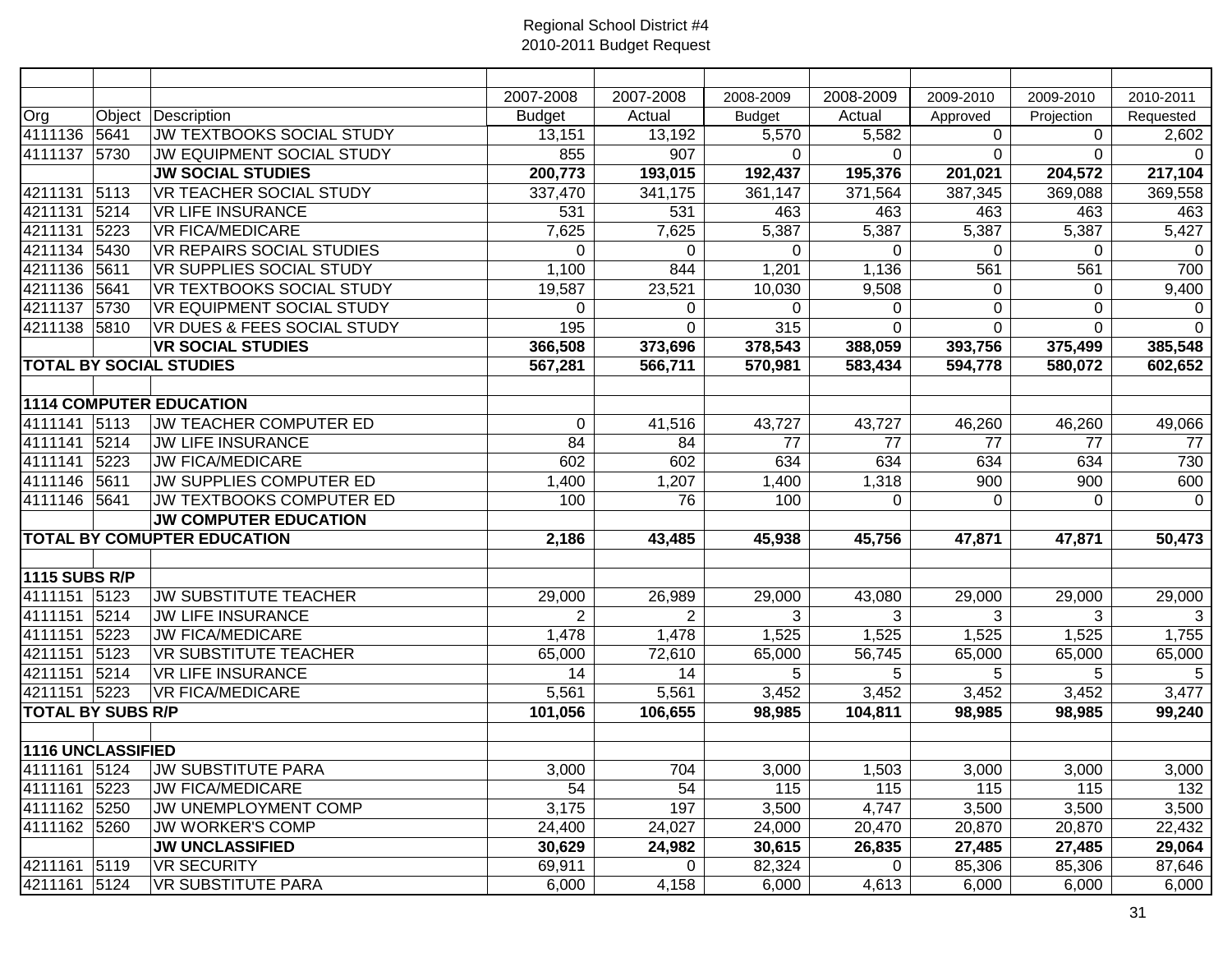Regional School District #4
2010-2011 Budget Request

| Org | Object | Description | 2007-2008 Budget | 2007-2008 Actual | 2008-2009 Budget | 2008-2009 Actual | 2009-2010 Approved | 2009-2010 Projection | 2010-2011 Requested |
|---|---|---|---|---|---|---|---|---|---|
| 4111136 | 5641 | JW TEXTBOOKS SOCIAL STUDY | 13,151 | 13,192 | 5,570 | 5,582 | 0 | 0 | 2,602 |
| 4111137 | 5730 | JW EQUIPMENT SOCIAL STUDY | 855 | 907 | 0 | 0 | 0 | 0 | 0 |
| | | **JW SOCIAL STUDIES** | **200,773** | **193,015** | **192,437** | **195,376** | **201,021** | **204,572** | **217,104** |
| 4211131 | 5113 | VR TEACHER SOCIAL STUDY | 337,470 | 341,175 | 361,147 | 371,564 | 387,345 | 369,088 | 369,558 |
| 4211131 | 5214 | VR LIFE INSURANCE | 531 | 531 | 463 | 463 | 463 | 463 | 463 |
| 4211131 | 5223 | VR FICA/MEDICARE | 7,625 | 7,625 | 5,387 | 5,387 | 5,387 | 5,387 | 5,427 |
| 4211134 | 5430 | VR REPAIRS SOCIAL STUDIES | 0 | 0 | 0 | 0 | 0 | 0 | 0 |
| 4211136 | 5611 | VR SUPPLIES SOCIAL STUDY | 1,100 | 844 | 1,201 | 1,136 | 561 | 561 | 700 |
| 4211136 | 5641 | VR TEXTBOOKS SOCIAL STUDY | 19,587 | 23,521 | 10,030 | 9,508 | 0 | 0 | 9,400 |
| 4211137 | 5730 | VR EQUIPMENT SOCIAL STUDY | 0 | 0 | 0 | 0 | 0 | 0 | 0 |
| 4211138 | 5810 | VR DUES & FEES SOCIAL STUDY | 195 | 0 | 315 | 0 | 0 | 0 | 0 |
| | | **VR SOCIAL STUDIES** | **366,508** | **373,696** | **378,543** | **388,059** | **393,756** | **375,499** | **385,548** |
| **TOTAL BY SOCIAL STUDIES** | | | **567,281** | **566,711** | **570,981** | **583,434** | **594,778** | **580,072** | **602,652** |
| | | | | | | | | | |
| **1114 COMPUTER EDUCATION** | | | | | | | | | |
| 4111141 | 5113 | JW TEACHER COMPUTER ED | 0 | 41,516 | 43,727 | 43,727 | 46,260 | 46,260 | 49,066 |
| 4111141 | 5214 | JW LIFE INSURANCE | 84 | 84 | 77 | 77 | 77 | 77 | 77 |
| 4111141 | 5223 | JW FICA/MEDICARE | 602 | 602 | 634 | 634 | 634 | 634 | 730 |
| 4111146 | 5611 | JW SUPPLIES COMPUTER ED | 1,400 | 1,207 | 1,400 | 1,318 | 900 | 900 | 600 |
| 4111146 | 5641 | JW TEXTBOOKS COMPUTER ED | 100 | 76 | 100 | 0 | 0 | 0 | 0 |
| | | **JW COMPUTER EDUCATION** | | | | | | | |
| **TOTAL BY COMUPTER EDUCATION** | | | **2,186** | **43,485** | **45,938** | **45,756** | **47,871** | **47,871** | **50,473** |
| | | | | | | | | | |
| **1115 SUBS R/P** | | | | | | | | | |
| 4111151 | 5123 | JW SUBSTITUTE TEACHER | 29,000 | 26,989 | 29,000 | 43,080 | 29,000 | 29,000 | 29,000 |
| 4111151 | 5214 | JW LIFE INSURANCE | 2 | 2 | 3 | 3 | 3 | 3 | 3 |
| 4111151 | 5223 | JW FICA/MEDICARE | 1,478 | 1,478 | 1,525 | 1,525 | 1,525 | 1,525 | 1,755 |
| 4211151 | 5123 | VR SUBSTITUTE TEACHER | 65,000 | 72,610 | 65,000 | 56,745 | 65,000 | 65,000 | 65,000 |
| 4211151 | 5214 | VR LIFE INSURANCE | 14 | 14 | 5 | 5 | 5 | 5 | 5 |
| 4211151 | 5223 | VR FICA/MEDICARE | 5,561 | 5,561 | 3,452 | 3,452 | 3,452 | 3,452 | 3,477 |
| **TOTAL BY SUBS R/P** | | | **101,056** | **106,655** | **98,985** | **104,811** | **98,985** | **98,985** | **99,240** |
| | | | | | | | | | |
| **1116 UNCLASSIFIED** | | | | | | | | | |
| 4111161 | 5124 | JW SUBSTITUTE PARA | 3,000 | 704 | 3,000 | 1,503 | 3,000 | 3,000 | 3,000 |
| 4111161 | 5223 | JW FICA/MEDICARE | 54 | 54 | 115 | 115 | 115 | 115 | 132 |
| 4111162 | 5250 | JW UNEMPLOYMENT COMP | 3,175 | 197 | 3,500 | 4,747 | 3,500 | 3,500 | 3,500 |
| 4111162 | 5260 | JW WORKER'S COMP | 24,400 | 24,027 | 24,000 | 20,470 | 20,870 | 20,870 | 22,432 |
| | | **JW UNCLASSIFIED** | **30,629** | **24,982** | **30,615** | **26,835** | **27,485** | **27,485** | **29,064** |
| 4211161 | 5119 | VR SECURITY | 69,911 | 0 | 82,324 | 0 | 85,306 | 85,306 | 87,646 |
| 4211161 | 5124 | VR SUBSTITUTE PARA | 6,000 | 4,158 | 6,000 | 4,613 | 6,000 | 6,000 | 6,000 |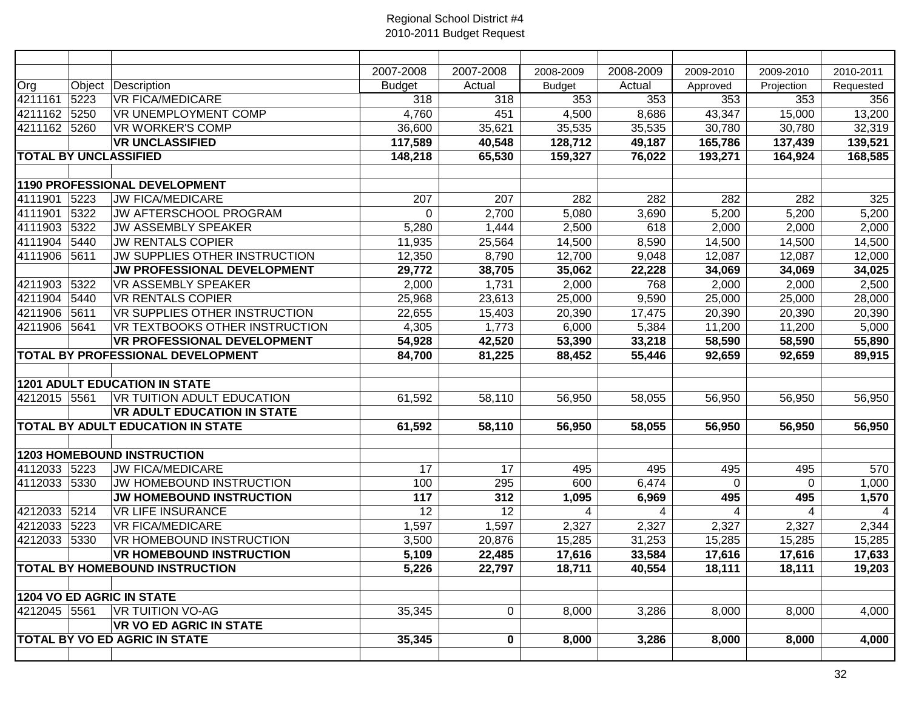Regional School District #4
2010-2011 Budget Request

| Org | Object | Description | 2007-2008 Budget | 2007-2008 Actual | 2008-2009 Budget | 2008-2009 Actual | 2009-2010 Approved | 2009-2010 Projection | 2010-2011 Requested |
|---|---|---|---|---|---|---|---|---|---|
| 4211161 | 5223 | VR FICA/MEDICARE | 318 | 318 | 353 | 353 | 353 | 353 | 356 |
| 4211162 | 5250 | VR UNEMPLOYMENT COMP | 4,760 | 451 | 4,500 | 8,686 | 43,347 | 15,000 | 13,200 |
| 4211162 | 5260 | VR WORKER'S COMP | 36,600 | 35,621 | 35,535 | 35,535 | 30,780 | 30,780 | 32,319 |
| | | **VR UNCLASSIFIED** | **117,589** | **40,548** | **128,712** | **49,187** | **165,786** | **137,439** | **139,521** |
| **TOTAL BY UNCLASSIFIED** | | | **148,218** | **65,530** | **159,327** | **76,022** | **193,271** | **164,924** | **168,585** |
| | | | | | | | | | |
| **1190 PROFESSIONAL DEVELOPMENT** | | | | | | | | | |
| 4111901 | 5223 | JW FICA/MEDICARE | 207 | 207 | 282 | 282 | 282 | 282 | 325 |
| 4111901 | 5322 | JW AFTERSCHOOL PROGRAM | 0 | 2,700 | 5,080 | 3,690 | 5,200 | 5,200 | 5,200 |
| 4111903 | 5322 | JW ASSEMBLY SPEAKER | 5,280 | 1,444 | 2,500 | 618 | 2,000 | 2,000 | 2,000 |
| 4111904 | 5440 | JW RENTALS COPIER | 11,935 | 25,564 | 14,500 | 8,590 | 14,500 | 14,500 | 14,500 |
| 4111906 | 5611 | JW SUPPLIES OTHER INSTRUCTION | 12,350 | 8,790 | 12,700 | 9,048 | 12,087 | 12,087 | 12,000 |
| | | **JW PROFESSIONAL DEVELOPMENT** | **29,772** | **38,705** | **35,062** | **22,228** | **34,069** | **34,069** | **34,025** |
| 4211903 | 5322 | VR ASSEMBLY SPEAKER | 2,000 | 1,731 | 2,000 | 768 | 2,000 | 2,000 | 2,500 |
| 4211904 | 5440 | VR RENTALS COPIER | 25,968 | 23,613 | 25,000 | 9,590 | 25,000 | 25,000 | 28,000 |
| 4211906 | 5611 | VR SUPPLIES OTHER INSTRUCTION | 22,655 | 15,403 | 20,390 | 17,475 | 20,390 | 20,390 | 20,390 |
| 4211906 | 5641 | VR TEXTBOOKS OTHER INSTRUCTION | 4,305 | 1,773 | 6,000 | 5,384 | 11,200 | 11,200 | 5,000 |
| | | **VR PROFESSIONAL DEVELOPMENT** | **54,928** | **42,520** | **53,390** | **33,218** | **58,590** | **58,590** | **55,890** |
| **TOTAL BY PROFESSIONAL DEVELOPMENT** | | | **84,700** | **81,225** | **88,452** | **55,446** | **92,659** | **92,659** | **89,915** |
| | | | | | | | | | |
| **1201 ADULT EDUCATION IN STATE** | | | | | | | | | |
| 4212015 | 5561 | VR TUITION ADULT EDUCATION | 61,592 | 58,110 | 56,950 | 58,055 | 56,950 | 56,950 | 56,950 |
| | | **VR ADULT EDUCATION IN STATE** | | | | | | | |
| **TOTAL BY ADULT EDUCATION IN STATE** | | | **61,592** | **58,110** | **56,950** | **58,055** | **56,950** | **56,950** | **56,950** |
| | | | | | | | | | |
| **1203 HOMEBOUND INSTRUCTION** | | | | | | | | | |
| 4112033 | 5223 | JW FICA/MEDICARE | 17 | 17 | 495 | 495 | 495 | 495 | 570 |
| 4112033 | 5330 | JW HOMEBOUND INSTRUCTION | 100 | 295 | 600 | 6,474 | 0 | 0 | 1,000 |
| | | **JW HOMEBOUND INSTRUCTION** | **117** | **312** | **1,095** | **6,969** | **495** | **495** | **1,570** |
| 4212033 | 5214 | VR LIFE INSURANCE | 12 | 12 | 4 | 4 | 4 | 4 | 4 |
| 4212033 | 5223 | VR FICA/MEDICARE | 1,597 | 1,597 | 2,327 | 2,327 | 2,327 | 2,327 | 2,344 |
| 4212033 | 5330 | VR HOMEBOUND INSTRUCTION | 3,500 | 20,876 | 15,285 | 31,253 | 15,285 | 15,285 | 15,285 |
| | | **VR HOMEBOUND INSTRUCTION** | **5,109** | **22,485** | **17,616** | **33,584** | **17,616** | **17,616** | **17,633** |
| **TOTAL BY HOMEBOUND INSTRUCTION** | | | **5,226** | **22,797** | **18,711** | **40,554** | **18,111** | **18,111** | **19,203** |
| | | | | | | | | | |
| **1204 VO ED AGRIC IN STATE** | | | | | | | | | |
| 4212045 | 5561 | VR TUITION VO-AG | 35,345 | 0 | 8,000 | 3,286 | 8,000 | 8,000 | 4,000 |
| | | **VR VO ED AGRIC IN STATE** | | | | | | | |
| **TOTAL BY VO ED AGRIC IN STATE** | | | **35,345** | **0** | **8,000** | **3,286** | **8,000** | **8,000** | **4,000** |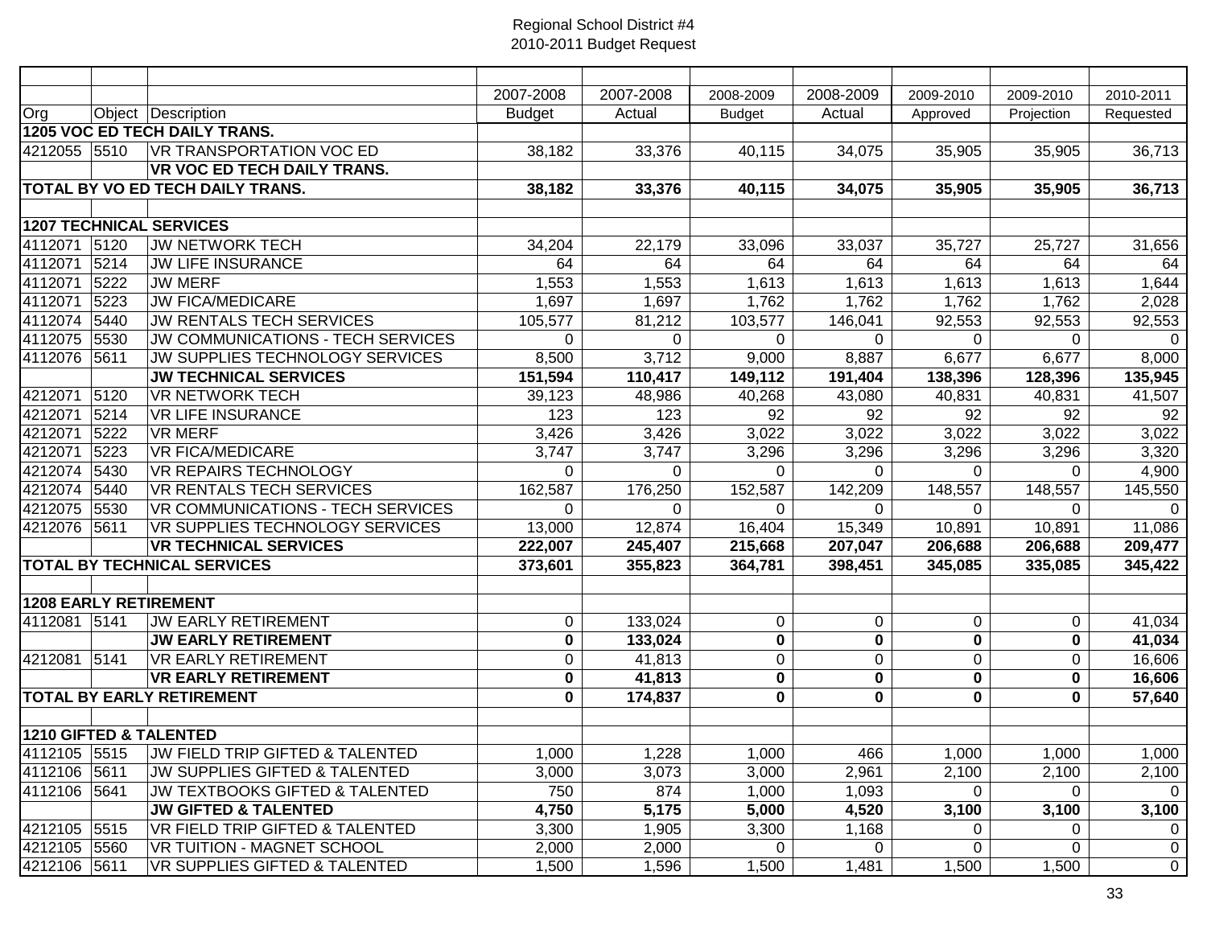Regional School District #4
2010-2011 Budget Request

| Org | Object | Description | 2007-2008 Budget | 2007-2008 Actual | 2008-2009 Budget | 2008-2009 Actual | 2009-2010 Approved | 2009-2010 Projection | 2010-2011 Requested |
|---|---|---|---|---|---|---|---|---|---|
| **1205 VOC ED TECH DAILY TRANS.** | | | | | | | | | |
| 4212055 | 5510 | VR TRANSPORTATION VOC ED | 38,182 | 33,376 | 40,115 | 34,075 | 35,905 | 35,905 | 36,713 |
| | | **VR VOC ED TECH DAILY TRANS.** | | | | | | | |
| **TOTAL BY VO ED TECH DAILY TRANS.** | | | **38,182** | **33,376** | **40,115** | **34,075** | **35,905** | **35,905** | **36,713** |
| | | | | | | | | | |
| **1207 TECHNICAL SERVICES** | | | | | | | | | |
| 4112071 | 5120 | JW NETWORK TECH | 34,204 | 22,179 | 33,096 | 33,037 | 35,727 | 25,727 | 31,656 |
| 4112071 | 5214 | JW LIFE INSURANCE | 64 | 64 | 64 | 64 | 64 | 64 | 64 |
| 4112071 | 5222 | JW MERF | 1,553 | 1,553 | 1,613 | 1,613 | 1,613 | 1,613 | 1,644 |
| 4112071 | 5223 | JW FICA/MEDICARE | 1,697 | 1,697 | 1,762 | 1,762 | 1,762 | 1,762 | 2,028 |
| 4112074 | 5440 | JW RENTALS TECH SERVICES | 105,577 | 81,212 | 103,577 | 146,041 | 92,553 | 92,553 | 92,553 |
| 4112075 | 5530 | JW COMMUNICATIONS - TECH SERVICES | 0 | 0 | 0 | 0 | 0 | 0 | 0 |
| 4112076 | 5611 | JW SUPPLIES TECHNOLOGY SERVICES | 8,500 | 3,712 | 9,000 | 8,887 | 6,677 | 6,677 | 8,000 |
| | | **JW TECHNICAL SERVICES** | **151,594** | **110,417** | **149,112** | **191,404** | **138,396** | **128,396** | **135,945** |
| 4212071 | 5120 | VR NETWORK TECH | 39,123 | 48,986 | 40,268 | 43,080 | 40,831 | 40,831 | 41,507 |
| 4212071 | 5214 | VR LIFE INSURANCE | 123 | 123 | 92 | 92 | 92 | 92 | 92 |
| 4212071 | 5222 | VR MERF | 3,426 | 3,426 | 3,022 | 3,022 | 3,022 | 3,022 | 3,022 |
| 4212071 | 5223 | VR FICA/MEDICARE | 3,747 | 3,747 | 3,296 | 3,296 | 3,296 | 3,296 | 3,320 |
| 4212074 | 5430 | VR REPAIRS TECHNOLOGY | 0 | 0 | 0 | 0 | 0 | 0 | 4,900 |
| 4212074 | 5440 | VR RENTALS TECH SERVICES | 162,587 | 176,250 | 152,587 | 142,209 | 148,557 | 148,557 | 145,550 |
| 4212075 | 5530 | VR COMMUNICATIONS - TECH SERVICES | 0 | 0 | 0 | 0 | 0 | 0 | 0 |
| 4212076 | 5611 | VR SUPPLIES TECHNOLOGY SERVICES | 13,000 | 12,874 | 16,404 | 15,349 | 10,891 | 10,891 | 11,086 |
| | | **VR TECHNICAL SERVICES** | **222,007** | **245,407** | **215,668** | **207,047** | **206,688** | **206,688** | **209,477** |
| **TOTAL BY TECHNICAL SERVICES** | | | **373,601** | **355,823** | **364,781** | **398,451** | **345,085** | **335,085** | **345,422** |
| | | | | | | | | | |
| **1208 EARLY RETIREMENT** | | | | | | | | | |
| 4112081 | 5141 | JW EARLY RETIREMENT | 0 | 133,024 | 0 | 0 | 0 | 0 | 41,034 |
| | | **JW EARLY RETIREMENT** | **0** | **133,024** | **0** | **0** | **0** | **0** | **41,034** |
| 4212081 | 5141 | VR EARLY RETIREMENT | 0 | 41,813 | 0 | 0 | 0 | 0 | 16,606 |
| | | **VR EARLY RETIREMENT** | **0** | **41,813** | **0** | **0** | **0** | **0** | **16,606** |
| **TOTAL BY EARLY RETIREMENT** | | | **0** | **174,837** | **0** | **0** | **0** | **0** | **57,640** |
| | | | | | | | | | |
| **1210 GIFTED & TALENTED** | | | | | | | | | |
| 4112105 | 5515 | JW FIELD TRIP GIFTED & TALENTED | 1,000 | 1,228 | 1,000 | 466 | 1,000 | 1,000 | 1,000 |
| 4112106 | 5611 | JW SUPPLIES GIFTED & TALENTED | 3,000 | 3,073 | 3,000 | 2,961 | 2,100 | 2,100 | 2,100 |
| 4112106 | 5641 | JW TEXTBOOKS GIFTED & TALENTED | 750 | 874 | 1,000 | 1,093 | 0 | 0 | 0 |
| | | **JW GIFTED & TALENTED** | **4,750** | **5,175** | **5,000** | **4,520** | **3,100** | **3,100** | **3,100** |
| 4212105 | 5515 | VR FIELD TRIP GIFTED & TALENTED | 3,300 | 1,905 | 3,300 | 1,168 | 0 | 0 | 0 |
| 4212105 | 5560 | VR TUITION - MAGNET SCHOOL | 2,000 | 2,000 | 0 | 0 | 0 | 0 | 0 |
| 4212106 | 5611 | VR SUPPLIES GIFTED & TALENTED | 1,500 | 1,596 | 1,500 | 1,481 | 1,500 | 1,500 | 0 |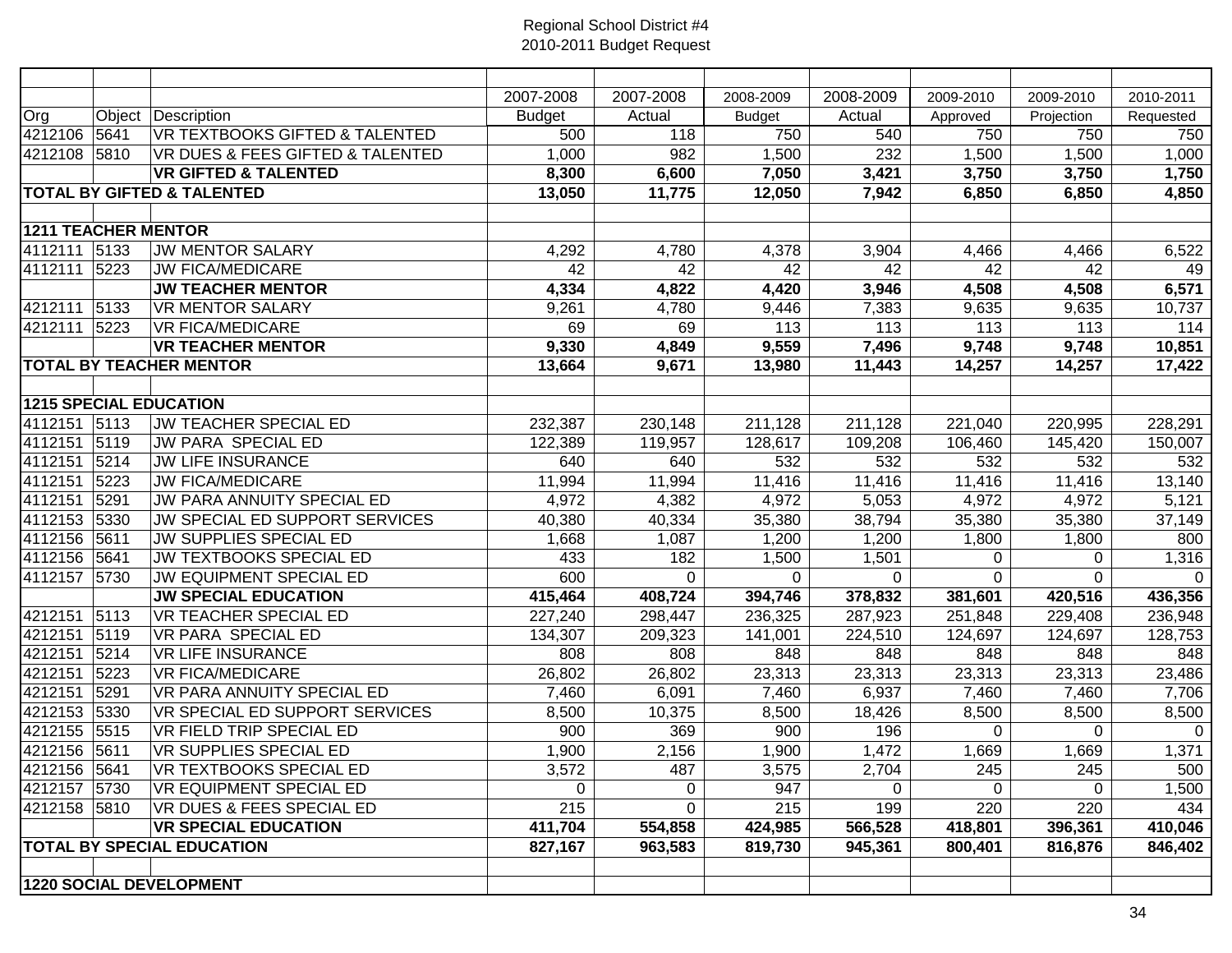Regional School District #4
2010-2011 Budget Request

| Org | Object | Description | 2007-2008 Budget | 2007-2008 Actual | 2008-2009 Budget | 2008-2009 Actual | 2009-2010 Approved | 2009-2010 Projection | 2010-2011 Requested |
|---|---|---|---|---|---|---|---|---|---|
| 4212106 | 5641 | VR TEXTBOOKS GIFTED & TALENTED | 500 | 118 | 750 | 540 | 750 | 750 | 750 |
| 4212108 | 5810 | VR DUES & FEES GIFTED & TALENTED | 1,000 | 982 | 1,500 | 232 | 1,500 | 1,500 | 1,000 |
| | | **VR GIFTED & TALENTED** | **8,300** | **6,600** | **7,050** | **3,421** | **3,750** | **3,750** | **1,750** |
| **TOTAL BY GIFTED & TALENTED** | | | **13,050** | **11,775** | **12,050** | **7,942** | **6,850** | **6,850** | **4,850** |
| | | | | | | | | | |
| **1211 TEACHER MENTOR** | | | | | | | | | |
| 4112111 | 5133 | JW MENTOR SALARY | 4,292 | 4,780 | 4,378 | 3,904 | 4,466 | 4,466 | 6,522 |
| 4112111 | 5223 | JW FICA/MEDICARE | 42 | 42 | 42 | 42 | 42 | 42 | 49 |
| | | **JW TEACHER MENTOR** | **4,334** | **4,822** | **4,420** | **3,946** | **4,508** | **4,508** | **6,571** |
| 4212111 | 5133 | VR MENTOR SALARY | 9,261 | 4,780 | 9,446 | 7,383 | 9,635 | 9,635 | 10,737 |
| 4212111 | 5223 | VR FICA/MEDICARE | 69 | 69 | 113 | 113 | 113 | 113 | 114 |
| | | **VR TEACHER MENTOR** | **9,330** | **4,849** | **9,559** | **7,496** | **9,748** | **9,748** | **10,851** |
| **TOTAL BY TEACHER MENTOR** | | | **13,664** | **9,671** | **13,980** | **11,443** | **14,257** | **14,257** | **17,422** |
| | | | | | | | | | |
| **1215 SPECIAL EDUCATION** | | | | | | | | | |
| 4112151 | 5113 | JW TEACHER SPECIAL ED | 232,387 | 230,148 | 211,128 | 211,128 | 221,040 | 220,995 | 228,291 |
| 4112151 | 5119 | JW PARA SPECIAL ED | 122,389 | 119,957 | 128,617 | 109,208 | 106,460 | 145,420 | 150,007 |
| 4112151 | 5214 | JW LIFE INSURANCE | 640 | 640 | 532 | 532 | 532 | 532 | 532 |
| 4112151 | 5223 | JW FICA/MEDICARE | 11,994 | 11,994 | 11,416 | 11,416 | 11,416 | 11,416 | 13,140 |
| 4112151 | 5291 | JW PARA ANNUITY SPECIAL ED | 4,972 | 4,382 | 4,972 | 5,053 | 4,972 | 4,972 | 5,121 |
| 4112153 | 5330 | JW SPECIAL ED SUPPORT SERVICES | 40,380 | 40,334 | 35,380 | 38,794 | 35,380 | 35,380 | 37,149 |
| 4112156 | 5611 | JW SUPPLIES SPECIAL ED | 1,668 | 1,087 | 1,200 | 1,200 | 1,800 | 1,800 | 800 |
| 4112156 | 5641 | JW TEXTBOOKS SPECIAL ED | 433 | 182 | 1,500 | 1,501 | 0 | 0 | 1,316 |
| 4112157 | 5730 | JW EQUIPMENT SPECIAL ED | 600 | 0 | 0 | 0 | 0 | 0 | 0 |
| | | **JW SPECIAL EDUCATION** | **415,464** | **408,724** | **394,746** | **378,832** | **381,601** | **420,516** | **436,356** |
| 4212151 | 5113 | VR TEACHER SPECIAL ED | 227,240 | 298,447 | 236,325 | 287,923 | 251,848 | 229,408 | 236,948 |
| 4212151 | 5119 | VR PARA SPECIAL ED | 134,307 | 209,323 | 141,001 | 224,510 | 124,697 | 124,697 | 128,753 |
| 4212151 | 5214 | VR LIFE INSURANCE | 808 | 808 | 848 | 848 | 848 | 848 | 848 |
| 4212151 | 5223 | VR FICA/MEDICARE | 26,802 | 26,802 | 23,313 | 23,313 | 23,313 | 23,313 | 23,486 |
| 4212151 | 5291 | VR PARA ANNUITY SPECIAL ED | 7,460 | 6,091 | 7,460 | 6,937 | 7,460 | 7,460 | 7,706 |
| 4212153 | 5330 | VR SPECIAL ED SUPPORT SERVICES | 8,500 | 10,375 | 8,500 | 18,426 | 8,500 | 8,500 | 8,500 |
| 4212155 | 5515 | VR FIELD TRIP SPECIAL ED | 900 | 369 | 900 | 196 | 0 | 0 | 0 |
| 4212156 | 5611 | VR SUPPLIES SPECIAL ED | 1,900 | 2,156 | 1,900 | 1,472 | 1,669 | 1,669 | 1,371 |
| 4212156 | 5641 | VR TEXTBOOKS SPECIAL ED | 3,572 | 487 | 3,575 | 2,704 | 245 | 245 | 500 |
| 4212157 | 5730 | VR EQUIPMENT SPECIAL ED | 0 | 0 | 947 | 0 | 0 | 0 | 1,500 |
| 4212158 | 5810 | VR DUES & FEES SPECIAL ED | 215 | 0 | 215 | 199 | 220 | 220 | 434 |
| | | **VR SPECIAL EDUCATION** | **411,704** | **554,858** | **424,985** | **566,528** | **418,801** | **396,361** | **410,046** |
| **TOTAL BY SPECIAL EDUCATION** | | | **827,167** | **963,583** | **819,730** | **945,361** | **800,401** | **816,876** | **846,402** |
| | | | | | | | | | |
| **1220 SOCIAL DEVELOPMENT** | | | | | | | | | |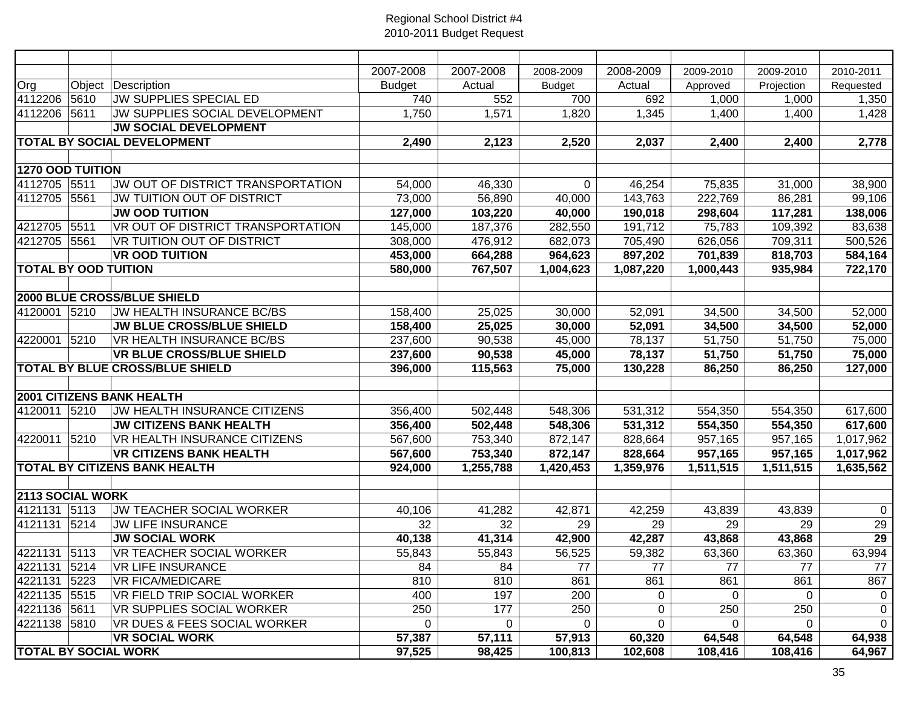Regional School District #4
2010-2011 Budget Request

| Org | Object | Description | 2007-2008 Budget | 2007-2008 Actual | 2008-2009 Budget | 2008-2009 Actual | 2009-2010 Approved | 2009-2010 Projection | 2010-2011 Requested |
|---|---|---|---|---|---|---|---|---|---|
| 4112206 | 5610 | JW SUPPLIES SPECIAL ED | 740 | 552 | 700 | 692 | 1,000 | 1,000 | 1,350 |
| 4112206 | 5611 | JW SUPPLIES SOCIAL DEVELOPMENT | 1,750 | 1,571 | 1,820 | 1,345 | 1,400 | 1,400 | 1,428 |
| | | **JW SOCIAL DEVELOPMENT** | | | | | | | |
| **TOTAL BY SOCIAL DEVELOPMENT** | | | **2,490** | **2,123** | **2,520** | **2,037** | **2,400** | **2,400** | **2,778** |
| | | | | | | | | | |
| **1270 OOD TUITION** | | | | | | | | | |
| 4112705 | 5511 | JW OUT OF DISTRICT TRANSPORTATION | 54,000 | 46,330 | 0 | 46,254 | 75,835 | 31,000 | 38,900 |
| 4112705 | 5561 | JW TUITION OUT OF DISTRICT | 73,000 | 56,890 | 40,000 | 143,763 | 222,769 | 86,281 | 99,106 |
| | | **JW OOD TUITION** | **127,000** | **103,220** | **40,000** | **190,018** | **298,604** | **117,281** | **138,006** |
| 4212705 | 5511 | VR OUT OF DISTRICT TRANSPORTATION | 145,000 | 187,376 | 282,550 | 191,712 | 75,783 | 109,392 | 83,638 |
| 4212705 | 5561 | VR TUITION OUT OF DISTRICT | 308,000 | 476,912 | 682,073 | 705,490 | 626,056 | 709,311 | 500,526 |
| | | **VR OOD TUITION** | **453,000** | **664,288** | **964,623** | **897,202** | **701,839** | **818,703** | **584,164** |
| **TOTAL BY OOD TUITION** | | | **580,000** | **767,507** | **1,004,623** | **1,087,220** | **1,000,443** | **935,984** | **722,170** |
| | | | | | | | | | |
| **2000 BLUE CROSS/BLUE SHIELD** | | | | | | | | | |
| 4120001 | 5210 | JW HEALTH INSURANCE BC/BS | 158,400 | 25,025 | 30,000 | 52,091 | 34,500 | 34,500 | 52,000 |
| | | **JW BLUE CROSS/BLUE SHIELD** | **158,400** | **25,025** | **30,000** | **52,091** | **34,500** | **34,500** | **52,000** |
| 4220001 | 5210 | VR HEALTH INSURANCE BC/BS | 237,600 | 90,538 | 45,000 | 78,137 | 51,750 | 51,750 | 75,000 |
| | | **VR BLUE CROSS/BLUE SHIELD** | **237,600** | **90,538** | **45,000** | **78,137** | **51,750** | **51,750** | **75,000** |
| **TOTAL BY BLUE CROSS/BLUE SHIELD** | | | **396,000** | **115,563** | **75,000** | **130,228** | **86,250** | **86,250** | **127,000** |
| | | | | | | | | | |
| **2001 CITIZENS BANK HEALTH** | | | | | | | | | |
| 4120011 | 5210 | JW HEALTH INSURANCE CITIZENS | 356,400 | 502,448 | 548,306 | 531,312 | 554,350 | 554,350 | 617,600 |
| | | **JW CITIZENS BANK HEALTH** | **356,400** | **502,448** | **548,306** | **531,312** | **554,350** | **554,350** | **617,600** |
| 4220011 | 5210 | VR HEALTH INSURANCE CITIZENS | 567,600 | 753,340 | 872,147 | 828,664 | 957,165 | 957,165 | 1,017,962 |
| | | **VR CITIZENS BANK HEALTH** | **567,600** | **753,340** | **872,147** | **828,664** | **957,165** | **957,165** | **1,017,962** |
| **TOTAL BY CITIZENS BANK HEALTH** | | | **924,000** | **1,255,788** | **1,420,453** | **1,359,976** | **1,511,515** | **1,511,515** | **1,635,562** |
| | | | | | | | | | |
| **2113 SOCIAL WORK** | | | | | | | | | |
| 4121131 | 5113 | JW TEACHER SOCIAL WORKER | 40,106 | 41,282 | 42,871 | 42,259 | 43,839 | 43,839 | 0 |
| 4121131 | 5214 | JW LIFE INSURANCE | 32 | 32 | 29 | 29 | 29 | 29 | 29 |
| | | **JW SOCIAL WORK** | **40,138** | **41,314** | **42,900** | **42,287** | **43,868** | **43,868** | **29** |
| 4221131 | 5113 | VR TEACHER SOCIAL WORKER | 55,843 | 55,843 | 56,525 | 59,382 | 63,360 | 63,360 | 63,994 |
| 4221131 | 5214 | VR LIFE INSURANCE | 84 | 84 | 77 | 77 | 77 | 77 | 77 |
| 4221131 | 5223 | VR FICA/MEDICARE | 810 | 810 | 861 | 861 | 861 | 861 | 867 |
| 4221135 | 5515 | VR FIELD TRIP SOCIAL WORKER | 400 | 197 | 200 | 0 | 0 | 0 | 0 |
| 4221136 | 5611 | VR SUPPLIES SOCIAL WORKER | 250 | 177 | 250 | 0 | 250 | 250 | 0 |
| 4221138 | 5810 | VR DUES & FEES SOCIAL WORKER | 0 | 0 | 0 | 0 | 0 | 0 | 0 |
| | | **VR SOCIAL WORK** | **57,387** | **57,111** | **57,913** | **60,320** | **64,548** | **64,548** | **64,938** |
| **TOTAL BY SOCIAL WORK** | | | **97,525** | **98,425** | **100,813** | **102,608** | **108,416** | **108,416** | **64,967** |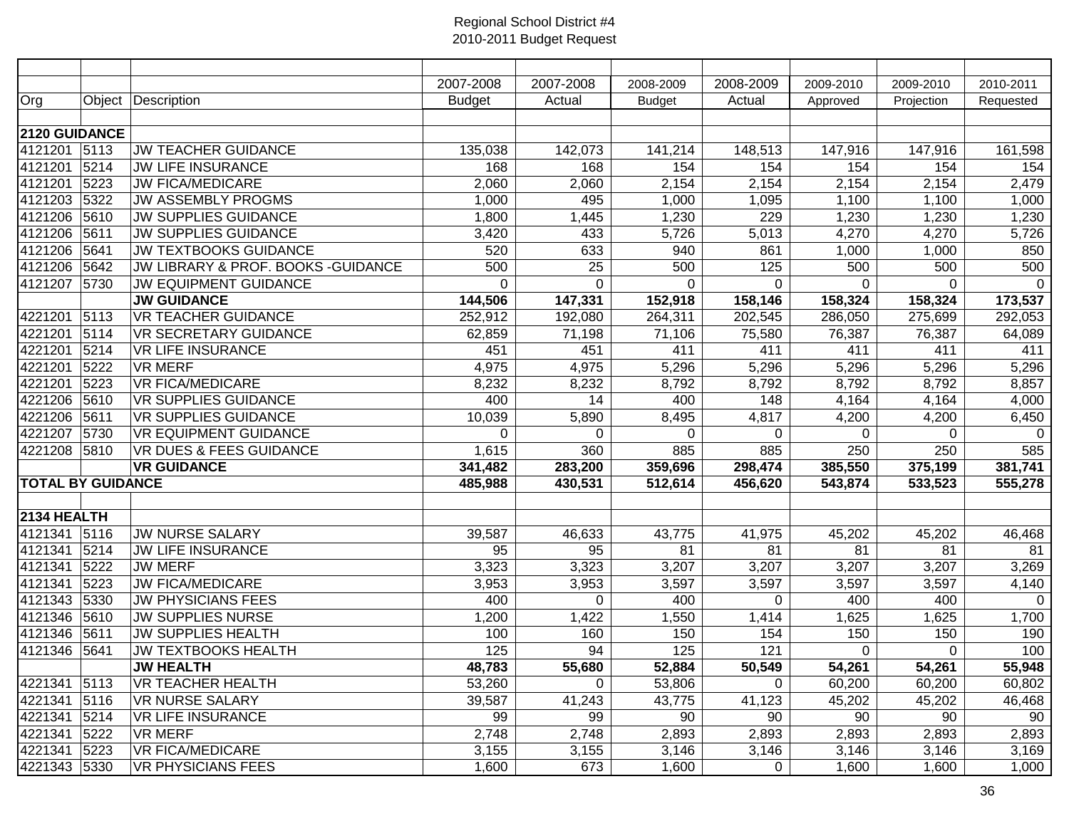Regional School District #4
2010-2011 Budget Request

| | | | 2007-2008 | 2007-2008 | 2008-2009 | 2008-2009 | 2009-2010 | 2009-2010 | 2010-2011 |
|---|---|---|---|---|---|---|---|---|---|
| Org | Object | Description | Budget | Actual | Budget | Actual | Approved | Projection | Requested |
| | | | | | | | | | |
| **2120 GUIDANCE** | | | | | | | | | |
| 4121201 | 5113 | JW TEACHER GUIDANCE | 135,038 | 142,073 | 141,214 | 148,513 | 147,916 | 147,916 | 161,598 |
| 4121201 | 5214 | JW LIFE INSURANCE | 168 | 168 | 154 | 154 | 154 | 154 | 154 |
| 4121201 | 5223 | JW FICA/MEDICARE | 2,060 | 2,060 | 2,154 | 2,154 | 2,154 | 2,154 | 2,479 |
| 4121203 | 5322 | JW ASSEMBLY PROGMS | 1,000 | 495 | 1,000 | 1,095 | 1,100 | 1,100 | 1,000 |
| 4121206 | 5610 | JW SUPPLIES GUIDANCE | 1,800 | 1,445 | 1,230 | 229 | 1,230 | 1,230 | 1,230 |
| 4121206 | 5611 | JW SUPPLIES GUIDANCE | 3,420 | 433 | 5,726 | 5,013 | 4,270 | 4,270 | 5,726 |
| 4121206 | 5641 | JW TEXTBOOKS GUIDANCE | 520 | 633 | 940 | 861 | 1,000 | 1,000 | 850 |
| 4121206 | 5642 | JW LIBRARY & PROF. BOOKS -GUIDANCE | 500 | 25 | 500 | 125 | 500 | 500 | 500 |
| 4121207 | 5730 | JW EQUIPMENT GUIDANCE | 0 | 0 | 0 | 0 | 0 | 0 | 0 |
| | | **JW GUIDANCE** | **144,506** | **147,331** | **152,918** | **158,146** | **158,324** | **158,324** | **173,537** |
| 4221201 | 5113 | VR TEACHER GUIDANCE | 252,912 | 192,080 | 264,311 | 202,545 | 286,050 | 275,699 | 292,053 |
| 4221201 | 5114 | VR SECRETARY GUIDANCE | 62,859 | 71,198 | 71,106 | 75,580 | 76,387 | 76,387 | 64,089 |
| 4221201 | 5214 | VR LIFE INSURANCE | 451 | 451 | 411 | 411 | 411 | 411 | 411 |
| 4221201 | 5222 | VR MERF | 4,975 | 4,975 | 5,296 | 5,296 | 5,296 | 5,296 | 5,296 |
| 4221201 | 5223 | VR FICA/MEDICARE | 8,232 | 8,232 | 8,792 | 8,792 | 8,792 | 8,792 | 8,857 |
| 4221206 | 5610 | VR SUPPLIES GUIDANCE | 400 | 14 | 400 | 148 | 4,164 | 4,164 | 4,000 |
| 4221206 | 5611 | VR SUPPLIES GUIDANCE | 10,039 | 5,890 | 8,495 | 4,817 | 4,200 | 4,200 | 6,450 |
| 4221207 | 5730 | VR EQUIPMENT GUIDANCE | 0 | 0 | 0 | 0 | 0 | 0 | 0 |
| 4221208 | 5810 | VR DUES & FEES GUIDANCE | 1,615 | 360 | 885 | 885 | 250 | 250 | 585 |
| | | **VR GUIDANCE** | **341,482** | **283,200** | **359,696** | **298,474** | **385,550** | **375,199** | **381,741** |
| **TOTAL BY GUIDANCE** | | | **485,988** | **430,531** | **512,614** | **456,620** | **543,874** | **533,523** | **555,278** |
| | | | | | | | | | |
| **2134 HEALTH** | | | | | | | | | |
| 4121341 | 5116 | JW NURSE SALARY | 39,587 | 46,633 | 43,775 | 41,975 | 45,202 | 45,202 | 46,468 |
| 4121341 | 5214 | JW LIFE INSURANCE | 95 | 95 | 81 | 81 | 81 | 81 | 81 |
| 4121341 | 5222 | JW MERF | 3,323 | 3,323 | 3,207 | 3,207 | 3,207 | 3,207 | 3,269 |
| 4121341 | 5223 | JW FICA/MEDICARE | 3,953 | 3,953 | 3,597 | 3,597 | 3,597 | 3,597 | 4,140 |
| 4121343 | 5330 | JW PHYSICIANS FEES | 400 | 0 | 400 | 0 | 400 | 400 | 0 |
| 4121346 | 5610 | JW SUPPLIES NURSE | 1,200 | 1,422 | 1,550 | 1,414 | 1,625 | 1,625 | 1,700 |
| 4121346 | 5611 | JW SUPPLIES HEALTH | 100 | 160 | 150 | 154 | 150 | 150 | 190 |
| 4121346 | 5641 | JW TEXTBOOKS HEALTH | 125 | 94 | 125 | 121 | 0 | 0 | 100 |
| | | **JW HEALTH** | **48,783** | **55,680** | **52,884** | **50,549** | **54,261** | **54,261** | **55,948** |
| 4221341 | 5113 | VR TEACHER HEALTH | 53,260 | 0 | 53,806 | 0 | 60,200 | 60,200 | 60,802 |
| 4221341 | 5116 | VR NURSE SALARY | 39,587 | 41,243 | 43,775 | 41,123 | 45,202 | 45,202 | 46,468 |
| 4221341 | 5214 | VR LIFE INSURANCE | 99 | 99 | 90 | 90 | 90 | 90 | 90 |
| 4221341 | 5222 | VR MERF | 2,748 | 2,748 | 2,893 | 2,893 | 2,893 | 2,893 | 2,893 |
| 4221341 | 5223 | VR FICA/MEDICARE | 3,155 | 3,155 | 3,146 | 3,146 | 3,146 | 3,146 | 3,169 |
| 4221343 | 5330 | VR PHYSICIANS FEES | 1,600 | 673 | 1,600 | 0 | 1,600 | 1,600 | 1,000 |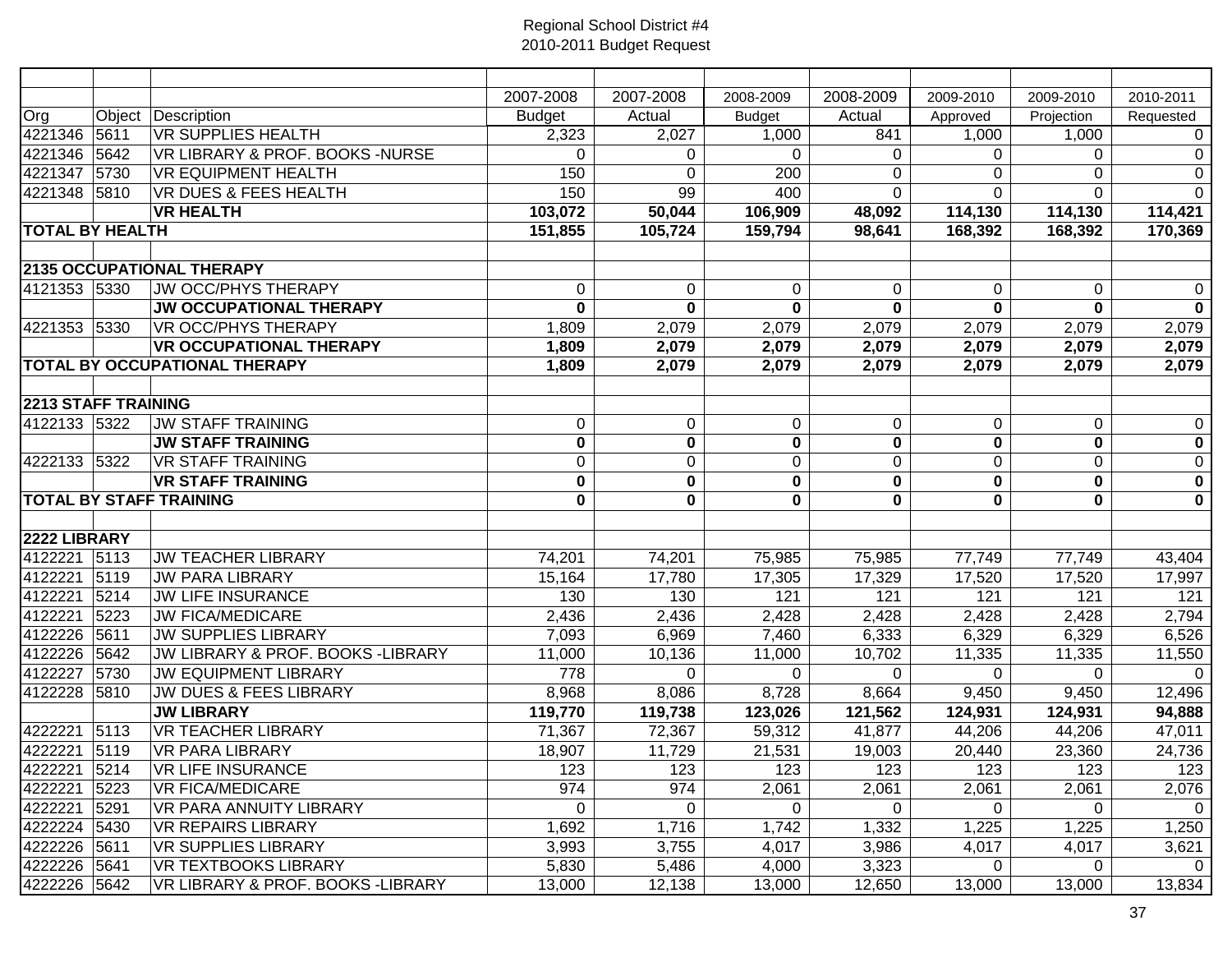Regional School District #4
2010-2011 Budget Request

| Org | Object | Description | 2007-2008 Budget | 2007-2008 Actual | 2008-2009 Budget | 2008-2009 Actual | 2009-2010 Approved | 2009-2010 Projection | 2010-2011 Requested |
|---|---|---|---|---|---|---|---|---|---|
| 4221346 | 5611 | VR SUPPLIES HEALTH | 2,323 | 2,027 | 1,000 | 841 | 1,000 | 1,000 | 0 |
| 4221346 | 5642 | VR LIBRARY & PROF. BOOKS -NURSE | 0 | 0 | 0 | 0 | 0 | 0 | 0 |
| 4221347 | 5730 | VR EQUIPMENT HEALTH | 150 | 0 | 200 | 0 | 0 | 0 | 0 |
| 4221348 | 5810 | VR DUES & FEES HEALTH | 150 | 99 | 400 | 0 | 0 | 0 | 0 |
| | | **VR HEALTH** | **103,072** | **50,044** | **106,909** | **48,092** | **114,130** | **114,130** | **114,421** |
| **TOTAL BY HEALTH** | | | **151,855** | **105,724** | **159,794** | **98,641** | **168,392** | **168,392** | **170,369** |
| | | | | | | | | | |
| **2135 OCCUPATIONAL THERAPY** | | | | | | | | | |
| 4121353 | 5330 | JW OCC/PHYS THERAPY | 0 | 0 | 0 | 0 | 0 | 0 | 0 |
| | | **JW OCCUPATIONAL THERAPY** | **0** | **0** | **0** | **0** | **0** | **0** | **0** |
| 4221353 | 5330 | VR OCC/PHYS THERAPY | 1,809 | 2,079 | 2,079 | 2,079 | 2,079 | 2,079 | 2,079 |
| | | **VR OCCUPATIONAL THERAPY** | **1,809** | **2,079** | **2,079** | **2,079** | **2,079** | **2,079** | **2,079** |
| **TOTAL BY OCCUPATIONAL THERAPY** | | | **1,809** | **2,079** | **2,079** | **2,079** | **2,079** | **2,079** | **2,079** |
| | | | | | | | | | |
| **2213 STAFF TRAINING** | | | | | | | | | |
| 4122133 | 5322 | JW STAFF TRAINING | 0 | 0 | 0 | 0 | 0 | 0 | 0 |
| | | **JW STAFF TRAINING** | **0** | **0** | **0** | **0** | **0** | **0** | **0** |
| 4222133 | 5322 | VR STAFF TRAINING | 0 | 0 | 0 | 0 | 0 | 0 | 0 |
| | | **VR STAFF TRAINING** | **0** | **0** | **0** | **0** | **0** | **0** | **0** |
| **TOTAL BY STAFF TRAINING** | | | **0** | **0** | **0** | **0** | **0** | **0** | **0** |
| | | | | | | | | | |
| **2222 LIBRARY** | | | | | | | | | |
| 4122221 | 5113 | JW TEACHER LIBRARY | 74,201 | 74,201 | 75,985 | 75,985 | 77,749 | 77,749 | 43,404 |
| 4122221 | 5119 | JW PARA LIBRARY | 15,164 | 17,780 | 17,305 | 17,329 | 17,520 | 17,520 | 17,997 |
| 4122221 | 5214 | JW LIFE INSURANCE | 130 | 130 | 121 | 121 | 121 | 121 | 121 |
| 4122221 | 5223 | JW FICA/MEDICARE | 2,436 | 2,436 | 2,428 | 2,428 | 2,428 | 2,428 | 2,794 |
| 4122226 | 5611 | JW SUPPLIES LIBRARY | 7,093 | 6,969 | 7,460 | 6,333 | 6,329 | 6,329 | 6,526 |
| 4122226 | 5642 | JW LIBRARY & PROF. BOOKS -LIBRARY | 11,000 | 10,136 | 11,000 | 10,702 | 11,335 | 11,335 | 11,550 |
| 4122227 | 5730 | JW EQUIPMENT LIBRARY | 778 | 0 | 0 | 0 | 0 | 0 | 0 |
| 4122228 | 5810 | JW DUES & FEES LIBRARY | 8,968 | 8,086 | 8,728 | 8,664 | 9,450 | 9,450 | 12,496 |
| | | **JW LIBRARY** | **119,770** | **119,738** | **123,026** | **121,562** | **124,931** | **124,931** | **94,888** |
| 4222221 | 5113 | VR TEACHER LIBRARY | 71,367 | 72,367 | 59,312 | 41,877 | 44,206 | 44,206 | 47,011 |
| 4222221 | 5119 | VR PARA LIBRARY | 18,907 | 11,729 | 21,531 | 19,003 | 20,440 | 23,360 | 24,736 |
| 4222221 | 5214 | VR LIFE INSURANCE | 123 | 123 | 123 | 123 | 123 | 123 | 123 |
| 4222221 | 5223 | VR FICA/MEDICARE | 974 | 974 | 2,061 | 2,061 | 2,061 | 2,061 | 2,076 |
| 4222221 | 5291 | VR PARA ANNUITY LIBRARY | 0 | 0 | 0 | 0 | 0 | 0 | 0 |
| 4222224 | 5430 | VR REPAIRS LIBRARY | 1,692 | 1,716 | 1,742 | 1,332 | 1,225 | 1,225 | 1,250 |
| 4222226 | 5611 | VR SUPPLIES LIBRARY | 3,993 | 3,755 | 4,017 | 3,986 | 4,017 | 4,017 | 3,621 |
| 4222226 | 5641 | VR TEXTBOOKS LIBRARY | 5,830 | 5,486 | 4,000 | 3,323 | 0 | 0 | 0 |
| 4222226 | 5642 | VR LIBRARY & PROF. BOOKS -LIBRARY | 13,000 | 12,138 | 13,000 | 12,650 | 13,000 | 13,000 | 13,834 |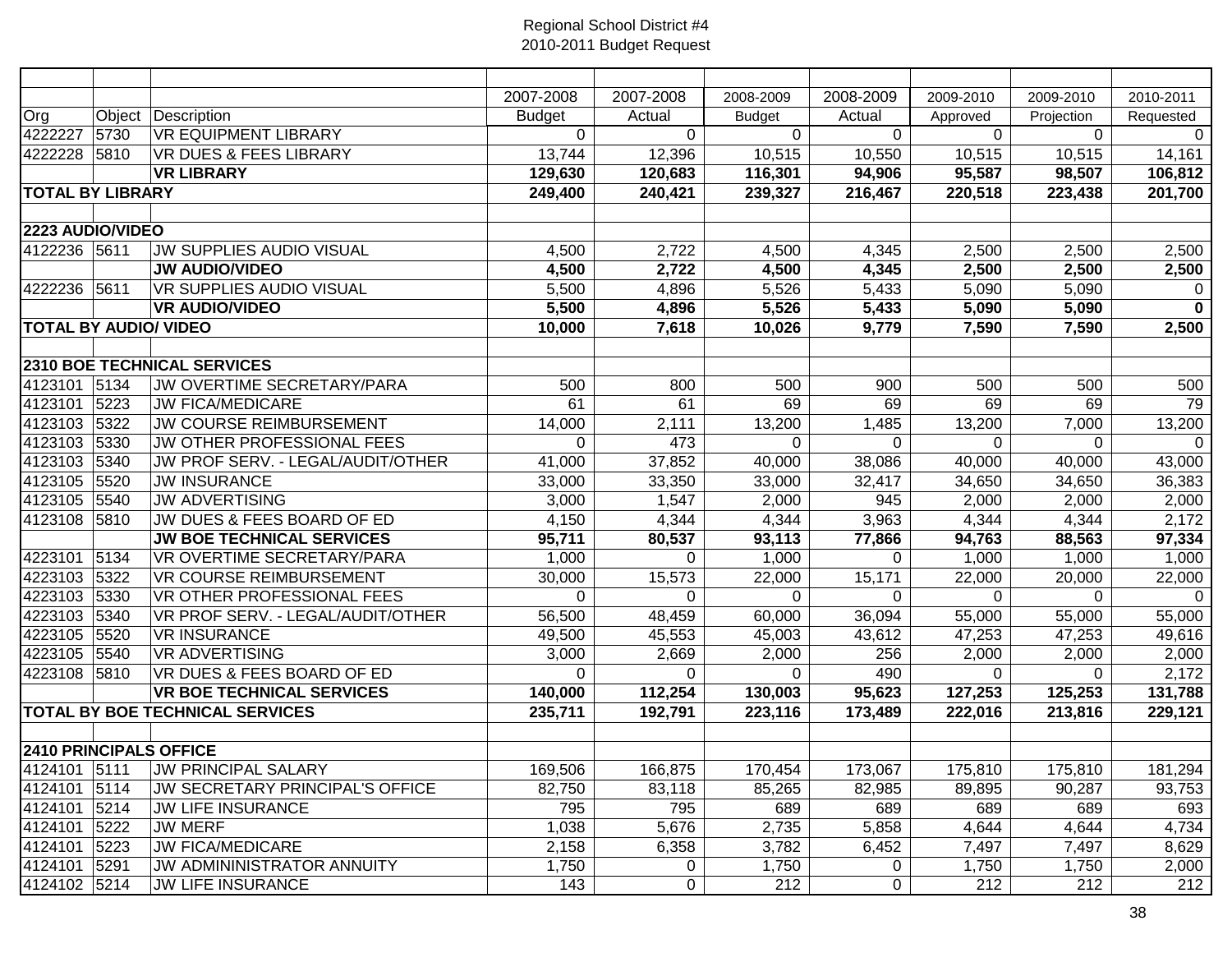Regional School District #4
2010-2011 Budget Request

| Org | Object | Description | 2007-2008 Budget | 2007-2008 Actual | 2008-2009 Budget | 2008-2009 Actual | 2009-2010 Approved | 2009-2010 Projection | 2010-2011 Requested |
|---|---|---|---|---|---|---|---|---|---|
| 4222227 | 5730 | VR EQUIPMENT LIBRARY | 0 | 0 | 0 | 0 | 0 | 0 | 0 |
| 4222228 | 5810 | VR DUES & FEES LIBRARY | 13,744 | 12,396 | 10,515 | 10,550 | 10,515 | 10,515 | 14,161 |
| | | **VR LIBRARY** | **129,630** | **120,683** | **116,301** | **94,906** | **95,587** | **98,507** | **106,812** |
| **TOTAL BY LIBRARY** | | | **249,400** | **240,421** | **239,327** | **216,467** | **220,518** | **223,438** | **201,700** |
| | | | | | | | | | |
| **2223 AUDIO/VIDEO** | | | | | | | | | |
| 4122236 | 5611 | JW SUPPLIES AUDIO VISUAL | 4,500 | 2,722 | 4,500 | 4,345 | 2,500 | 2,500 | 2,500 |
| | | **JW AUDIO/VIDEO** | **4,500** | **2,722** | **4,500** | **4,345** | **2,500** | **2,500** | **2,500** |
| 4222236 | 5611 | VR SUPPLIES AUDIO VISUAL | 5,500 | 4,896 | 5,526 | 5,433 | 5,090 | 5,090 | 0 |
| | | **VR AUDIO/VIDEO** | **5,500** | **4,896** | **5,526** | **5,433** | **5,090** | **5,090** | **0** |
| **TOTAL BY AUDIO/ VIDEO** | | | **10,000** | **7,618** | **10,026** | **9,779** | **7,590** | **7,590** | **2,500** |
| | | | | | | | | | |
| **2310 BOE TECHNICAL SERVICES** | | | | | | | | | |
| 4123101 | 5134 | JW OVERTIME SECRETARY/PARA | 500 | 800 | 500 | 900 | 500 | 500 | 500 |
| 4123101 | 5223 | JW FICA/MEDICARE | 61 | 61 | 69 | 69 | 69 | 69 | 79 |
| 4123103 | 5322 | JW COURSE REIMBURSEMENT | 14,000 | 2,111 | 13,200 | 1,485 | 13,200 | 7,000 | 13,200 |
| 4123103 | 5330 | JW OTHER PROFESSIONAL FEES | 0 | 473 | 0 | 0 | 0 | 0 | 0 |
| 4123103 | 5340 | JW PROF SERV. - LEGAL/AUDIT/OTHER | 41,000 | 37,852 | 40,000 | 38,086 | 40,000 | 40,000 | 43,000 |
| 4123105 | 5520 | JW INSURANCE | 33,000 | 33,350 | 33,000 | 32,417 | 34,650 | 34,650 | 36,383 |
| 4123105 | 5540 | JW ADVERTISING | 3,000 | 1,547 | 2,000 | 945 | 2,000 | 2,000 | 2,000 |
| 4123108 | 5810 | JW DUES & FEES BOARD OF ED | 4,150 | 4,344 | 4,344 | 3,963 | 4,344 | 4,344 | 2,172 |
| | | **JW BOE TECHNICAL SERVICES** | **95,711** | **80,537** | **93,113** | **77,866** | **94,763** | **88,563** | **97,334** |
| 4223101 | 5134 | VR OVERTIME SECRETARY/PARA | 1,000 | 0 | 1,000 | 0 | 1,000 | 1,000 | 1,000 |
| 4223103 | 5322 | VR COURSE REIMBURSEMENT | 30,000 | 15,573 | 22,000 | 15,171 | 22,000 | 20,000 | 22,000 |
| 4223103 | 5330 | VR OTHER PROFESSIONAL FEES | 0 | 0 | 0 | 0 | 0 | 0 | 0 |
| 4223103 | 5340 | VR PROF SERV. - LEGAL/AUDIT/OTHER | 56,500 | 48,459 | 60,000 | 36,094 | 55,000 | 55,000 | 55,000 |
| 4223105 | 5520 | VR INSURANCE | 49,500 | 45,553 | 45,003 | 43,612 | 47,253 | 47,253 | 49,616 |
| 4223105 | 5540 | VR ADVERTISING | 3,000 | 2,669 | 2,000 | 256 | 2,000 | 2,000 | 2,000 |
| 4223108 | 5810 | VR DUES & FEES BOARD OF ED | 0 | 0 | 0 | 490 | 0 | 0 | 2,172 |
| | | **VR BOE TECHNICAL SERVICES** | **140,000** | **112,254** | **130,003** | **95,623** | **127,253** | **125,253** | **131,788** |
| **TOTAL BY BOE TECHNICAL SERVICES** | | | **235,711** | **192,791** | **223,116** | **173,489** | **222,016** | **213,816** | **229,121** |
| | | | | | | | | | |
| **2410 PRINCIPALS OFFICE** | | | | | | | | | |
| 4124101 | 5111 | JW PRINCIPAL SALARY | 169,506 | 166,875 | 170,454 | 173,067 | 175,810 | 175,810 | 181,294 |
| 4124101 | 5114 | JW SECRETARY PRINCIPAL'S OFFICE | 82,750 | 83,118 | 85,265 | 82,985 | 89,895 | 90,287 | 93,753 |
| 4124101 | 5214 | JW LIFE INSURANCE | 795 | 795 | 689 | 689 | 689 | 689 | 693 |
| 4124101 | 5222 | JW MERF | 1,038 | 5,676 | 2,735 | 5,858 | 4,644 | 4,644 | 4,734 |
| 4124101 | 5223 | JW FICA/MEDICARE | 2,158 | 6,358 | 3,782 | 6,452 | 7,497 | 7,497 | 8,629 |
| 4124101 | 5291 | JW ADMININISTRATOR ANNUITY | 1,750 | 0 | 1,750 | 0 | 1,750 | 1,750 | 2,000 |
| 4124102 | 5214 | JW LIFE INSURANCE | 143 | 0 | 212 | 0 | 212 | 212 | 212 |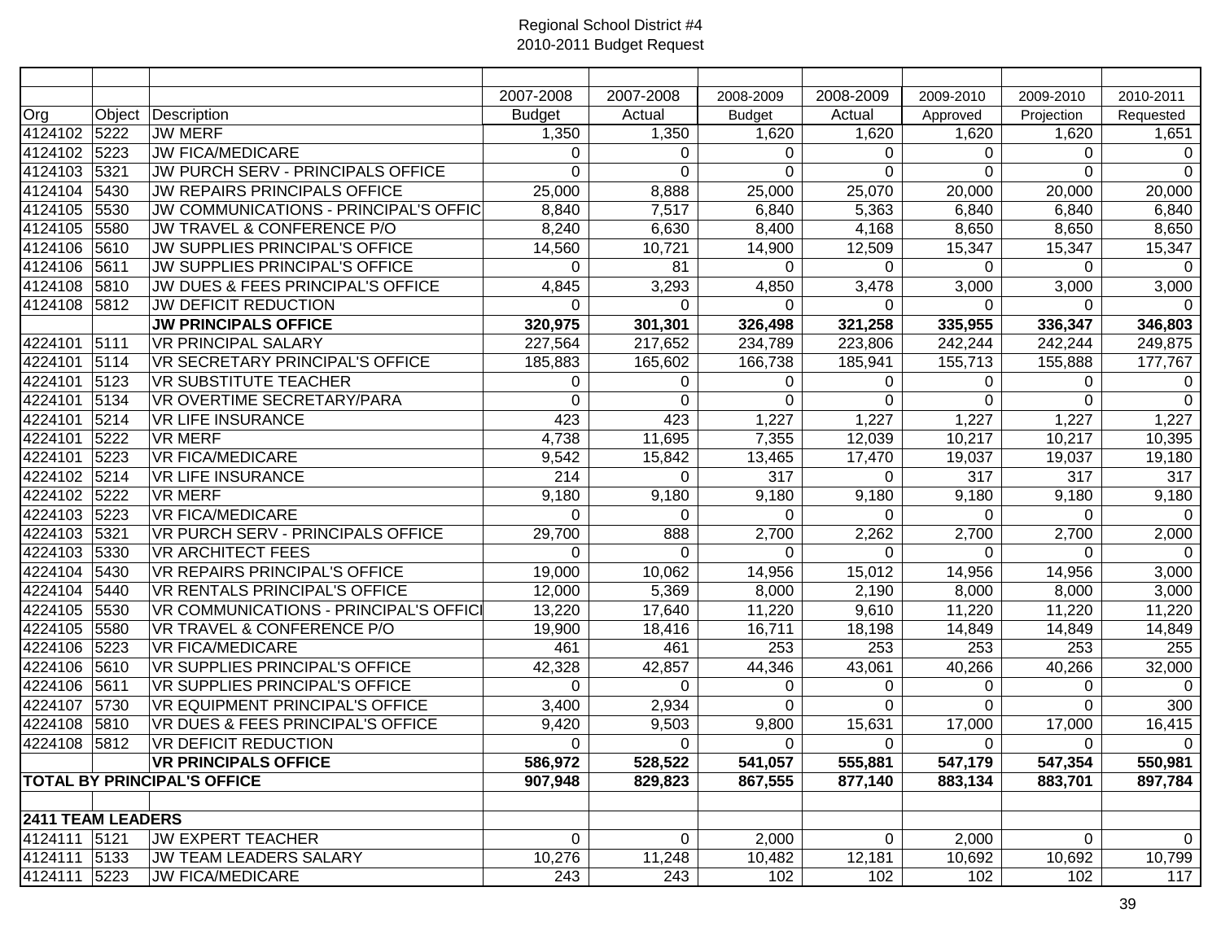Regional School District #4
2010-2011 Budget Request

| Org | Object | Description | 2007-2008 Budget | 2007-2008 Actual | 2008-2009 Budget | 2008-2009 Actual | 2009-2010 Approved | 2009-2010 Projection | 2010-2011 Requested |
|---|---|---|---|---|---|---|---|---|---|
| 4124102 | 5222 | JW MERF | 1,350 | 1,350 | 1,620 | 1,620 | 1,620 | 1,620 | 1,651 |
| 4124102 | 5223 | JW FICA/MEDICARE | 0 | 0 | 0 | 0 | 0 | 0 | 0 |
| 4124103 | 5321 | JW PURCH SERV - PRINCIPALS OFFICE | 0 | 0 | 0 | 0 | 0 | 0 | 0 |
| 4124104 | 5430 | JW REPAIRS PRINCIPALS OFFICE | 25,000 | 8,888 | 25,000 | 25,070 | 20,000 | 20,000 | 20,000 |
| 4124105 | 5530 | JW COMMUNICATIONS - PRINCIPAL'S OFFIC | 8,840 | 7,517 | 6,840 | 5,363 | 6,840 | 6,840 | 6,840 |
| 4124105 | 5580 | JW TRAVEL & CONFERENCE P/O | 8,240 | 6,630 | 8,400 | 4,168 | 8,650 | 8,650 | 8,650 |
| 4124106 | 5610 | JW SUPPLIES PRINCIPAL'S OFFICE | 14,560 | 10,721 | 14,900 | 12,509 | 15,347 | 15,347 | 15,347 |
| 4124106 | 5611 | JW SUPPLIES PRINCIPAL'S OFFICE | 0 | 81 | 0 | 0 | 0 | 0 | 0 |
| 4124108 | 5810 | JW DUES & FEES PRINCIPAL'S OFFICE | 4,845 | 3,293 | 4,850 | 3,478 | 3,000 | 3,000 | 3,000 |
| 4124108 | 5812 | JW DEFICIT REDUCTION | 0 | 0 | 0 | 0 | 0 | 0 | 0 |
| | | **JW PRINCIPALS OFFICE** | **320,975** | **301,301** | **326,498** | **321,258** | **335,955** | **336,347** | **346,803** |
| 4224101 | 5111 | VR PRINCIPAL SALARY | 227,564 | 217,652 | 234,789 | 223,806 | 242,244 | 242,244 | 249,875 |
| 4224101 | 5114 | VR SECRETARY PRINCIPAL'S OFFICE | 185,883 | 165,602 | 166,738 | 185,941 | 155,713 | 155,888 | 177,767 |
| 4224101 | 5123 | VR SUBSTITUTE TEACHER | 0 | 0 | 0 | 0 | 0 | 0 | 0 |
| 4224101 | 5134 | VR OVERTIME SECRETARY/PARA | 0 | 0 | 0 | 0 | 0 | 0 | 0 |
| 4224101 | 5214 | VR LIFE INSURANCE | 423 | 423 | 1,227 | 1,227 | 1,227 | 1,227 | 1,227 |
| 4224101 | 5222 | VR MERF | 4,738 | 11,695 | 7,355 | 12,039 | 10,217 | 10,217 | 10,395 |
| 4224101 | 5223 | VR FICA/MEDICARE | 9,542 | 15,842 | 13,465 | 17,470 | 19,037 | 19,037 | 19,180 |
| 4224102 | 5214 | VR LIFE INSURANCE | 214 | 0 | 317 | 0 | 317 | 317 | 317 |
| 4224102 | 5222 | VR MERF | 9,180 | 9,180 | 9,180 | 9,180 | 9,180 | 9,180 | 9,180 |
| 4224103 | 5223 | VR FICA/MEDICARE | 0 | 0 | 0 | 0 | 0 | 0 | 0 |
| 4224103 | 5321 | VR PURCH SERV - PRINCIPALS OFFICE | 29,700 | 888 | 2,700 | 2,262 | 2,700 | 2,700 | 2,000 |
| 4224103 | 5330 | VR ARCHITECT FEES | 0 | 0 | 0 | 0 | 0 | 0 | 0 |
| 4224104 | 5430 | VR REPAIRS PRINCIPAL'S OFFICE | 19,000 | 10,062 | 14,956 | 15,012 | 14,956 | 14,956 | 3,000 |
| 4224104 | 5440 | VR RENTALS PRINCIPAL'S OFFICE | 12,000 | 5,369 | 8,000 | 2,190 | 8,000 | 8,000 | 3,000 |
| 4224105 | 5530 | VR COMMUNICATIONS - PRINCIPAL'S OFFICI | 13,220 | 17,640 | 11,220 | 9,610 | 11,220 | 11,220 | 11,220 |
| 4224105 | 5580 | VR TRAVEL & CONFERENCE P/O | 19,900 | 18,416 | 16,711 | 18,198 | 14,849 | 14,849 | 14,849 |
| 4224106 | 5223 | VR FICA/MEDICARE | 461 | 461 | 253 | 253 | 253 | 253 | 255 |
| 4224106 | 5610 | VR SUPPLIES PRINCIPAL'S OFFICE | 42,328 | 42,857 | 44,346 | 43,061 | 40,266 | 40,266 | 32,000 |
| 4224106 | 5611 | VR SUPPLIES PRINCIPAL'S OFFICE | 0 | 0 | 0 | 0 | 0 | 0 | 0 |
| 4224107 | 5730 | VR EQUIPMENT PRINCIPAL'S OFFICE | 3,400 | 2,934 | 0 | 0 | 0 | 0 | 300 |
| 4224108 | 5810 | VR DUES & FEES PRINCIPAL'S OFFICE | 9,420 | 9,503 | 9,800 | 15,631 | 17,000 | 17,000 | 16,415 |
| 4224108 | 5812 | VR DEFICIT REDUCTION | 0 | 0 | 0 | 0 | 0 | 0 | 0 |
| | | **VR PRINCIPALS OFFICE** | **586,972** | **528,522** | **541,057** | **555,881** | **547,179** | **547,354** | **550,981** |
| **TOTAL BY PRINCIPAL'S OFFICE** | | | **907,948** | **829,823** | **867,555** | **877,140** | **883,134** | **883,701** | **897,784** |
| | | | | | | | | | |
| **2411 TEAM LEADERS** | | | | | | | | | |
| 4124111 | 5121 | JW EXPERT TEACHER | 0 | 0 | 2,000 | 0 | 2,000 | 0 | 0 |
| 4124111 | 5133 | JW TEAM LEADERS SALARY | 10,276 | 11,248 | 10,482 | 12,181 | 10,692 | 10,692 | 10,799 |
| 4124111 | 5223 | JW FICA/MEDICARE | 243 | 243 | 102 | 102 | 102 | 102 | 117 |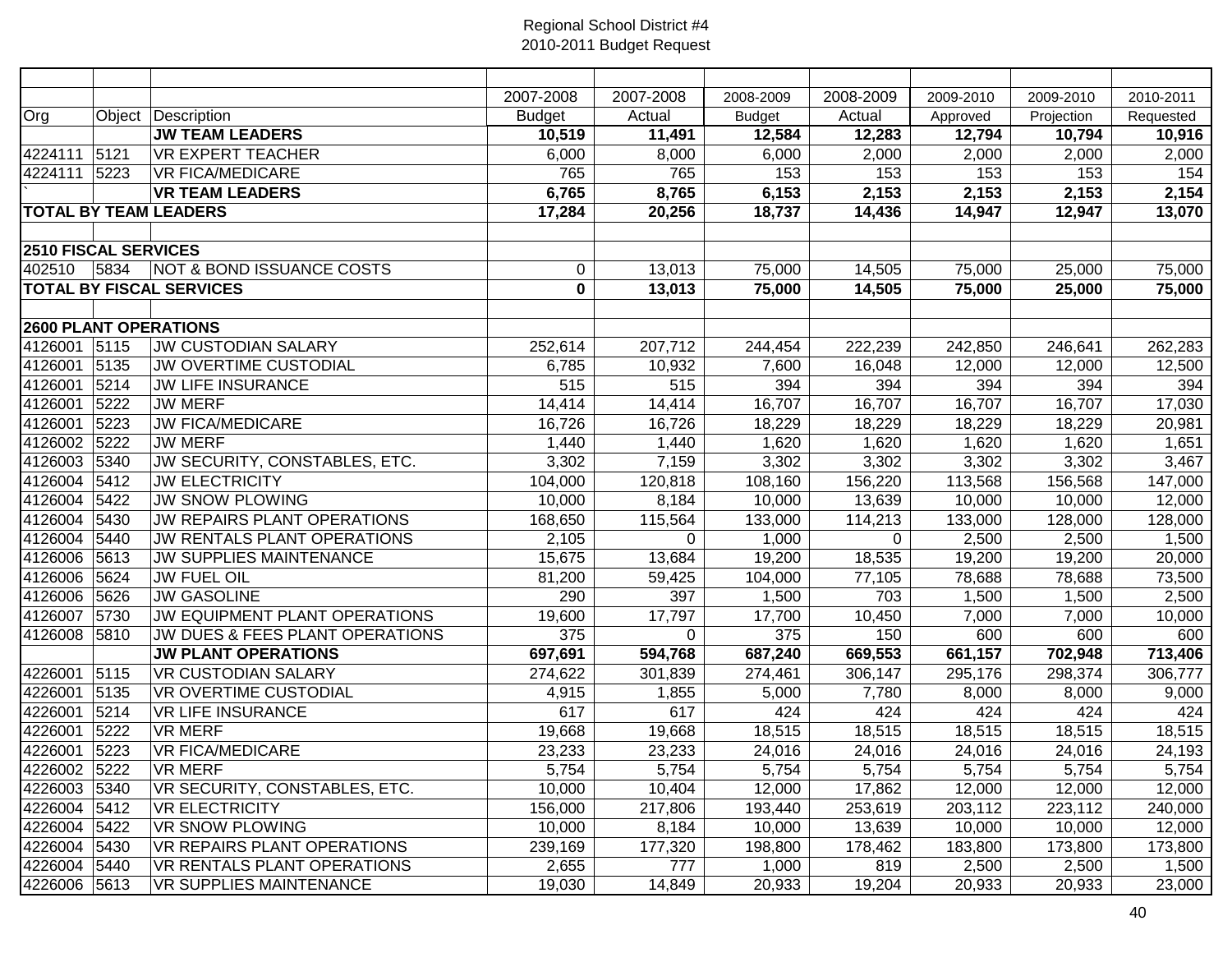Regional School District #4
2010-2011 Budget Request

| Org | Object | Description | 2007-2008 Budget | 2007-2008 Actual | 2008-2009 Budget | 2008-2009 Actual | 2009-2010 Approved | 2009-2010 Projection | 2010-2011 Requested |
|---|---|---|---|---|---|---|---|---|---|
| | | **JW TEAM LEADERS** | **10,519** | **11,491** | **12,584** | **12,283** | **12,794** | **10,794** | **10,916** |
| 4224111 | 5121 | VR EXPERT TEACHER | 6,000 | 8,000 | 6,000 | 2,000 | 2,000 | 2,000 | 2,000 |
| 4224111 | 5223 | VR FICA/MEDICARE | 765 | 765 | 153 | 153 | 153 | 153 | 154 |
| ` | | **VR TEAM LEADERS** | **6,765** | **8,765** | **6,153** | **2,153** | **2,153** | **2,153** | **2,154** |
| **TOTAL BY TEAM LEADERS** | | | **17,284** | **20,256** | **18,737** | **14,436** | **14,947** | **12,947** | **13,070** |
| | | | | | | | | | |
| **2510 FISCAL SERVICES** | | | | | | | | | |
| 402510 | 5834 | NOT & BOND ISSUANCE COSTS | 0 | 13,013 | 75,000 | 14,505 | 75,000 | 25,000 | 75,000 |
| **TOTAL BY FISCAL SERVICES** | | | **0** | **13,013** | **75,000** | **14,505** | **75,000** | **25,000** | **75,000** |
| | | | | | | | | | |
| **2600 PLANT OPERATIONS** | | | | | | | | | |
| 4126001 | 5115 | JW CUSTODIAN SALARY | 252,614 | 207,712 | 244,454 | 222,239 | 242,850 | 246,641 | 262,283 |
| 4126001 | 5135 | JW OVERTIME CUSTODIAL | 6,785 | 10,932 | 7,600 | 16,048 | 12,000 | 12,000 | 12,500 |
| 4126001 | 5214 | JW LIFE INSURANCE | 515 | 515 | 394 | 394 | 394 | 394 | 394 |
| 4126001 | 5222 | JW MERF | 14,414 | 14,414 | 16,707 | 16,707 | 16,707 | 16,707 | 17,030 |
| 4126001 | 5223 | JW FICA/MEDICARE | 16,726 | 16,726 | 18,229 | 18,229 | 18,229 | 18,229 | 20,981 |
| 4126002 | 5222 | JW MERF | 1,440 | 1,440 | 1,620 | 1,620 | 1,620 | 1,620 | 1,651 |
| 4126003 | 5340 | JW SECURITY, CONSTABLES, ETC. | 3,302 | 7,159 | 3,302 | 3,302 | 3,302 | 3,302 | 3,467 |
| 4126004 | 5412 | JW ELECTRICITY | 104,000 | 120,818 | 108,160 | 156,220 | 113,568 | 156,568 | 147,000 |
| 4126004 | 5422 | JW SNOW PLOWING | 10,000 | 8,184 | 10,000 | 13,639 | 10,000 | 10,000 | 12,000 |
| 4126004 | 5430 | JW REPAIRS PLANT OPERATIONS | 168,650 | 115,564 | 133,000 | 114,213 | 133,000 | 128,000 | 128,000 |
| 4126004 | 5440 | JW RENTALS PLANT OPERATIONS | 2,105 | 0 | 1,000 | 0 | 2,500 | 2,500 | 1,500 |
| 4126006 | 5613 | JW SUPPLIES MAINTENANCE | 15,675 | 13,684 | 19,200 | 18,535 | 19,200 | 19,200 | 20,000 |
| 4126006 | 5624 | JW FUEL OIL | 81,200 | 59,425 | 104,000 | 77,105 | 78,688 | 78,688 | 73,500 |
| 4126006 | 5626 | JW GASOLINE | 290 | 397 | 1,500 | 703 | 1,500 | 1,500 | 2,500 |
| 4126007 | 5730 | JW EQUIPMENT PLANT OPERATIONS | 19,600 | 17,797 | 17,700 | 10,450 | 7,000 | 7,000 | 10,000 |
| 4126008 | 5810 | JW DUES & FEES PLANT OPERATIONS | 375 | 0 | 375 | 150 | 600 | 600 | 600 |
| | | **JW PLANT OPERATIONS** | **697,691** | **594,768** | **687,240** | **669,553** | **661,157** | **702,948** | **713,406** |
| 4226001 | 5115 | VR CUSTODIAN SALARY | 274,622 | 301,839 | 274,461 | 306,147 | 295,176 | 298,374 | 306,777 |
| 4226001 | 5135 | VR OVERTIME CUSTODIAL | 4,915 | 1,855 | 5,000 | 7,780 | 8,000 | 8,000 | 9,000 |
| 4226001 | 5214 | VR LIFE INSURANCE | 617 | 617 | 424 | 424 | 424 | 424 | 424 |
| 4226001 | 5222 | VR MERF | 19,668 | 19,668 | 18,515 | 18,515 | 18,515 | 18,515 | 18,515 |
| 4226001 | 5223 | VR FICA/MEDICARE | 23,233 | 23,233 | 24,016 | 24,016 | 24,016 | 24,016 | 24,193 |
| 4226002 | 5222 | VR MERF | 5,754 | 5,754 | 5,754 | 5,754 | 5,754 | 5,754 | 5,754 |
| 4226003 | 5340 | VR SECURITY, CONSTABLES, ETC. | 10,000 | 10,404 | 12,000 | 17,862 | 12,000 | 12,000 | 12,000 |
| 4226004 | 5412 | VR ELECTRICITY | 156,000 | 217,806 | 193,440 | 253,619 | 203,112 | 223,112 | 240,000 |
| 4226004 | 5422 | VR SNOW PLOWING | 10,000 | 8,184 | 10,000 | 13,639 | 10,000 | 10,000 | 12,000 |
| 4226004 | 5430 | VR REPAIRS PLANT OPERATIONS | 239,169 | 177,320 | 198,800 | 178,462 | 183,800 | 173,800 | 173,800 |
| 4226004 | 5440 | VR RENTALS PLANT OPERATIONS | 2,655 | 777 | 1,000 | 819 | 2,500 | 2,500 | 1,500 |
| 4226006 | 5613 | VR SUPPLIES MAINTENANCE | 19,030 | 14,849 | 20,933 | 19,204 | 20,933 | 20,933 | 23,000 |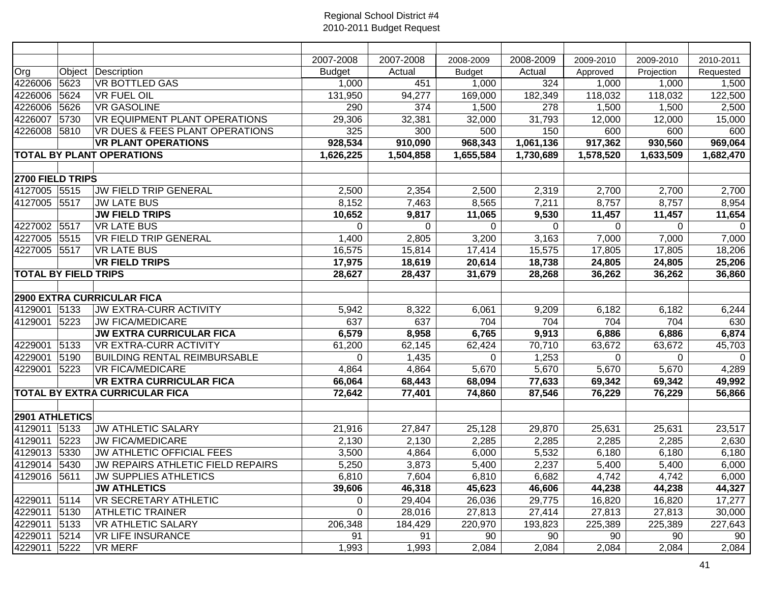Regional School District #4
2010-2011 Budget Request

| | | | 2007-2008 | 2007-2008 | 2008-2009 | 2008-2009 | 2009-2010 | 2009-2010 | 2010-2011 |
|---|---|---|---|---|---|---|---|---|---|
| Org | Object | Description | Budget | Actual | Budget | Actual | Approved | Projection | Requested |
| 4226006 | 5623 | VR BOTTLED GAS | 1,000 | 451 | 1,000 | 324 | 1,000 | 1,000 | 1,500 |
| 4226006 | 5624 | VR FUEL OIL | 131,950 | 94,277 | 169,000 | 182,349 | 118,032 | 118,032 | 122,500 |
| 4226006 | 5626 | VR GASOLINE | 290 | 374 | 1,500 | 278 | 1,500 | 1,500 | 2,500 |
| 4226007 | 5730 | VR EQUIPMENT PLANT OPERATIONS | 29,306 | 32,381 | 32,000 | 31,793 | 12,000 | 12,000 | 15,000 |
| 4226008 | 5810 | VR DUES & FEES PLANT OPERATIONS | 325 | 300 | 500 | 150 | 600 | 600 | 600 |
| | | **VR PLANT OPERATIONS** | **928,534** | **910,090** | **968,343** | **1,061,136** | **917,362** | **930,560** | **969,064** |
| **TOTAL BY PLANT OPERATIONS** | | | **1,626,225** | **1,504,858** | **1,655,584** | **1,730,689** | **1,578,520** | **1,633,509** | **1,682,470** |
| | | | | | | | | | |
| **2700 FIELD TRIPS** | | | | | | | | | |
| 4127005 | 5515 | JW FIELD TRIP GENERAL | 2,500 | 2,354 | 2,500 | 2,319 | 2,700 | 2,700 | 2,700 |
| 4127005 | 5517 | JW LATE BUS | 8,152 | 7,463 | 8,565 | 7,211 | 8,757 | 8,757 | 8,954 |
| | | **JW FIELD TRIPS** | **10,652** | **9,817** | **11,065** | **9,530** | **11,457** | **11,457** | **11,654** |
| 4227002 | 5517 | VR LATE BUS | 0 | 0 | 0 | 0 | 0 | 0 | 0 |
| 4227005 | 5515 | VR FIELD TRIP GENERAL | 1,400 | 2,805 | 3,200 | 3,163 | 7,000 | 7,000 | 7,000 |
| 4227005 | 5517 | VR LATE BUS | 16,575 | 15,814 | 17,414 | 15,575 | 17,805 | 17,805 | 18,206 |
| | | **VR FIELD TRIPS** | **17,975** | **18,619** | **20,614** | **18,738** | **24,805** | **24,805** | **25,206** |
| **TOTAL BY FIELD TRIPS** | | | **28,627** | **28,437** | **31,679** | **28,268** | **36,262** | **36,262** | **36,860** |
| | | | | | | | | | |
| **2900 EXTRA CURRICULAR FICA** | | | | | | | | | |
| 4129001 | 5133 | JW EXTRA-CURR ACTIVITY | 5,942 | 8,322 | 6,061 | 9,209 | 6,182 | 6,182 | 6,244 |
| 4129001 | 5223 | JW FICA/MEDICARE | 637 | 637 | 704 | 704 | 704 | 704 | 630 |
| | | **JW EXTRA CURRICULAR FICA** | **6,579** | **8,958** | **6,765** | **9,913** | **6,886** | **6,886** | **6,874** |
| 4229001 | 5133 | VR EXTRA-CURR ACTIVITY | 61,200 | 62,145 | 62,424 | 70,710 | 63,672 | 63,672 | 45,703 |
| 4229001 | 5190 | BUILDING RENTAL REIMBURSABLE | 0 | 1,435 | 0 | 1,253 | 0 | 0 | 0 |
| 4229001 | 5223 | VR FICA/MEDICARE | 4,864 | 4,864 | 5,670 | 5,670 | 5,670 | 5,670 | 4,289 |
| | | **VR EXTRA CURRICULAR FICA** | **66,064** | **68,443** | **68,094** | **77,633** | **69,342** | **69,342** | **49,992** |
| **TOTAL BY EXTRA CURRICULAR FICA** | | | **72,642** | **77,401** | **74,860** | **87,546** | **76,229** | **76,229** | **56,866** |
| | | | | | | | | | |
| **2901 ATHLETICS** | | | | | | | | | |
| 4129011 | 5133 | JW ATHLETIC SALARY | 21,916 | 27,847 | 25,128 | 29,870 | 25,631 | 25,631 | 23,517 |
| 4129011 | 5223 | JW FICA/MEDICARE | 2,130 | 2,130 | 2,285 | 2,285 | 2,285 | 2,285 | 2,630 |
| 4129013 | 5330 | JW ATHLETIC OFFICIAL FEES | 3,500 | 4,864 | 6,000 | 5,532 | 6,180 | 6,180 | 6,180 |
| 4129014 | 5430 | JW REPAIRS ATHLETIC FIELD REPAIRS | 5,250 | 3,873 | 5,400 | 2,237 | 5,400 | 5,400 | 6,000 |
| 4129016 | 5611 | JW SUPPLIES ATHLETICS | 6,810 | 7,604 | 6,810 | 6,682 | 4,742 | 4,742 | 6,000 |
| | | **JW ATHLETICS** | **39,606** | **46,318** | **45,623** | **46,606** | **44,238** | **44,238** | **44,327** |
| 4229011 | 5114 | VR SECRETARY ATHLETIC | 0 | 29,404 | 26,036 | 29,775 | 16,820 | 16,820 | 17,277 |
| 4229011 | 5130 | ATHLETIC TRAINER | 0 | 28,016 | 27,813 | 27,414 | 27,813 | 27,813 | 30,000 |
| 4229011 | 5133 | VR ATHLETIC SALARY | 206,348 | 184,429 | 220,970 | 193,823 | 225,389 | 225,389 | 227,643 |
| 4229011 | 5214 | VR LIFE INSURANCE | 91 | 91 | 90 | 90 | 90 | 90 | 90 |
| 4229011 | 5222 | VR MERF | 1,993 | 1,993 | 2,084 | 2,084 | 2,084 | 2,084 | 2,084 |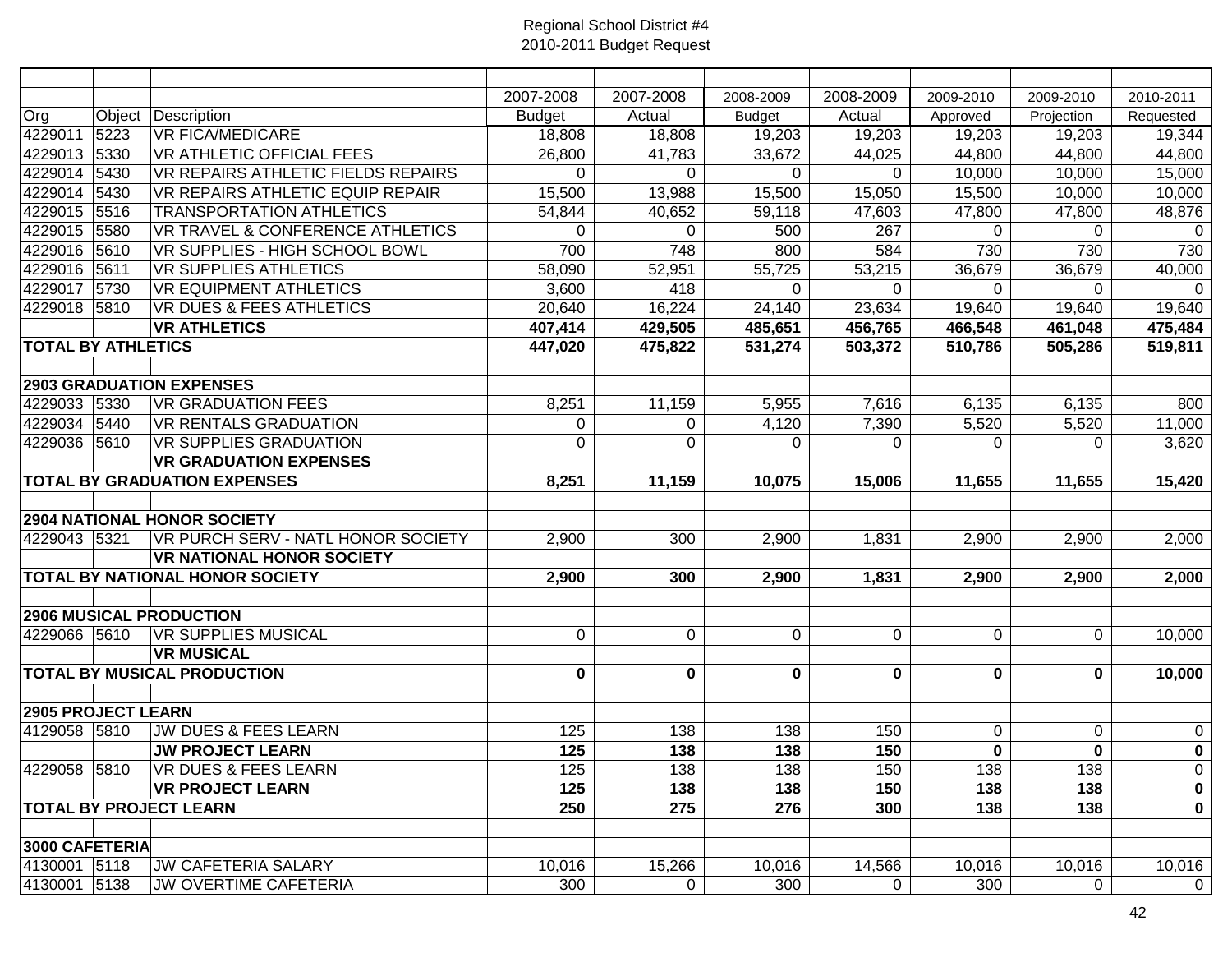Regional School District #4
2010-2011 Budget Request

| Org | Object | Description | 2007-2008 Budget | 2007-2008 Actual | 2008-2009 Budget | 2008-2009 Actual | 2009-2010 Approved | 2009-2010 Projection | 2010-2011 Requested |
|---|---|---|---|---|---|---|---|---|---|
| 4229011 | 5223 | VR FICA/MEDICARE | 18,808 | 18,808 | 19,203 | 19,203 | 19,203 | 19,203 | 19,344 |
| 4229013 | 5330 | VR ATHLETIC OFFICIAL FEES | 26,800 | 41,783 | 33,672 | 44,025 | 44,800 | 44,800 | 44,800 |
| 4229014 | 5430 | VR REPAIRS ATHLETIC FIELDS REPAIRS | 0 | 0 | 0 | 0 | 10,000 | 10,000 | 15,000 |
| 4229014 | 5430 | VR REPAIRS ATHLETIC EQUIP REPAIR | 15,500 | 13,988 | 15,500 | 15,050 | 15,500 | 10,000 | 10,000 |
| 4229015 | 5516 | TRANSPORTATION ATHLETICS | 54,844 | 40,652 | 59,118 | 47,603 | 47,800 | 47,800 | 48,876 |
| 4229015 | 5580 | VR TRAVEL & CONFERENCE ATHLETICS | 0 | 0 | 500 | 267 | 0 | 0 | 0 |
| 4229016 | 5610 | VR SUPPLIES - HIGH SCHOOL BOWL | 700 | 748 | 800 | 584 | 730 | 730 | 730 |
| 4229016 | 5611 | VR SUPPLIES ATHLETICS | 58,090 | 52,951 | 55,725 | 53,215 | 36,679 | 36,679 | 40,000 |
| 4229017 | 5730 | VR EQUIPMENT ATHLETICS | 3,600 | 418 | 0 | 0 | 0 | 0 | 0 |
| 4229018 | 5810 | VR DUES & FEES ATHLETICS | 20,640 | 16,224 | 24,140 | 23,634 | 19,640 | 19,640 | 19,640 |
| | | **VR ATHLETICS** | **407,414** | **429,505** | **485,651** | **456,765** | **466,548** | **461,048** | **475,484** |
| **TOTAL BY ATHLETICS** | | | **447,020** | **475,822** | **531,274** | **503,372** | **510,786** | **505,286** | **519,811** |
| | | | | | | | | | |
| **2903 GRADUATION EXPENSES** | | | | | | | | | |
| 4229033 | 5330 | VR GRADUATION FEES | 8,251 | 11,159 | 5,955 | 7,616 | 6,135 | 6,135 | 800 |
| 4229034 | 5440 | VR RENTALS GRADUATION | 0 | 0 | 4,120 | 7,390 | 5,520 | 5,520 | 11,000 |
| 4229036 | 5610 | VR SUPPLIES GRADUATION | 0 | 0 | 0 | 0 | 0 | 0 | 3,620 |
| | | **VR GRADUATION EXPENSES** | | | | | | | |
| **TOTAL BY GRADUATION EXPENSES** | | | **8,251** | **11,159** | **10,075** | **15,006** | **11,655** | **11,655** | **15,420** |
| | | | | | | | | | |
| **2904 NATIONAL HONOR SOCIETY** | | | | | | | | | |
| 4229043 | 5321 | VR PURCH SERV - NATL HONOR SOCIETY | 2,900 | 300 | 2,900 | 1,831 | 2,900 | 2,900 | 2,000 |
| | | **VR NATIONAL HONOR SOCIETY** | | | | | | | |
| **TOTAL BY NATIONAL HONOR SOCIETY** | | | **2,900** | **300** | **2,900** | **1,831** | **2,900** | **2,900** | **2,000** |
| | | | | | | | | | |
| **2906 MUSICAL PRODUCTION** | | | | | | | | | |
| 4229066 | 5610 | VR SUPPLIES MUSICAL | 0 | 0 | 0 | 0 | 0 | 0 | 10,000 |
| | | **VR MUSICAL** | | | | | | | |
| **TOTAL BY MUSICAL PRODUCTION** | | | **0** | **0** | **0** | **0** | **0** | **0** | **10,000** |
| | | | | | | | | | |
| **2905 PROJECT LEARN** | | | | | | | | | |
| 4129058 | 5810 | JW DUES & FEES LEARN | 125 | 138 | 138 | 150 | 0 | 0 | 0 |
| | | **JW PROJECT LEARN** | **125** | **138** | **138** | **150** | **0** | **0** | **0** |
| 4229058 | 5810 | VR DUES & FEES LEARN | 125 | 138 | 138 | 150 | 138 | 138 | 0 |
| | | **VR PROJECT LEARN** | **125** | **138** | **138** | **150** | **138** | **138** | **0** |
| **TOTAL BY PROJECT LEARN** | | | **250** | **275** | **276** | **300** | **138** | **138** | **0** |
| | | | | | | | | | |
| **3000 CAFETERIA** | | | | | | | | | |
| 4130001 | 5118 | JW CAFETERIA SALARY | 10,016 | 15,266 | 10,016 | 14,566 | 10,016 | 10,016 | 10,016 |
| 4130001 | 5138 | JW OVERTIME CAFETERIA | 300 | 0 | 300 | 0 | 300 | 0 | 0 |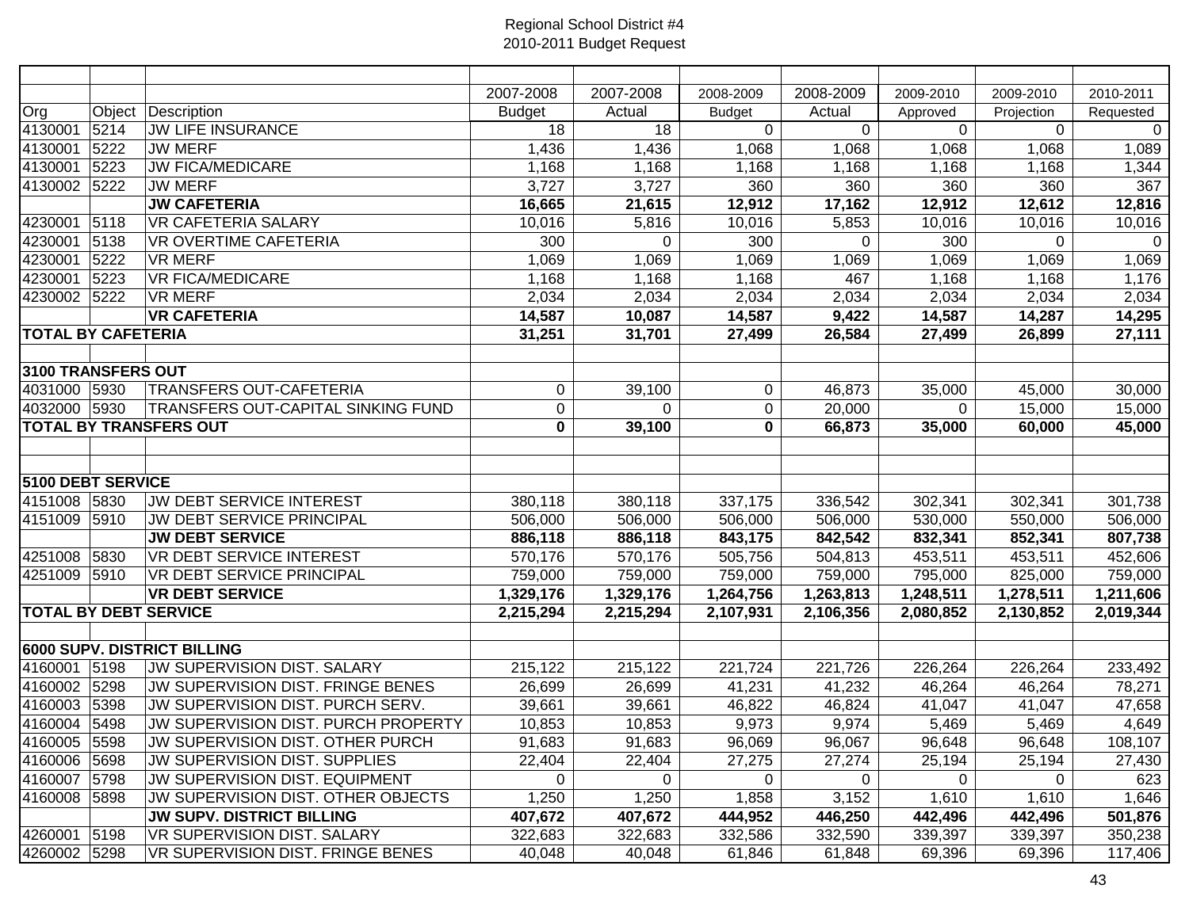Regional School District #4
2010-2011 Budget Request

| | | | 2007-2008 | 2007-2008 | 2008-2009 | 2008-2009 | 2009-2010 | 2009-2010 | 2010-2011 |
|---|---|---|---|---|---|---|---|---|---|
| Org | Object | Description | Budget | Actual | Budget | Actual | Approved | Projection | Requested |
| 4130001 | 5214 | JW LIFE INSURANCE | 18 | 18 | 0 | 0 | 0 | 0 | 0 |
| 4130001 | 5222 | JW MERF | 1,436 | 1,436 | 1,068 | 1,068 | 1,068 | 1,068 | 1,089 |
| 4130001 | 5223 | JW FICA/MEDICARE | 1,168 | 1,168 | 1,168 | 1,168 | 1,168 | 1,168 | 1,344 |
| 4130002 | 5222 | JW MERF | 3,727 | 3,727 | 360 | 360 | 360 | 360 | 367 |
| | | **JW CAFETERIA** | **16,665** | **21,615** | **12,912** | **17,162** | **12,912** | **12,612** | **12,816** |
| 4230001 | 5118 | VR CAFETERIA SALARY | 10,016 | 5,816 | 10,016 | 5,853 | 10,016 | 10,016 | 10,016 |
| 4230001 | 5138 | VR OVERTIME CAFETERIA | 300 | 0 | 300 | 0 | 300 | 0 | 0 |
| 4230001 | 5222 | VR MERF | 1,069 | 1,069 | 1,069 | 1,069 | 1,069 | 1,069 | 1,069 |
| 4230001 | 5223 | VR FICA/MEDICARE | 1,168 | 1,168 | 1,168 | 467 | 1,168 | 1,168 | 1,176 |
| 4230002 | 5222 | VR MERF | 2,034 | 2,034 | 2,034 | 2,034 | 2,034 | 2,034 | 2,034 |
| | | **VR CAFETERIA** | **14,587** | **10,087** | **14,587** | **9,422** | **14,587** | **14,287** | **14,295** |
| **TOTAL BY CAFETERIA** | | | **31,251** | **31,701** | **27,499** | **26,584** | **27,499** | **26,899** | **27,111** |
| | | | | | | | | | |
| **3100 TRANSFERS OUT** | | | | | | | | | |
| 4031000 | 5930 | TRANSFERS OUT-CAFETERIA | 0 | 39,100 | 0 | 46,873 | 35,000 | 45,000 | 30,000 |
| 4032000 | 5930 | TRANSFERS OUT-CAPITAL SINKING FUND | 0 | 0 | 0 | 20,000 | 0 | 15,000 | 15,000 |
| **TOTAL BY TRANSFERS OUT** | | | **0** | **39,100** | **0** | **66,873** | **35,000** | **60,000** | **45,000** |
| | | | | | | | | | |
| | | | | | | | | | |
| **5100 DEBT SERVICE** | | | | | | | | | |
| 4151008 | 5830 | JW DEBT SERVICE INTEREST | 380,118 | 380,118 | 337,175 | 336,542 | 302,341 | 302,341 | 301,738 |
| 4151009 | 5910 | JW DEBT SERVICE PRINCIPAL | 506,000 | 506,000 | 506,000 | 506,000 | 530,000 | 550,000 | 506,000 |
| | | **JW DEBT SERVICE** | **886,118** | **886,118** | **843,175** | **842,542** | **832,341** | **852,341** | **807,738** |
| 4251008 | 5830 | VR DEBT SERVICE INTEREST | 570,176 | 570,176 | 505,756 | 504,813 | 453,511 | 453,511 | 452,606 |
| 4251009 | 5910 | VR DEBT SERVICE PRINCIPAL | 759,000 | 759,000 | 759,000 | 759,000 | 795,000 | 825,000 | 759,000 |
| | | **VR DEBT SERVICE** | **1,329,176** | **1,329,176** | **1,264,756** | **1,263,813** | **1,248,511** | **1,278,511** | **1,211,606** |
| **TOTAL BY DEBT SERVICE** | | | **2,215,294** | **2,215,294** | **2,107,931** | **2,106,356** | **2,080,852** | **2,130,852** | **2,019,344** |
| | | | | | | | | | |
| **6000 SUPV. DISTRICT BILLING** | | | | | | | | | |
| 4160001 | 5198 | JW SUPERVISION DIST. SALARY | 215,122 | 215,122 | 221,724 | 221,726 | 226,264 | 226,264 | 233,492 |
| 4160002 | 5298 | JW SUPERVISION DIST. FRINGE BENES | 26,699 | 26,699 | 41,231 | 41,232 | 46,264 | 46,264 | 78,271 |
| 4160003 | 5398 | JW SUPERVISION DIST. PURCH SERV. | 39,661 | 39,661 | 46,822 | 46,824 | 41,047 | 41,047 | 47,658 |
| 4160004 | 5498 | JW SUPERVISION DIST. PURCH PROPERTY | 10,853 | 10,853 | 9,973 | 9,974 | 5,469 | 5,469 | 4,649 |
| 4160005 | 5598 | JW SUPERVISION DIST. OTHER PURCH | 91,683 | 91,683 | 96,069 | 96,067 | 96,648 | 96,648 | 108,107 |
| 4160006 | 5698 | JW SUPERVISION DIST. SUPPLIES | 22,404 | 22,404 | 27,275 | 27,274 | 25,194 | 25,194 | 27,430 |
| 4160007 | 5798 | JW SUPERVISION DIST. EQUIPMENT | 0 | 0 | 0 | 0 | 0 | 0 | 623 |
| 4160008 | 5898 | JW SUPERVISION DIST. OTHER OBJECTS | 1,250 | 1,250 | 1,858 | 3,152 | 1,610 | 1,610 | 1,646 |
| | | **JW SUPV. DISTRICT BILLING** | **407,672** | **407,672** | **444,952** | **446,250** | **442,496** | **442,496** | **501,876** |
| 4260001 | 5198 | VR SUPERVISION DIST. SALARY | 322,683 | 322,683 | 332,586 | 332,590 | 339,397 | 339,397 | 350,238 |
| 4260002 | 5298 | VR SUPERVISION DIST. FRINGE BENES | 40,048 | 40,048 | 61,846 | 61,848 | 69,396 | 69,396 | 117,406 |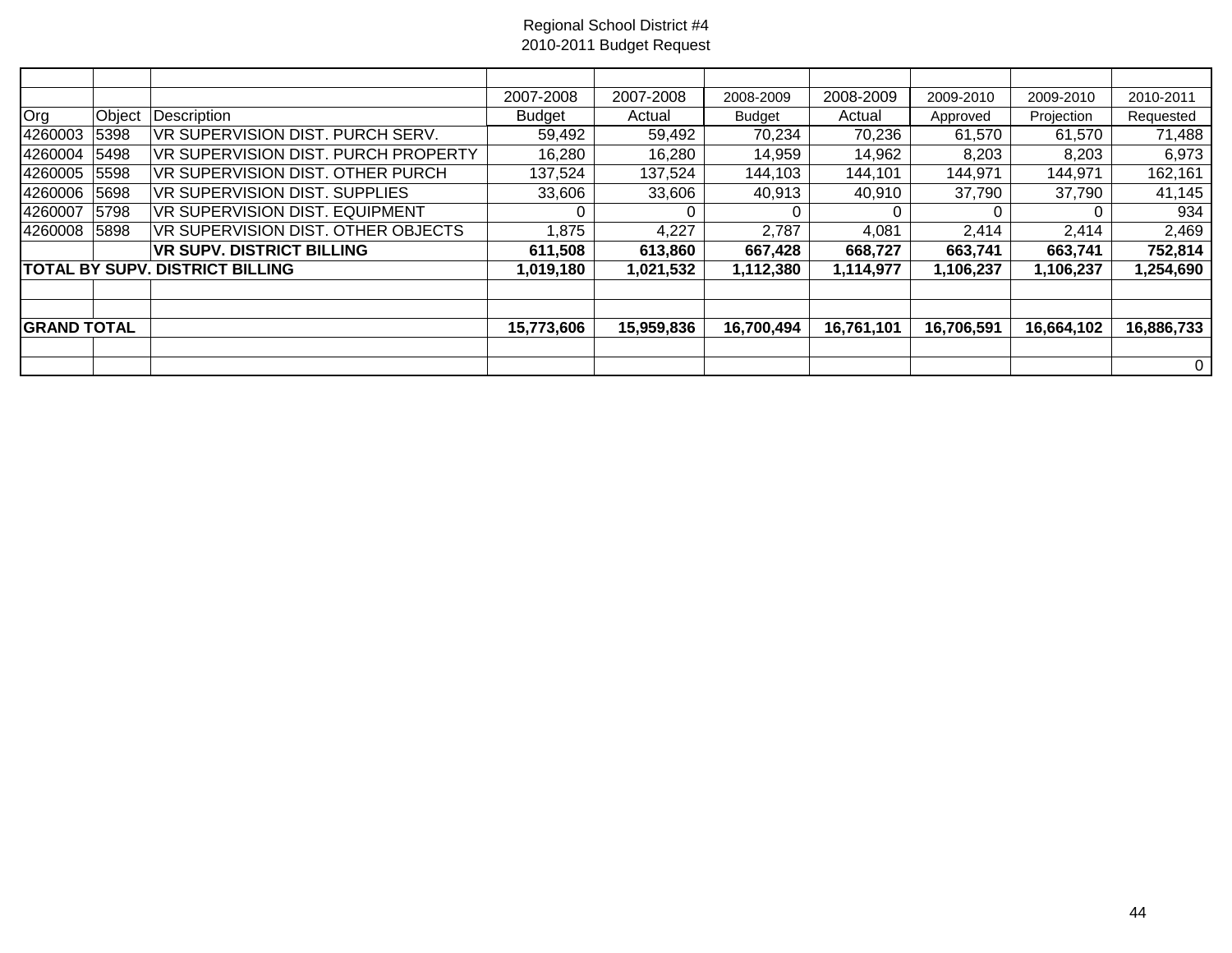Regional School District #4
2010-2011 Budget Request

| | | | | | | | | | |
|---|---|---|---|---|---|---|---|---|---|
| | | | 2007-2008 | 2007-2008 | 2008-2009 | 2008-2009 | 2009-2010 | 2009-2010 | 2010-2011 |
| Org | Object | Description | Budget | Actual | Budget | Actual | Approved | Projection | Requested |
| 4260003 | 5398 | VR SUPERVISION DIST. PURCH SERV. | 59,492 | 59,492 | 70,234 | 70,236 | 61,570 | 61,570 | 71,488 |
| 4260004 | 5498 | VR SUPERVISION DIST. PURCH PROPERTY | 16,280 | 16,280 | 14,959 | 14,962 | 8,203 | 8,203 | 6,973 |
| 4260005 | 5598 | VR SUPERVISION DIST. OTHER PURCH | 137,524 | 137,524 | 144,103 | 144,101 | 144,971 | 144,971 | 162,161 |
| 4260006 | 5698 | VR SUPERVISION DIST. SUPPLIES | 33,606 | 33,606 | 40,913 | 40,910 | 37,790 | 37,790 | 41,145 |
| 4260007 | 5798 | VR SUPERVISION DIST. EQUIPMENT | 0 | 0 | 0 | 0 | 0 | 0 | 934 |
| 4260008 | 5898 | VR SUPERVISION DIST. OTHER OBJECTS | 1,875 | 4,227 | 2,787 | 4,081 | 2,414 | 2,414 | 2,469 |
| | | **VR SUPV. DISTRICT BILLING** | **611,508** | **613,860** | **667,428** | **668,727** | **663,741** | **663,741** | **752,814** |
| **TOTAL BY SUPV. DISTRICT BILLING** | | | **1,019,180** | **1,021,532** | **1,112,380** | **1,114,977** | **1,106,237** | **1,106,237** | **1,254,690** |
| | | | | | | | | | |
| | | | | | | | | | |
| **GRAND TOTAL** | | | **15,773,606** | **15,959,836** | **16,700,494** | **16,761,101** | **16,706,591** | **16,664,102** | **16,886,733** |
| | | | | | | | | | |
| | | | | | | | | | 0 |